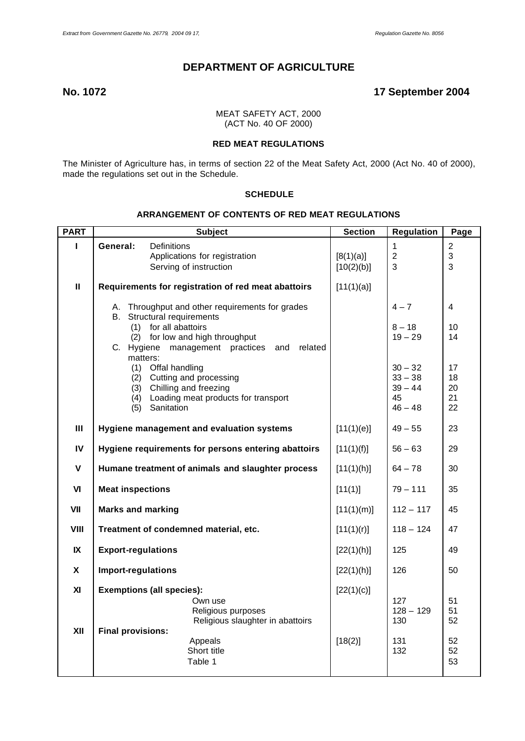# DEPARTMENT OF AGRICULTURE

**No. 1072** **17 September 2004**

MEAT SAFETY ACT, 2000
(ACT No. 40 OF 2000)

### RED MEAT REGULATIONS

The Minister of Agriculture has, in terms of section 22 of the Meat Safety Act, 2000 (Act No. 40 of 2000), made the regulations set out in the Schedule.

### SCHEDULE

### ARRANGEMENT OF CONTENTS OF RED MEAT REGULATIONS

| PART | Subject | Section | Regulation | Page |
|---|---|---|---|---|
| I | **General:** Definitions | | 1 | 2 |
| | Applications for registration | [8(1)(a)] | 2 | 3 |
| | Serving of instruction | [10(2)(b)] | 3 | 3 |
| II | **Requirements for registration of red meat abattoirs** | [11(1)(a)] | | |
| | A. Throughput and other requirements for grades | | 4 – 7 | 4 |
| | B. Structural requirements | | | |
| | (1) for all abattoirs | | 8 – 18 | 10 |
| | (2) for low and high throughput | | 19 – 29 | 14 |
| | C. Hygiene management practices and related matters: | | | |
| | (1) Offal handling | | 30 – 32 | 17 |
| | (2) Cutting and processing | | 33 – 38 | 18 |
| | (3) Chilling and freezing | | 39 – 44 | 20 |
| | (4) Loading meat products for transport | | 45 | 21 |
| | (5) Sanitation | | 46 – 48 | 22 |
| III | **Hygiene management and evaluation systems** | [11(1)(e)] | 49 – 55 | 23 |
| IV | **Hygiene requirements for persons entering abattoirs** | [11(1)(f)] | 56 – 63 | 29 |
| V | **Humane treatment of animals and slaughter process** | [11(1)(h)] | 64 – 78 | 30 |
| VI | **Meat inspections** | [11(1)] | 79 – 111 | 35 |
| VII | **Marks and marking** | [11(1)(m)] | 112 – 117 | 45 |
| VIII | **Treatment of condemned material, etc.** | [11(1)(r)] | 118 – 124 | 47 |
| IX | **Export-regulations** | [22(1)(h)] | 125 | 49 |
| X | **Import-regulations** | [22(1)(h)] | 126 | 50 |
| XI | **Exemptions (all species):** | [22(1)(c)] | | |
| | Own use | | 127 | 51 |
| | Religious purposes | | 128 – 129 | 51 |
| | Religious slaughter in abattoirs | | 130 | 52 |
| XII | **Final provisions:** | | | |
| | Appeals | [18(2)] | 131 | 52 |
| | Short title | | 132 | 52 |
| | Table 1 | | | 53 |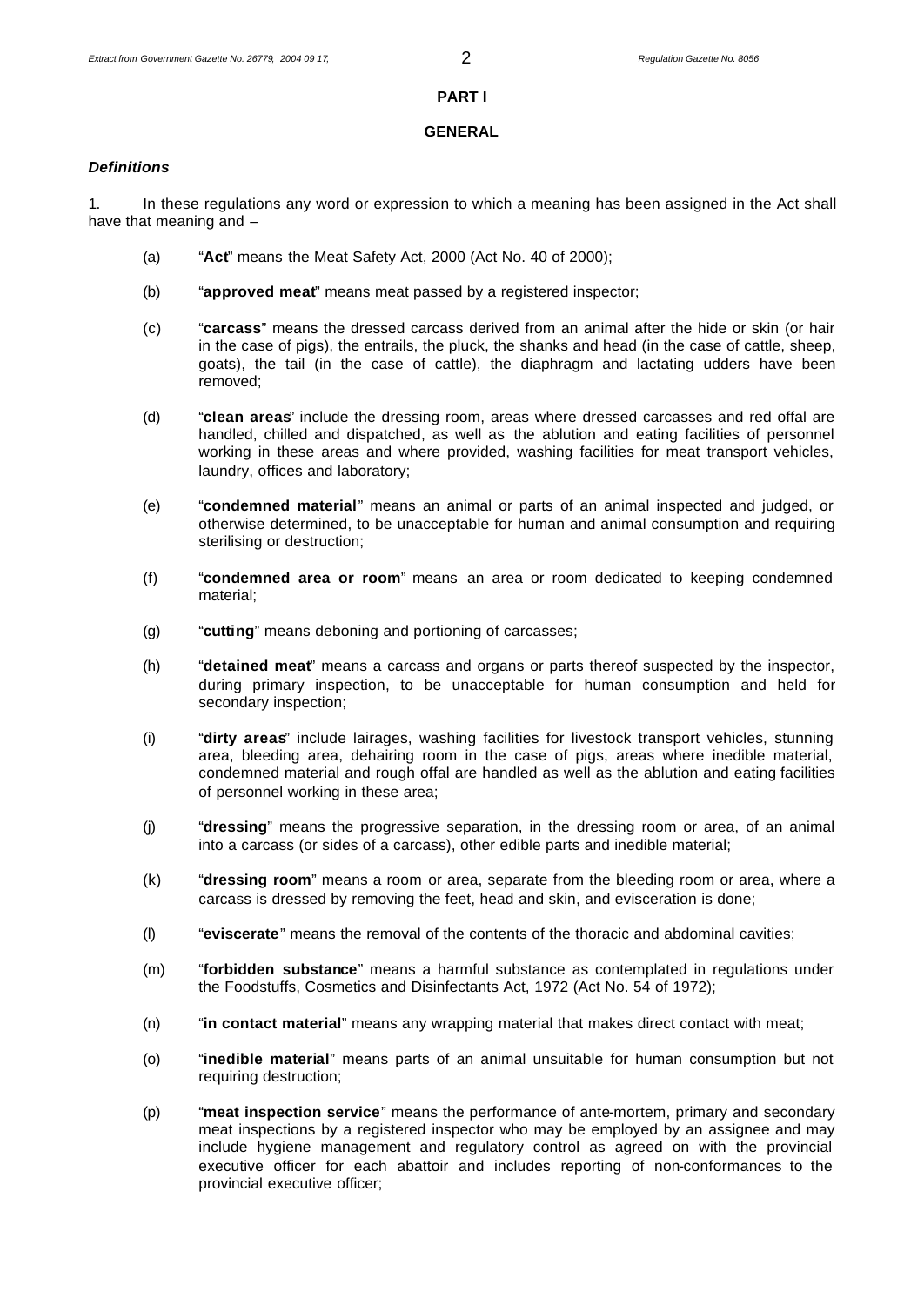## PART I

## GENERAL

***Definitions***

1. In these regulations any word or expression to which a meaning has been assigned in the Act shall have that meaning and –

(a) "**Act**" means the Meat Safety Act, 2000 (Act No. 40 of 2000);

(b) "**approved meat**" means meat passed by a registered inspector;

(c) "**carcass**" means the dressed carcass derived from an animal after the hide or skin (or hair in the case of pigs), the entrails, the pluck, the shanks and head (in the case of cattle, sheep, goats), the tail (in the case of cattle), the diaphragm and lactating udders have been removed;

(d) "**clean areas**" include the dressing room, areas where dressed carcasses and red offal are handled, chilled and dispatched, as well as the ablution and eating facilities of personnel working in these areas and where provided, washing facilities for meat transport vehicles, laundry, offices and laboratory;

(e) "**condemned material**" means an animal or parts of an animal inspected and judged, or otherwise determined, to be unacceptable for human and animal consumption and requiring sterilising or destruction;

(f) "**condemned area or room**" means an area or room dedicated to keeping condemned material;

(g) "**cutting**" means deboning and portioning of carcasses;

(h) "**detained meat**" means a carcass and organs or parts thereof suspected by the inspector, during primary inspection, to be unacceptable for human consumption and held for secondary inspection;

(i) "**dirty areas**" include lairages, washing facilities for livestock transport vehicles, stunning area, bleeding area, dehairing room in the case of pigs, areas where inedible material, condemned material and rough offal are handled as well as the ablution and eating facilities of personnel working in these area;

(j) "**dressing**" means the progressive separation, in the dressing room or area, of an animal into a carcass (or sides of a carcass), other edible parts and inedible material;

(k) "**dressing room**" means a room or area, separate from the bleeding room or area, where a carcass is dressed by removing the feet, head and skin, and evisceration is done;

(l) "**eviscerate**" means the removal of the contents of the thoracic and abdominal cavities;

(m) "**forbidden substance**" means a harmful substance as contemplated in regulations under the Foodstuffs, Cosmetics and Disinfectants Act, 1972 (Act No. 54 of 1972);

(n) "**in contact material**" means any wrapping material that makes direct contact with meat;

(o) "**inedible material**" means parts of an animal unsuitable for human consumption but not requiring destruction;

(p) "**meat inspection service**" means the performance of ante-mortem, primary and secondary meat inspections by a registered inspector who may be employed by an assignee and may include hygiene management and regulatory control as agreed on with the provincial executive officer for each abattoir and includes reporting of non-conformances to the provincial executive officer;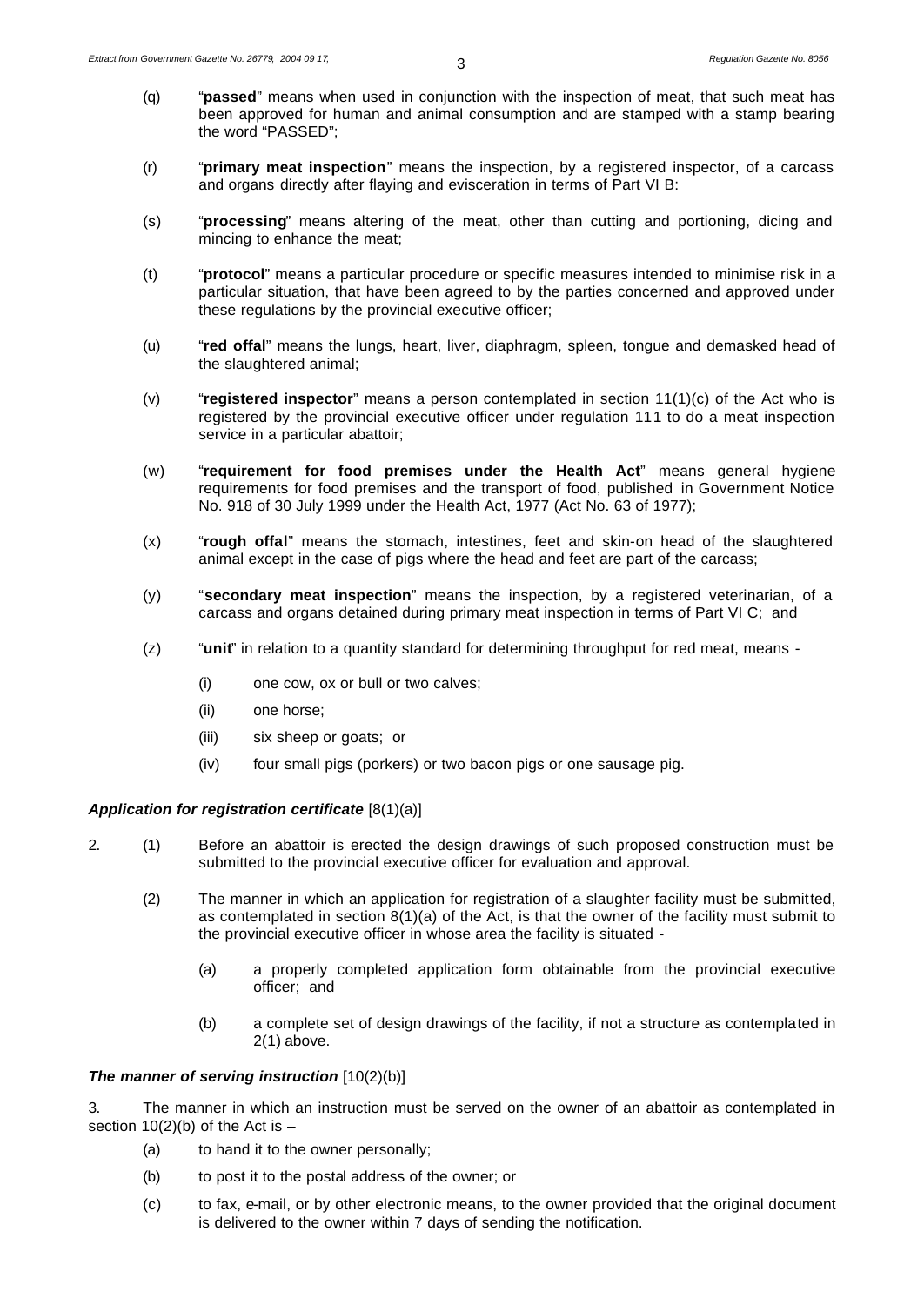(q) "**passed**" means when used in conjunction with the inspection of meat, that such meat has been approved for human and animal consumption and are stamped with a stamp bearing the word "PASSED";

(r) "**primary meat inspection**" means the inspection, by a registered inspector, of a carcass and organs directly after flaying and evisceration in terms of Part VI B:

(s) "**processing**" means altering of the meat, other than cutting and portioning, dicing and mincing to enhance the meat;

(t) "**protocol**" means a particular procedure or specific measures intended to minimise risk in a particular situation, that have been agreed to by the parties concerned and approved under these regulations by the provincial executive officer;

(u) "**red offal**" means the lungs, heart, liver, diaphragm, spleen, tongue and demasked head of the slaughtered animal;

(v) "**registered inspector**" means a person contemplated in section 11(1)(c) of the Act who is registered by the provincial executive officer under regulation 111 to do a meat inspection service in a particular abattoir;

(w) "**requirement for food premises under the Health Act**" means general hygiene requirements for food premises and the transport of food, published in Government Notice No. 918 of 30 July 1999 under the Health Act, 1977 (Act No. 63 of 1977);

(x) "**rough offal**" means the stomach, intestines, feet and skin-on head of the slaughtered animal except in the case of pigs where the head and feet are part of the carcass;

(y) "**secondary meat inspection**" means the inspection, by a registered veterinarian, of a carcass and organs detained during primary meat inspection in terms of Part VI C; and

(z) "**unit**" in relation to a quantity standard for determining throughput for red meat, means -

(i) one cow, ox or bull or two calves;

(ii) one horse;

(iii) six sheep or goats; or

(iv) four small pigs (porkers) or two bacon pigs or one sausage pig.

***Application for registration certificate*** [8(1)(a)]

2. (1) Before an abattoir is erected the design drawings of such proposed construction must be submitted to the provincial executive officer for evaluation and approval.

(2) The manner in which an application for registration of a slaughter facility must be submitted, as contemplated in section 8(1)(a) of the Act, is that the owner of the facility must submit to the provincial executive officer in whose area the facility is situated -

(a) a properly completed application form obtainable from the provincial executive officer; and

(b) a complete set of design drawings of the facility, if not a structure as contemplated in 2(1) above.

***The manner of serving instruction*** [10(2)(b)]

3. The manner in which an instruction must be served on the owner of an abattoir as contemplated in section 10(2)(b) of the Act is –

(a) to hand it to the owner personally;

(b) to post it to the postal address of the owner; or

(c) to fax, e-mail, or by other electronic means, to the owner provided that the original document is delivered to the owner within 7 days of sending the notification.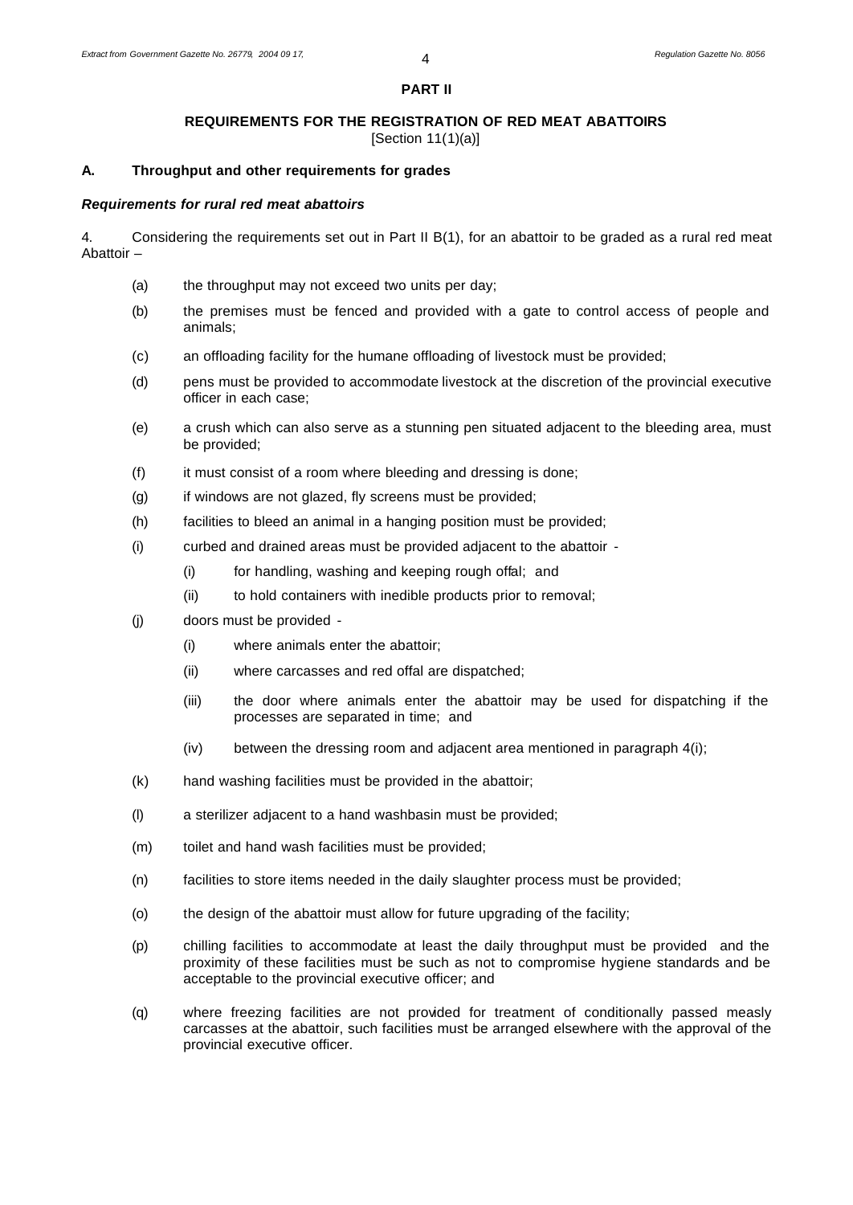## PART II

### REQUIREMENTS FOR THE REGISTRATION OF RED MEAT ABATTOIRS

[Section 11(1)(a)]

**A. Throughput and other requirements for grades**

***Requirements for rural red meat abattoirs***

4. Considering the requirements set out in Part II B(1), for an abattoir to be graded as a rural red meat Abattoir –

(a) the throughput may not exceed two units per day;

(b) the premises must be fenced and provided with a gate to control access of people and animals;

(c) an offloading facility for the humane offloading of livestock must be provided;

(d) pens must be provided to accommodate livestock at the discretion of the provincial executive officer in each case;

(e) a crush which can also serve as a stunning pen situated adjacent to the bleeding area, must be provided;

(f) it must consist of a room where bleeding and dressing is done;

(g) if windows are not glazed, fly screens must be provided;

(h) facilities to bleed an animal in a hanging position must be provided;

(i) curbed and drained areas must be provided adjacent to the abattoir -

  (i) for handling, washing and keeping rough offal; and

  (ii) to hold containers with inedible products prior to removal;

(j) doors must be provided -

  (i) where animals enter the abattoir;

  (ii) where carcasses and red offal are dispatched;

  (iii) the door where animals enter the abattoir may be used for dispatching if the processes are separated in time; and

  (iv) between the dressing room and adjacent area mentioned in paragraph 4(i);

(k) hand washing facilities must be provided in the abattoir;

(l) a sterilizer adjacent to a hand washbasin must be provided;

(m) toilet and hand wash facilities must be provided;

(n) facilities to store items needed in the daily slaughter process must be provided;

(o) the design of the abattoir must allow for future upgrading of the facility;

(p) chilling facilities to accommodate at least the daily throughput must be provided and the proximity of these facilities must be such as not to compromise hygiene standards and be acceptable to the provincial executive officer; and

(q) where freezing facilities are not provided for treatment of conditionally passed measly carcasses at the abattoir, such facilities must be arranged elsewhere with the approval of the provincial executive officer.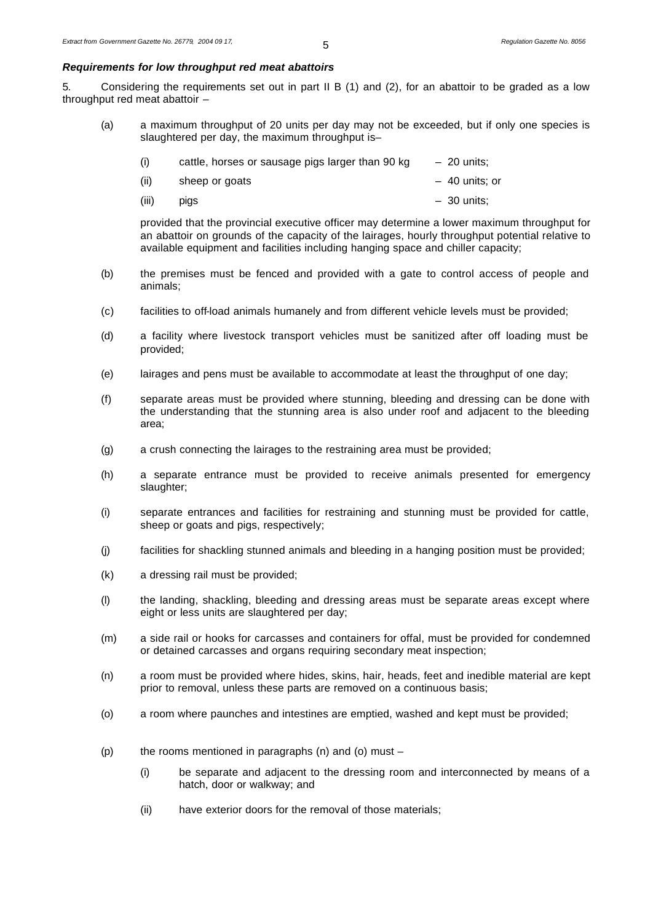***Requirements for low throughput red meat abattoirs***

5. Considering the requirements set out in part II B (1) and (2), for an abattoir to be graded as a low throughput red meat abattoir –

(a) a maximum throughput of 20 units per day may not be exceeded, but if only one species is slaughtered per day, the maximum throughput is–

   (i) cattle, horses or sausage pigs larger than 90 kg – 20 units;

   (ii) sheep or goats – 40 units; or

   (iii) pigs – 30 units;

   provided that the provincial executive officer may determine a lower maximum throughput for an abattoir on grounds of the capacity of the lairages, hourly throughput potential relative to available equipment and facilities including hanging space and chiller capacity;

(b) the premises must be fenced and provided with a gate to control access of people and animals;

(c) facilities to off-load animals humanely and from different vehicle levels must be provided;

(d) a facility where livestock transport vehicles must be sanitized after off loading must be provided;

(e) lairages and pens must be available to accommodate at least the throughput of one day;

(f) separate areas must be provided where stunning, bleeding and dressing can be done with the understanding that the stunning area is also under roof and adjacent to the bleeding area;

(g) a crush connecting the lairages to the restraining area must be provided;

(h) a separate entrance must be provided to receive animals presented for emergency slaughter;

(i) separate entrances and facilities for restraining and stunning must be provided for cattle, sheep or goats and pigs, respectively;

(j) facilities for shackling stunned animals and bleeding in a hanging position must be provided;

(k) a dressing rail must be provided;

(l) the landing, shackling, bleeding and dressing areas must be separate areas except where eight or less units are slaughtered per day;

(m) a side rail or hooks for carcasses and containers for offal, must be provided for condemned or detained carcasses and organs requiring secondary meat inspection;

(n) a room must be provided where hides, skins, hair, heads, feet and inedible material are kept prior to removal, unless these parts are removed on a continuous basis;

(o) a room where paunches and intestines are emptied, washed and kept must be provided;

(p) the rooms mentioned in paragraphs (n) and (o) must –

   (i) be separate and adjacent to the dressing room and interconnected by means of a hatch, door or walkway; and

   (ii) have exterior doors for the removal of those materials;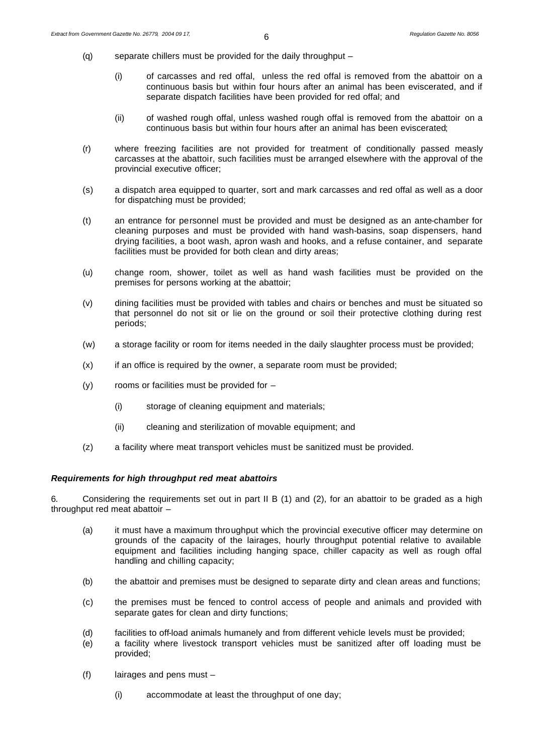(q) separate chillers must be provided for the daily throughput –

  (i) of carcasses and red offal, unless the red offal is removed from the abattoir on a continuous basis but within four hours after an animal has been eviscerated, and if separate dispatch facilities have been provided for red offal; and

  (ii) of washed rough offal, unless washed rough offal is removed from the abattoir on a continuous basis but within four hours after an animal has been eviscerated;

(r) where freezing facilities are not provided for treatment of conditionally passed measly carcasses at the abattoir, such facilities must be arranged elsewhere with the approval of the provincial executive officer;

(s) a dispatch area equipped to quarter, sort and mark carcasses and red offal as well as a door for dispatching must be provided;

(t) an entrance for personnel must be provided and must be designed as an ante-chamber for cleaning purposes and must be provided with hand wash-basins, soap dispensers, hand drying facilities, a boot wash, apron wash and hooks, and a refuse container, and separate facilities must be provided for both clean and dirty areas;

(u) change room, shower, toilet as well as hand wash facilities must be provided on the premises for persons working at the abattoir;

(v) dining facilities must be provided with tables and chairs or benches and must be situated so that personnel do not sit or lie on the ground or soil their protective clothing during rest periods;

(w) a storage facility or room for items needed in the daily slaughter process must be provided;

(x) if an office is required by the owner, a separate room must be provided;

(y) rooms or facilities must be provided for –

  (i) storage of cleaning equipment and materials;

  (ii) cleaning and sterilization of movable equipment; and

(z) a facility where meat transport vehicles must be sanitized must be provided.

***Requirements for high throughput red meat abattoirs***

6. Considering the requirements set out in part II B (1) and (2), for an abattoir to be graded as a high throughput red meat abattoir –

(a) it must have a maximum throughput which the provincial executive officer may determine on grounds of the capacity of the lairages, hourly throughput potential relative to available equipment and facilities including hanging space, chiller capacity as well as rough offal handling and chilling capacity;

(b) the abattoir and premises must be designed to separate dirty and clean areas and functions;

(c) the premises must be fenced to control access of people and animals and provided with separate gates for clean and dirty functions;

(d) facilities to off-load animals humanely and from different vehicle levels must be provided;

(e) a facility where livestock transport vehicles must be sanitized after off loading must be provided;

(f) lairages and pens must –

  (i) accommodate at least the throughput of one day;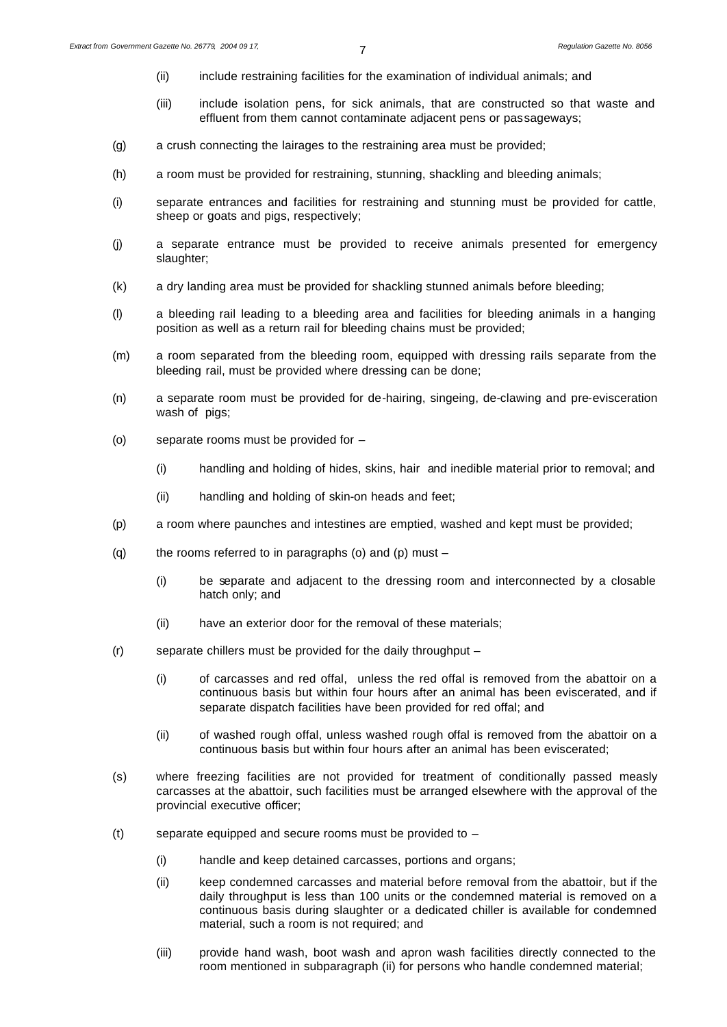- (ii) include restraining facilities for the examination of individual animals; and

- (iii) include isolation pens, for sick animals, that are constructed so that waste and effluent from them cannot contaminate adjacent pens or passageways;

(g) a crush connecting the lairages to the restraining area must be provided;

(h) a room must be provided for restraining, stunning, shackling and bleeding animals;

(i) separate entrances and facilities for restraining and stunning must be provided for cattle, sheep or goats and pigs, respectively;

(j) a separate entrance must be provided to receive animals presented for emergency slaughter;

(k) a dry landing area must be provided for shackling stunned animals before bleeding;

(l) a bleeding rail leading to a bleeding area and facilities for bleeding animals in a hanging position as well as a return rail for bleeding chains must be provided;

(m) a room separated from the bleeding room, equipped with dressing rails separate from the bleeding rail, must be provided where dressing can be done;

(n) a separate room must be provided for de-hairing, singeing, de-clawing and pre-evisceration wash of pigs;

(o) separate rooms must be provided for –

- (i) handling and holding of hides, skins, hair and inedible material prior to removal; and

- (ii) handling and holding of skin-on heads and feet;

(p) a room where paunches and intestines are emptied, washed and kept must be provided;

(q) the rooms referred to in paragraphs (o) and (p) must –

- (i) be separate and adjacent to the dressing room and interconnected by a closable hatch only; and

- (ii) have an exterior door for the removal of these materials;

(r) separate chillers must be provided for the daily throughput –

- (i) of carcasses and red offal, unless the red offal is removed from the abattoir on a continuous basis but within four hours after an animal has been eviscerated, and if separate dispatch facilities have been provided for red offal; and

- (ii) of washed rough offal, unless washed rough offal is removed from the abattoir on a continuous basis but within four hours after an animal has been eviscerated;

(s) where freezing facilities are not provided for treatment of conditionally passed measly carcasses at the abattoir, such facilities must be arranged elsewhere with the approval of the provincial executive officer;

(t) separate equipped and secure rooms must be provided to –

- (i) handle and keep detained carcasses, portions and organs;

- (ii) keep condemned carcasses and material before removal from the abattoir, but if the daily throughput is less than 100 units or the condemned material is removed on a continuous basis during slaughter or a dedicated chiller is available for condemned material, such a room is not required; and

- (iii) provide hand wash, boot wash and apron wash facilities directly connected to the room mentioned in subparagraph (ii) for persons who handle condemned material;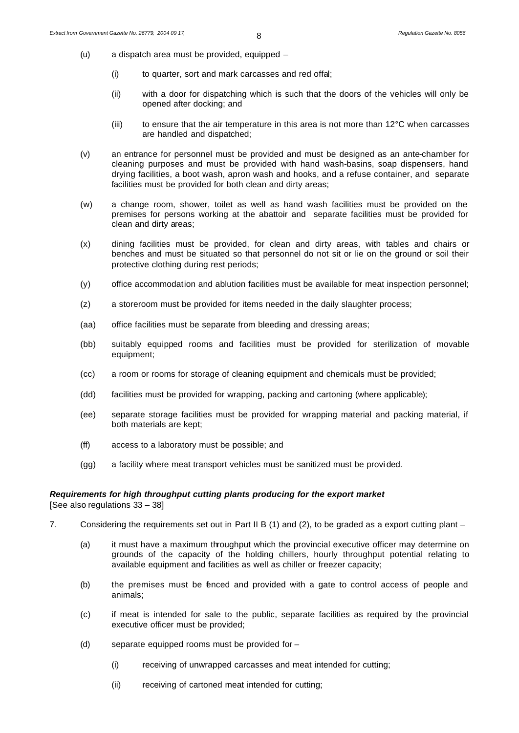(u) a dispatch area must be provided, equipped –

  (i) to quarter, sort and mark carcasses and red offal;

  (ii) with a door for dispatching which is such that the doors of the vehicles will only be opened after docking; and

  (iii) to ensure that the air temperature in this area is not more than 12°C when carcasses are handled and dispatched;

(v) an entrance for personnel must be provided and must be designed as an ante-chamber for cleaning purposes and must be provided with hand wash-basins, soap dispensers, hand drying facilities, a boot wash, apron wash and hooks, and a refuse container, and separate facilities must be provided for both clean and dirty areas;

(w) a change room, shower, toilet as well as hand wash facilities must be provided on the premises for persons working at the abattoir and separate facilities must be provided for clean and dirty areas;

(x) dining facilities must be provided, for clean and dirty areas, with tables and chairs or benches and must be situated so that personnel do not sit or lie on the ground or soil their protective clothing during rest periods;

(y) office accommodation and ablution facilities must be available for meat inspection personnel;

(z) a storeroom must be provided for items needed in the daily slaughter process;

(aa) office facilities must be separate from bleeding and dressing areas;

(bb) suitably equipped rooms and facilities must be provided for sterilization of movable equipment;

(cc) a room or rooms for storage of cleaning equipment and chemicals must be provided;

(dd) facilities must be provided for wrapping, packing and cartoning (where applicable);

(ee) separate storage facilities must be provided for wrapping material and packing material, if both materials are kept;

(ff) access to a laboratory must be possible; and

(gg) a facility where meat transport vehicles must be sanitized must be provided.

***Requirements for high throughput cutting plants producing for the export market***
[See also regulations 33 – 38]

7. Considering the requirements set out in Part II B (1) and (2), to be graded as a export cutting plant –

(a) it must have a maximum throughput which the provincial executive officer may determine on grounds of the capacity of the holding chillers, hourly throughput potential relating to available equipment and facilities as well as chiller or freezer capacity;

(b) the premises must be fenced and provided with a gate to control access of people and animals;

(c) if meat is intended for sale to the public, separate facilities as required by the provincial executive officer must be provided;

(d) separate equipped rooms must be provided for –

  (i) receiving of unwrapped carcasses and meat intended for cutting;

  (ii) receiving of cartoned meat intended for cutting;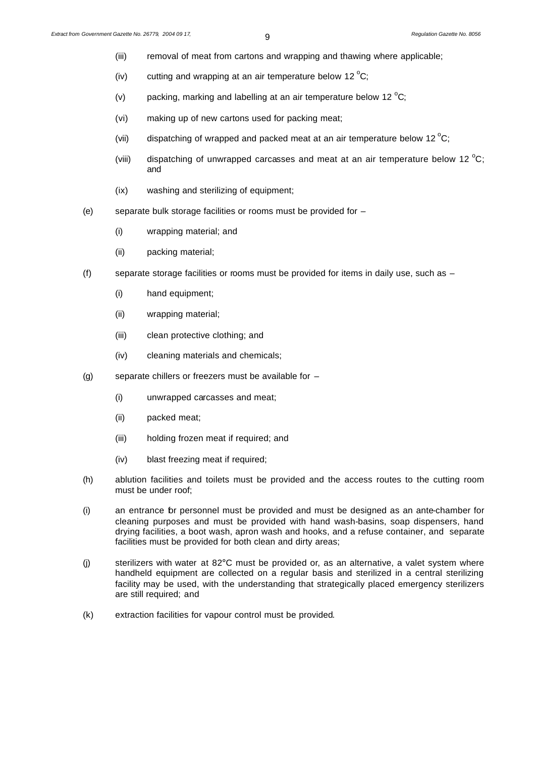(iii) removal of meat from cartons and wrapping and thawing where applicable;

(iv) cutting and wrapping at an air temperature below 12 $^{o}$C;

(v) packing, marking and labelling at an air temperature below 12 $^{o}$C;

(vi) making up of new cartons used for packing meat;

(vii) dispatching of wrapped and packed meat at an air temperature below 12 $^{o}$C;

(viii) dispatching of unwrapped carcasses and meat at an air temperature below 12 $^{o}$C; and

(ix) washing and sterilizing of equipment;

(e) separate bulk storage facilities or rooms must be provided for –

(i) wrapping material; and

(ii) packing material;

(f) separate storage facilities or rooms must be provided for items in daily use, such as –

(i) hand equipment;

(ii) wrapping material;

(iii) clean protective clothing; and

(iv) cleaning materials and chemicals;

(g) separate chillers or freezers must be available for –

(i) unwrapped carcasses and meat;

(ii) packed meat;

(iii) holding frozen meat if required; and

(iv) blast freezing meat if required;

(h) ablution facilities and toilets must be provided and the access routes to the cutting room must be under roof;

(i) an entrance for personnel must be provided and must be designed as an ante-chamber for cleaning purposes and must be provided with hand wash-basins, soap dispensers, hand drying facilities, a boot wash, apron wash and hooks, and a refuse container, and separate facilities must be provided for both clean and dirty areas;

(j) sterilizers with water at 82°C must be provided or, as an alternative, a valet system where handheld equipment are collected on a regular basis and sterilized in a central sterilizing facility may be used, with the understanding that strategically placed emergency sterilizers are still required; and

(k) extraction facilities for vapour control must be provided.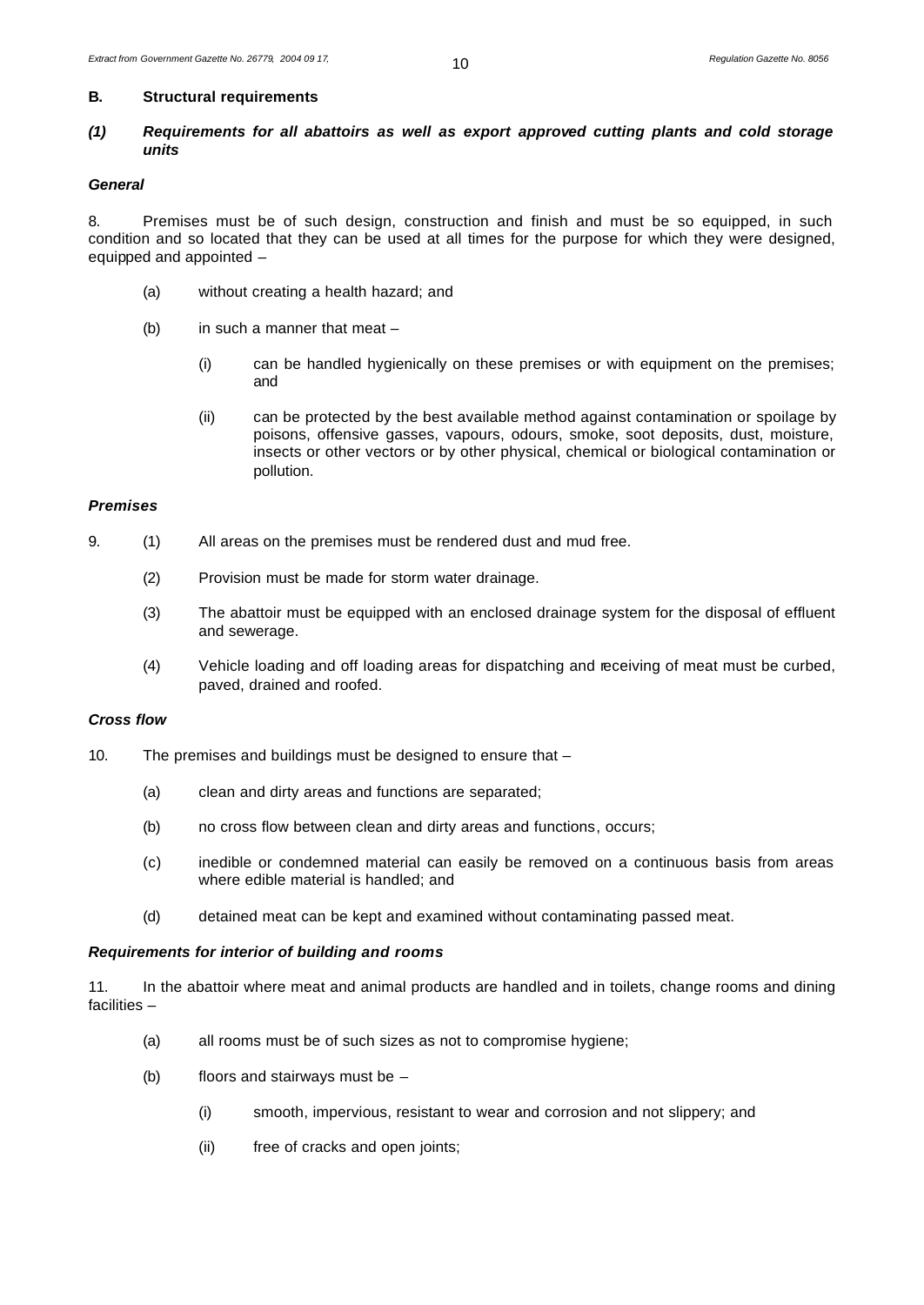## B. Structural requirements

### *(1) Requirements for all abattoirs as well as export approved cutting plants and cold storage units*

***General***

8. Premises must be of such design, construction and finish and must be so equipped, in such condition and so located that they can be used at all times for the purpose for which they were designed, equipped and appointed –

(a) without creating a health hazard; and

(b) in such a manner that meat –

(i) can be handled hygienically on these premises or with equipment on the premises; and

(ii) can be protected by the best available method against contamination or spoilage by poisons, offensive gasses, vapours, odours, smoke, soot deposits, dust, moisture, insects or other vectors or by other physical, chemical or biological contamination or pollution.

***Premises***

9. (1) All areas on the premises must be rendered dust and mud free.

(2) Provision must be made for storm water drainage.

(3) The abattoir must be equipped with an enclosed drainage system for the disposal of effluent and sewerage.

(4) Vehicle loading and off loading areas for dispatching and receiving of meat must be curbed, paved, drained and roofed.

***Cross flow***

10. The premises and buildings must be designed to ensure that –

(a) clean and dirty areas and functions are separated;

(b) no cross flow between clean and dirty areas and functions, occurs;

(c) inedible or condemned material can easily be removed on a continuous basis from areas where edible material is handled; and

(d) detained meat can be kept and examined without contaminating passed meat.

***Requirements for interior of building and rooms***

11. In the abattoir where meat and animal products are handled and in toilets, change rooms and dining facilities –

(a) all rooms must be of such sizes as not to compromise hygiene;

(b) floors and stairways must be –

(i) smooth, impervious, resistant to wear and corrosion and not slippery; and

(ii) free of cracks and open joints;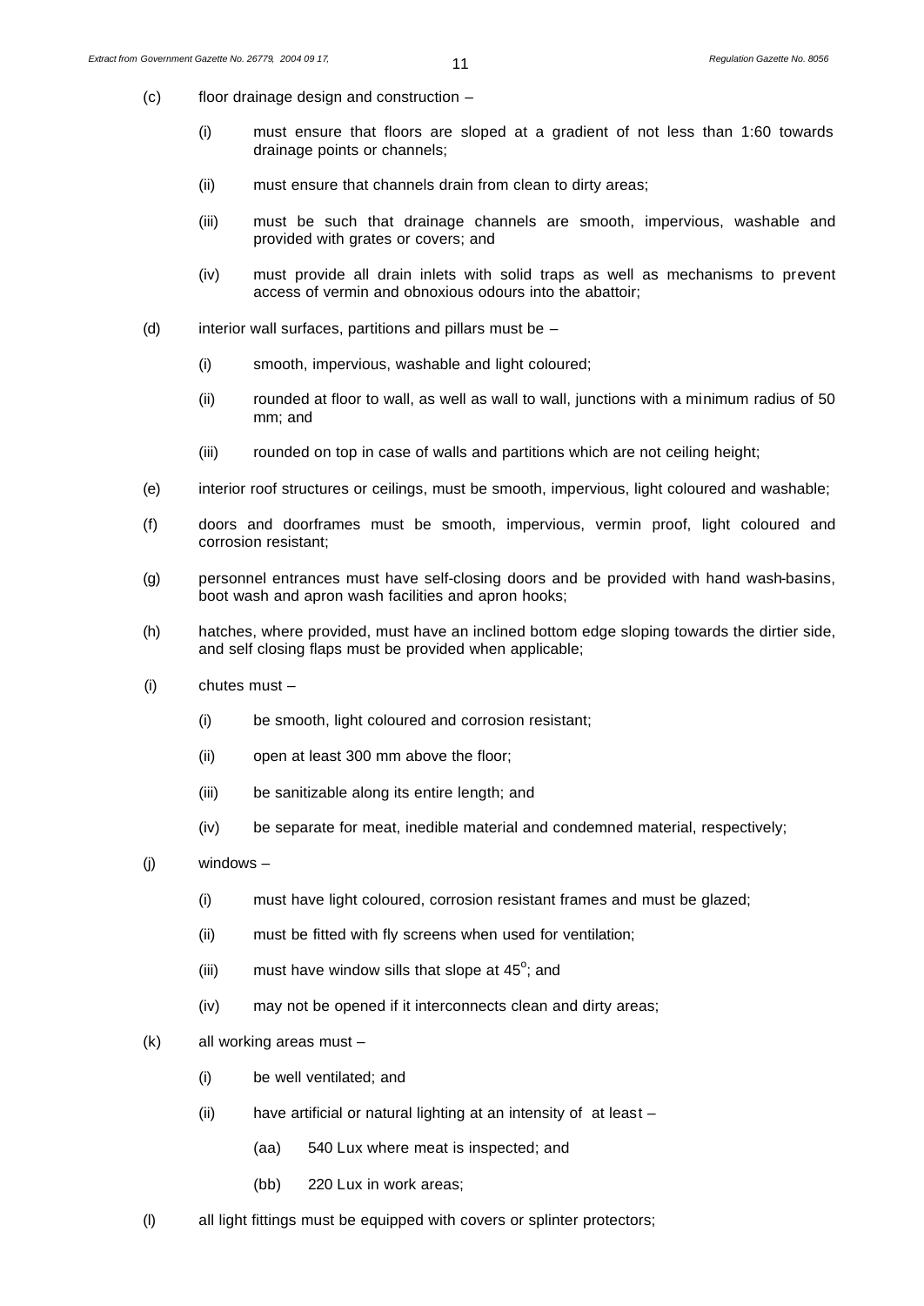(c) floor drainage design and construction –

  (i) must ensure that floors are sloped at a gradient of not less than 1:60 towards drainage points or channels;

  (ii) must ensure that channels drain from clean to dirty areas;

  (iii) must be such that drainage channels are smooth, impervious, washable and provided with grates or covers; and

  (iv) must provide all drain inlets with solid traps as well as mechanisms to prevent access of vermin and obnoxious odours into the abattoir;

(d) interior wall surfaces, partitions and pillars must be –

  (i) smooth, impervious, washable and light coloured;

  (ii) rounded at floor to wall, as well as wall to wall, junctions with a minimum radius of 50 mm; and

  (iii) rounded on top in case of walls and partitions which are not ceiling height;

(e) interior roof structures or ceilings, must be smooth, impervious, light coloured and washable;

(f) doors and doorframes must be smooth, impervious, vermin proof, light coloured and corrosion resistant;

(g) personnel entrances must have self-closing doors and be provided with hand wash-basins, boot wash and apron wash facilities and apron hooks;

(h) hatches, where provided, must have an inclined bottom edge sloping towards the dirtier side, and self closing flaps must be provided when applicable;

(i) chutes must –

  (i) be smooth, light coloured and corrosion resistant;

  (ii) open at least 300 mm above the floor;

  (iii) be sanitizable along its entire length; and

  (iv) be separate for meat, inedible material and condemned material, respectively;

(j) windows –

  (i) must have light coloured, corrosion resistant frames and must be glazed;

  (ii) must be fitted with fly screens when used for ventilation;

  (iii) must have window sills that slope at $45^{o}$; and

  (iv) may not be opened if it interconnects clean and dirty areas;

(k) all working areas must –

  (i) be well ventilated; and

  (ii) have artificial or natural lighting at an intensity of at least –

    (aa) 540 Lux where meat is inspected; and

    (bb) 220 Lux in work areas;

(l) all light fittings must be equipped with covers or splinter protectors;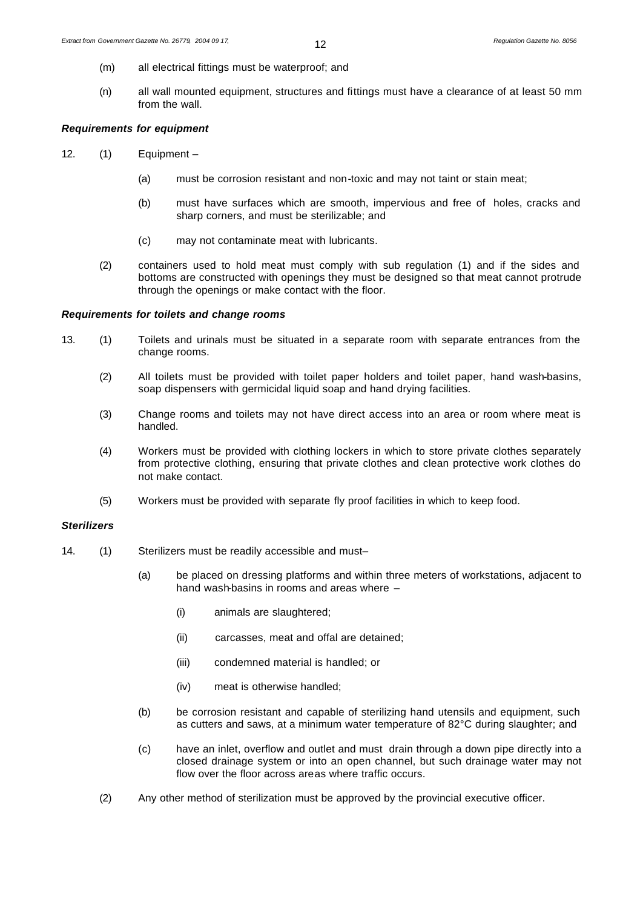(m) all electrical fittings must be waterproof; and

(n) all wall mounted equipment, structures and fittings must have a clearance of at least 50 mm from the wall.

***Requirements for equipment***

12. (1) Equipment –

    (a) must be corrosion resistant and non-toxic and may not taint or stain meat;

    (b) must have surfaces which are smooth, impervious and free of holes, cracks and sharp corners, and must be sterilizable; and

    (c) may not contaminate meat with lubricants.

(2) containers used to hold meat must comply with sub regulation (1) and if the sides and bottoms are constructed with openings they must be designed so that meat cannot protrude through the openings or make contact with the floor.

***Requirements for toilets and change rooms***

13. (1) Toilets and urinals must be situated in a separate room with separate entrances from the change rooms.

(2) All toilets must be provided with toilet paper holders and toilet paper, hand wash-basins, soap dispensers with germicidal liquid soap and hand drying facilities.

(3) Change rooms and toilets may not have direct access into an area or room where meat is handled.

(4) Workers must be provided with clothing lockers in which to store private clothes separately from protective clothing, ensuring that private clothes and clean protective work clothes do not make contact.

(5) Workers must be provided with separate fly proof facilities in which to keep food.

***Sterilizers***

14. (1) Sterilizers must be readily accessible and must–

    (a) be placed on dressing platforms and within three meters of workstations, adjacent to hand wash-basins in rooms and areas where –

        (i) animals are slaughtered;

        (ii) carcasses, meat and offal are detained;

        (iii) condemned material is handled; or

        (iv) meat is otherwise handled;

    (b) be corrosion resistant and capable of sterilizing hand utensils and equipment, such as cutters and saws, at a minimum water temperature of 82°C during slaughter; and

    (c) have an inlet, overflow and outlet and must drain through a down pipe directly into a closed drainage system or into an open channel, but such drainage water may not flow over the floor across areas where traffic occurs.

(2) Any other method of sterilization must be approved by the provincial executive officer.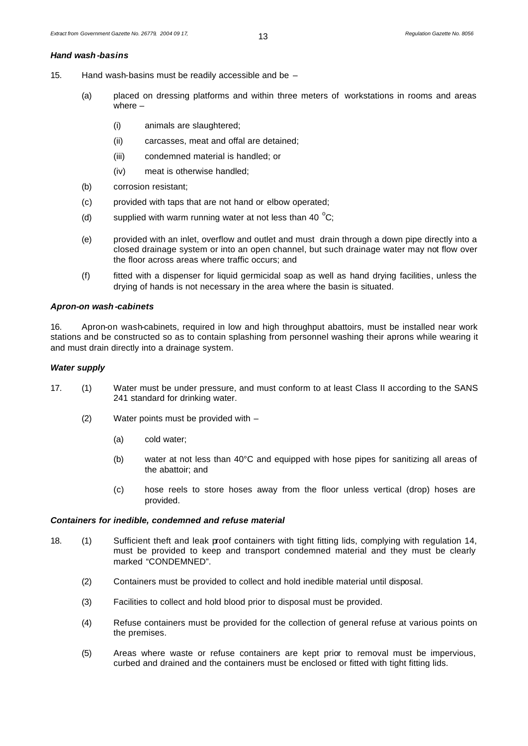***Hand wash-basins***

15. Hand wash-basins must be readily accessible and be –

(a) placed on dressing platforms and within three meters of workstations in rooms and areas where –

(i) animals are slaughtered;

(ii) carcasses, meat and offal are detained;

(iii) condemned material is handled; or

(iv) meat is otherwise handled;

(b) corrosion resistant;

(c) provided with taps that are not hand or elbow operated;

(d) supplied with warm running water at not less than 40 $^{o}$C;

(e) provided with an inlet, overflow and outlet and must drain through a down pipe directly into a closed drainage system or into an open channel, but such drainage water may not flow over the floor across areas where traffic occurs; and

(f) fitted with a dispenser for liquid germicidal soap as well as hand drying facilities, unless the drying of hands is not necessary in the area where the basin is situated.

***Apron-on wash-cabinets***

16. Apron-on wash-cabinets, required in low and high throughput abattoirs, must be installed near work stations and be constructed so as to contain splashing from personnel washing their aprons while wearing it and must drain directly into a drainage system.

***Water supply***

17. (1) Water must be under pressure, and must conform to at least Class II according to the SANS 241 standard for drinking water.

(2) Water points must be provided with –

(a) cold water;

(b) water at not less than 40°C and equipped with hose pipes for sanitizing all areas of the abattoir; and

(c) hose reels to store hoses away from the floor unless vertical (drop) hoses are provided.

***Containers for inedible, condemned and refuse material***

18. (1) Sufficient theft and leak proof containers with tight fitting lids, complying with regulation 14, must be provided to keep and transport condemned material and they must be clearly marked "CONDEMNED".

(2) Containers must be provided to collect and hold inedible material until disposal.

(3) Facilities to collect and hold blood prior to disposal must be provided.

(4) Refuse containers must be provided for the collection of general refuse at various points on the premises.

(5) Areas where waste or refuse containers are kept prior to removal must be impervious, curbed and drained and the containers must be enclosed or fitted with tight fitting lids.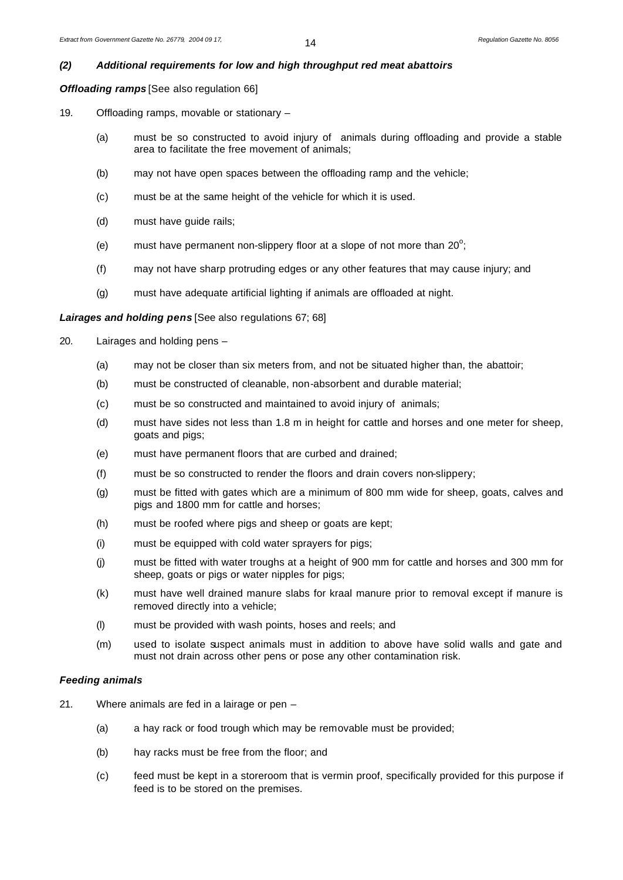***(2) Additional requirements for low and high throughput red meat abattoirs***

***Offloading ramps*** [See also regulation 66]

19. Offloading ramps, movable or stationary –

    (a) must be so constructed to avoid injury of animals during offloading and provide a stable area to facilitate the free movement of animals;

    (b) may not have open spaces between the offloading ramp and the vehicle;

    (c) must be at the same height of the vehicle for which it is used.

    (d) must have guide rails;

    (e) must have permanent non-slippery floor at a slope of not more than $20^{o}$;

    (f) may not have sharp protruding edges or any other features that may cause injury; and

    (g) must have adequate artificial lighting if animals are offloaded at night.

***Lairages and holding pens*** [See also regulations 67; 68]

20. Lairages and holding pens –

    (a) may not be closer than six meters from, and not be situated higher than, the abattoir;

    (b) must be constructed of cleanable, non-absorbent and durable material;

    (c) must be so constructed and maintained to avoid injury of animals;

    (d) must have sides not less than 1.8 m in height for cattle and horses and one meter for sheep, goats and pigs;

    (e) must have permanent floors that are curbed and drained;

    (f) must be so constructed to render the floors and drain covers non-slippery;

    (g) must be fitted with gates which are a minimum of 800 mm wide for sheep, goats, calves and pigs and 1800 mm for cattle and horses;

    (h) must be roofed where pigs and sheep or goats are kept;

    (i) must be equipped with cold water sprayers for pigs;

    (j) must be fitted with water troughs at a height of 900 mm for cattle and horses and 300 mm for sheep, goats or pigs or water nipples for pigs;

    (k) must have well drained manure slabs for kraal manure prior to removal except if manure is removed directly into a vehicle;

    (l) must be provided with wash points, hoses and reels; and

    (m) used to isolate suspect animals must in addition to above have solid walls and gate and must not drain across other pens or pose any other contamination risk.

***Feeding animals***

21. Where animals are fed in a lairage or pen –

    (a) a hay rack or food trough which may be removable must be provided;

    (b) hay racks must be free from the floor; and

    (c) feed must be kept in a storeroom that is vermin proof, specifically provided for this purpose if feed is to be stored on the premises.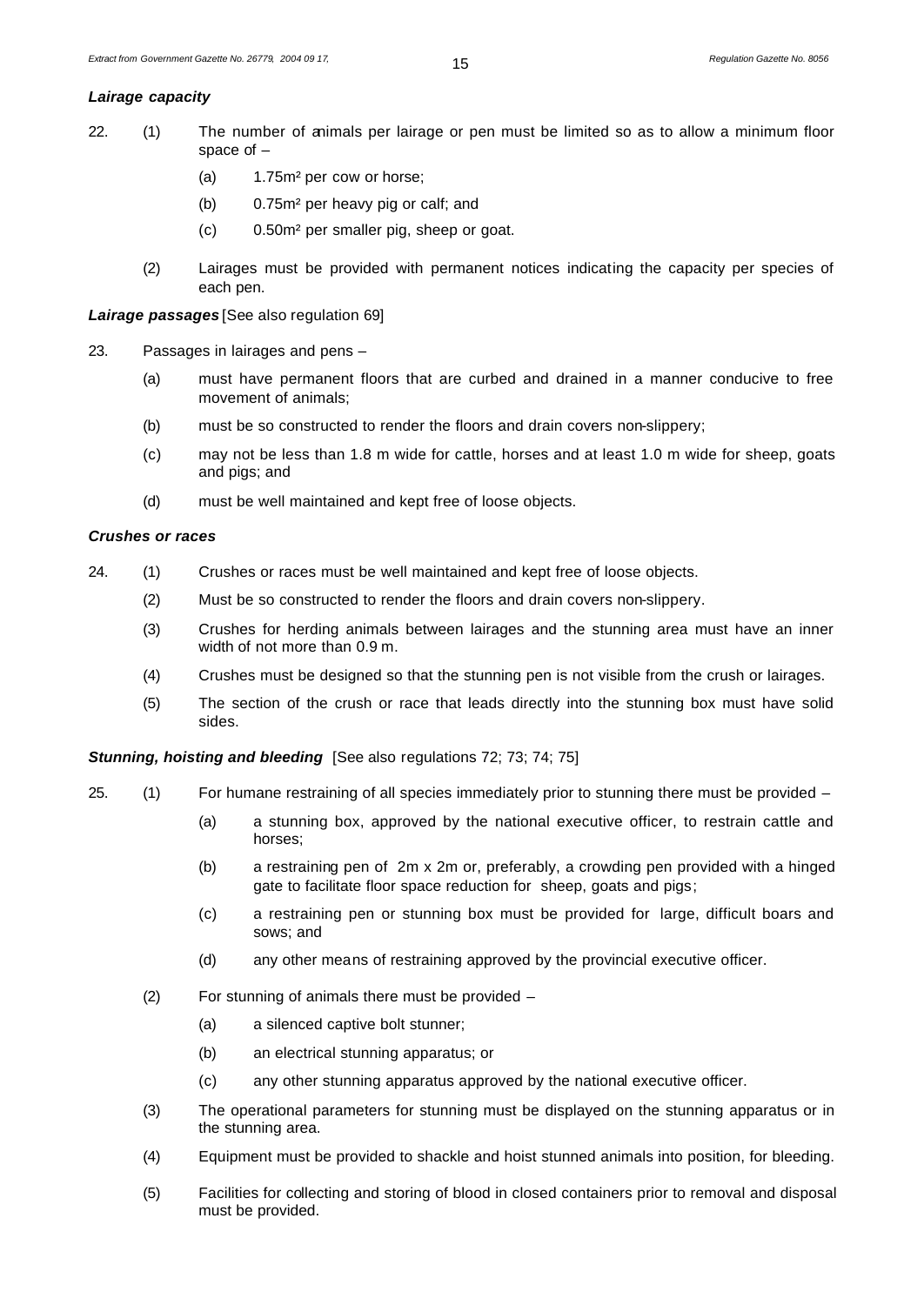***Lairage capacity***

22. (1) The number of animals per lairage or pen must be limited so as to allow a minimum floor space of –

  (a) 1.75m² per cow or horse;

  (b) 0.75m² per heavy pig or calf; and

  (c) 0.50m² per smaller pig, sheep or goat.

 (2) Lairages must be provided with permanent notices indicating the capacity per species of each pen.

***Lairage passages*** [See also regulation 69]

23. Passages in lairages and pens –

 (a) must have permanent floors that are curbed and drained in a manner conducive to free movement of animals;

 (b) must be so constructed to render the floors and drain covers non-slippery;

 (c) may not be less than 1.8 m wide for cattle, horses and at least 1.0 m wide for sheep, goats and pigs; and

 (d) must be well maintained and kept free of loose objects.

***Crushes or races***

24. (1) Crushes or races must be well maintained and kept free of loose objects.

 (2) Must be so constructed to render the floors and drain covers non-slippery.

 (3) Crushes for herding animals between lairages and the stunning area must have an inner width of not more than 0.9 m.

 (4) Crushes must be designed so that the stunning pen is not visible from the crush or lairages.

 (5) The section of the crush or race that leads directly into the stunning box must have solid sides.

***Stunning, hoisting and bleeding*** [See also regulations 72; 73; 74; 75]

25. (1) For humane restraining of all species immediately prior to stunning there must be provided –

  (a) a stunning box, approved by the national executive officer, to restrain cattle and horses;

  (b) a restraining pen of 2m x 2m or, preferably, a crowding pen provided with a hinged gate to facilitate floor space reduction for sheep, goats and pigs;

  (c) a restraining pen or stunning box must be provided for large, difficult boars and sows; and

  (d) any other means of restraining approved by the provincial executive officer.

 (2) For stunning of animals there must be provided –

  (a) a silenced captive bolt stunner;

  (b) an electrical stunning apparatus; or

  (c) any other stunning apparatus approved by the national executive officer.

 (3) The operational parameters for stunning must be displayed on the stunning apparatus or in the stunning area.

 (4) Equipment must be provided to shackle and hoist stunned animals into position, for bleeding.

 (5) Facilities for collecting and storing of blood in closed containers prior to removal and disposal must be provided.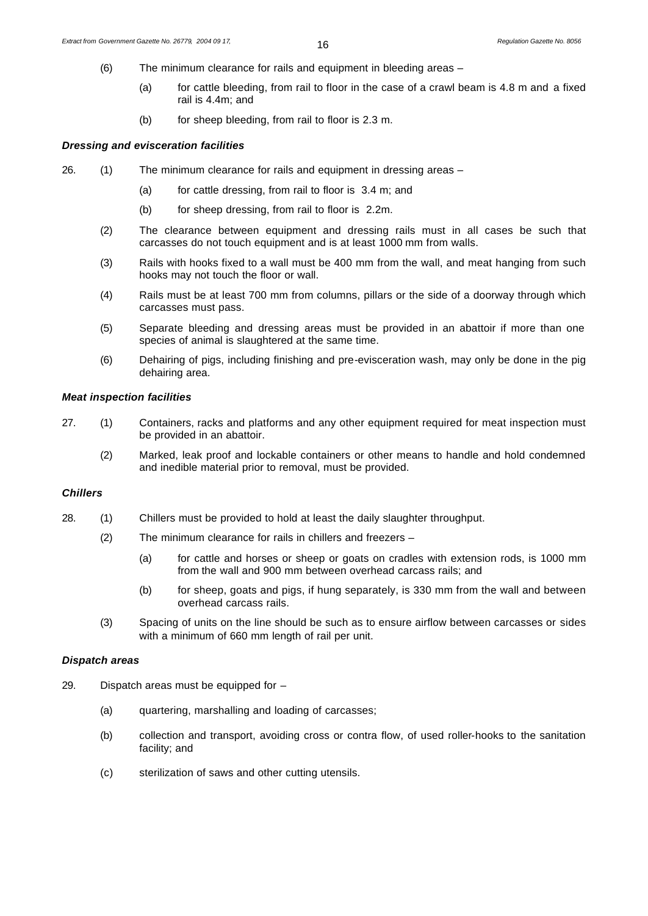(6) The minimum clearance for rails and equipment in bleeding areas –

(a) for cattle bleeding, from rail to floor in the case of a crawl beam is 4.8 m and a fixed rail is 4.4m; and

(b) for sheep bleeding, from rail to floor is 2.3 m.

### *Dressing and evisceration facilities*

26. (1) The minimum clearance for rails and equipment in dressing areas –

(a) for cattle dressing, from rail to floor is 3.4 m; and

(b) for sheep dressing, from rail to floor is 2.2m.

(2) The clearance between equipment and dressing rails must in all cases be such that carcasses do not touch equipment and is at least 1000 mm from walls.

(3) Rails with hooks fixed to a wall must be 400 mm from the wall, and meat hanging from such hooks may not touch the floor or wall.

(4) Rails must be at least 700 mm from columns, pillars or the side of a doorway through which carcasses must pass.

(5) Separate bleeding and dressing areas must be provided in an abattoir if more than one species of animal is slaughtered at the same time.

(6) Dehairing of pigs, including finishing and pre-evisceration wash, may only be done in the pig dehairing area.

### *Meat inspection facilities*

27. (1) Containers, racks and platforms and any other equipment required for meat inspection must be provided in an abattoir.

(2) Marked, leak proof and lockable containers or other means to handle and hold condemned and inedible material prior to removal, must be provided.

### *Chillers*

28. (1) Chillers must be provided to hold at least the daily slaughter throughput.

(2) The minimum clearance for rails in chillers and freezers –

(a) for cattle and horses or sheep or goats on cradles with extension rods, is 1000 mm from the wall and 900 mm between overhead carcass rails; and

(b) for sheep, goats and pigs, if hung separately, is 330 mm from the wall and between overhead carcass rails.

(3) Spacing of units on the line should be such as to ensure airflow between carcasses or sides with a minimum of 660 mm length of rail per unit.

### *Dispatch areas*

29. Dispatch areas must be equipped for –

(a) quartering, marshalling and loading of carcasses;

(b) collection and transport, avoiding cross or contra flow, of used roller-hooks to the sanitation facility; and

(c) sterilization of saws and other cutting utensils.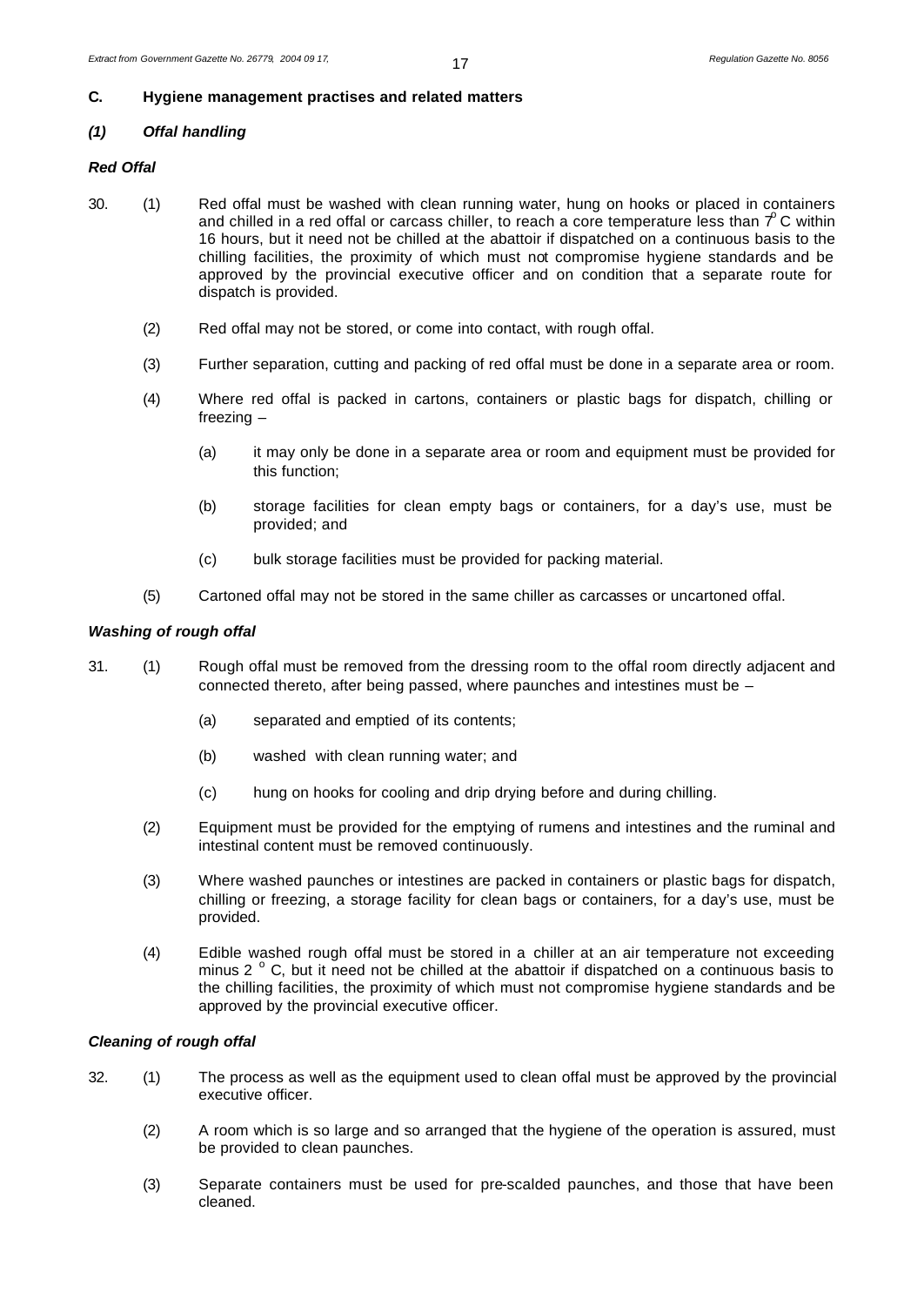## C. Hygiene management practises and related matters

### *(1) Offal handling*

#### *Red Offal*

30. (1) Red offal must be washed with clean running water, hung on hooks or placed in containers and chilled in a red offal or carcass chiller, to reach a core temperature less than 7° C within 16 hours, but it need not be chilled at the abattoir if dispatched on a continuous basis to the chilling facilities, the proximity of which must not compromise hygiene standards and be approved by the provincial executive officer and on condition that a separate route for dispatch is provided.

   (2) Red offal may not be stored, or come into contact, with rough offal.

   (3) Further separation, cutting and packing of red offal must be done in a separate area or room.

   (4) Where red offal is packed in cartons, containers or plastic bags for dispatch, chilling or freezing –

      (a) it may only be done in a separate area or room and equipment must be provided for this function;

      (b) storage facilities for clean empty bags or containers, for a day's use, must be provided; and

      (c) bulk storage facilities must be provided for packing material.

   (5) Cartoned offal may not be stored in the same chiller as carcasses or uncartoned offal.

#### *Washing of rough offal*

31. (1) Rough offal must be removed from the dressing room to the offal room directly adjacent and connected thereto, after being passed, where paunches and intestines must be –

      (a) separated and emptied of its contents;

      (b) washed with clean running water; and

      (c) hung on hooks for cooling and drip drying before and during chilling.

   (2) Equipment must be provided for the emptying of rumens and intestines and the ruminal and intestinal content must be removed continuously.

   (3) Where washed paunches or intestines are packed in containers or plastic bags for dispatch, chilling or freezing, a storage facility for clean bags or containers, for a day's use, must be provided.

   (4) Edible washed rough offal must be stored in a chiller at an air temperature not exceeding minus 2 °C, but it need not be chilled at the abattoir if dispatched on a continuous basis to the chilling facilities, the proximity of which must not compromise hygiene standards and be approved by the provincial executive officer.

#### *Cleaning of rough offal*

32. (1) The process as well as the equipment used to clean offal must be approved by the provincial executive officer.

   (2) A room which is so large and so arranged that the hygiene of the operation is assured, must be provided to clean paunches.

   (3) Separate containers must be used for pre-scalded paunches, and those that have been cleaned.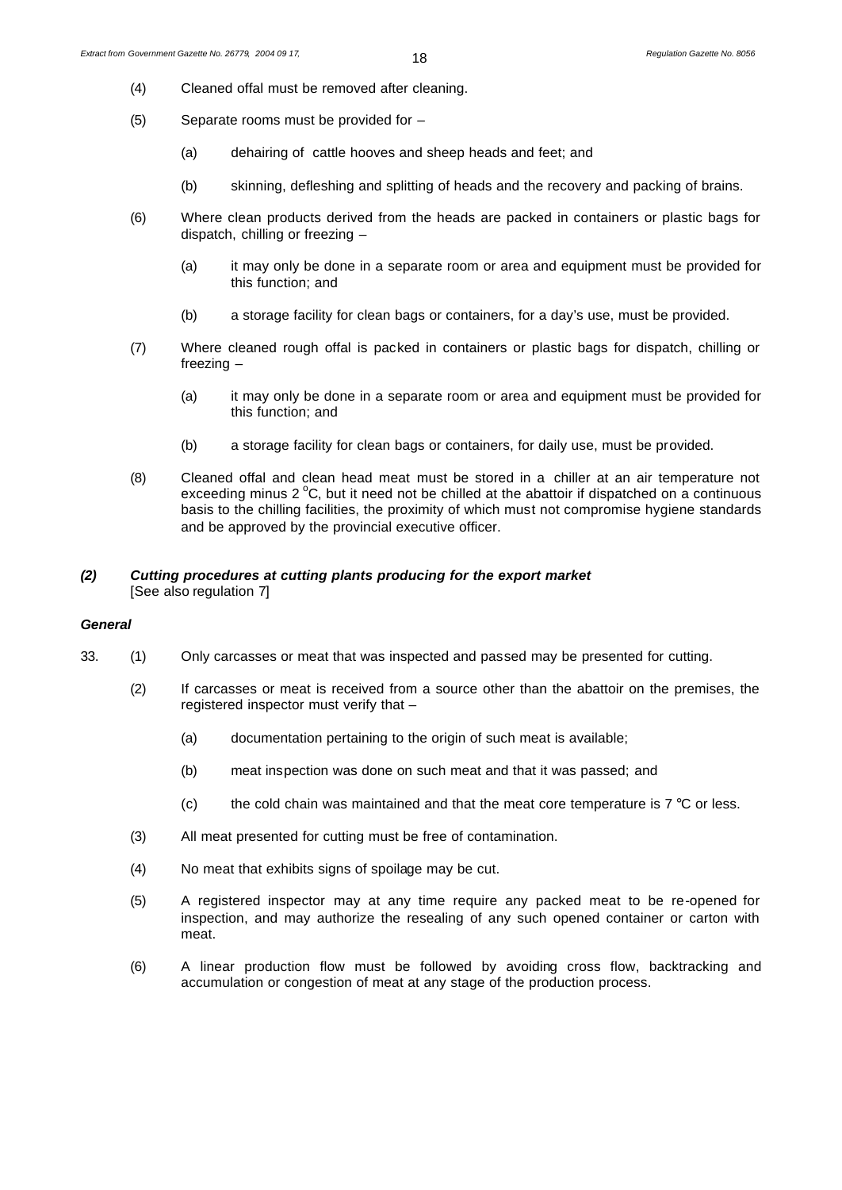(4) Cleaned offal must be removed after cleaning.

(5) Separate rooms must be provided for –

(a) dehairing of cattle hooves and sheep heads and feet; and

(b) skinning, defleshing and splitting of heads and the recovery and packing of brains.

(6) Where clean products derived from the heads are packed in containers or plastic bags for dispatch, chilling or freezing –

(a) it may only be done in a separate room or area and equipment must be provided for this function; and

(b) a storage facility for clean bags or containers, for a day's use, must be provided.

(7) Where cleaned rough offal is packed in containers or plastic bags for dispatch, chilling or freezing –

(a) it may only be done in a separate room or area and equipment must be provided for this function; and

(b) a storage facility for clean bags or containers, for daily use, must be provided.

(8) Cleaned offal and clean head meat must be stored in a chiller at an air temperature not exceeding minus 2 $^{o}$C, but it need not be chilled at the abattoir if dispatched on a continuous basis to the chilling facilities, the proximity of which must not compromise hygiene standards and be approved by the provincial executive officer.

***(2) Cutting procedures at cutting plants producing for the export market***
[See also regulation 7]

***General***

33. (1) Only carcasses or meat that was inspected and passed may be presented for cutting.

(2) If carcasses or meat is received from a source other than the abattoir on the premises, the registered inspector must verify that –

(a) documentation pertaining to the origin of such meat is available;

(b) meat inspection was done on such meat and that it was passed; and

(c) the cold chain was maintained and that the meat core temperature is 7 °C or less.

(3) All meat presented for cutting must be free of contamination.

(4) No meat that exhibits signs of spoilage may be cut.

(5) A registered inspector may at any time require any packed meat to be re-opened for inspection, and may authorize the resealing of any such opened container or carton with meat.

(6) A linear production flow must be followed by avoiding cross flow, backtracking and accumulation or congestion of meat at any stage of the production process.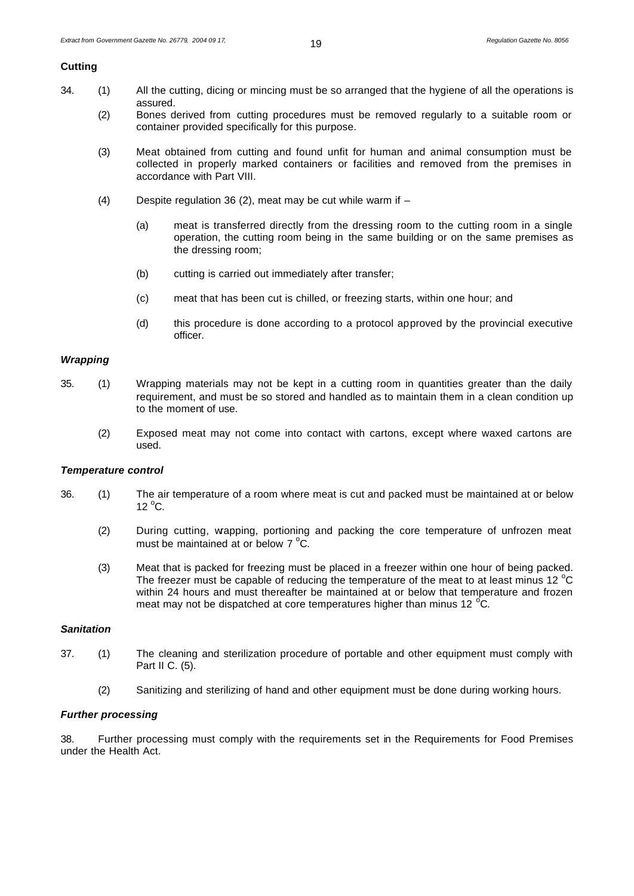**Cutting**

34. (1) All the cutting, dicing or mincing must be so arranged that the hygiene of all the operations is assured.

(2) Bones derived from cutting procedures must be removed regularly to a suitable room or container provided specifically for this purpose.

(3) Meat obtained from cutting and found unfit for human and animal consumption must be collected in properly marked containers or facilities and removed from the premises in accordance with Part VIII.

(4) Despite regulation 36 (2), meat may be cut while warm if –

(a) meat is transferred directly from the dressing room to the cutting room in a single operation, the cutting room being in the same building or on the same premises as the dressing room;

(b) cutting is carried out immediately after transfer;

(c) meat that has been cut is chilled, or freezing starts, within one hour; and

(d) this procedure is done according to a protocol approved by the provincial executive officer.

***Wrapping***

35. (1) Wrapping materials may not be kept in a cutting room in quantities greater than the daily requirement, and must be so stored and handled as to maintain them in a clean condition up to the moment of use.

(2) Exposed meat may not come into contact with cartons, except where waxed cartons are used.

***Temperature control***

36. (1) The air temperature of a room where meat is cut and packed must be maintained at or below 12 °C.

(2) During cutting, wrapping, portioning and packing the core temperature of unfrozen meat must be maintained at or below 7 °C.

(3) Meat that is packed for freezing must be placed in a freezer within one hour of being packed. The freezer must be capable of reducing the temperature of the meat to at least minus 12 °C within 24 hours and must thereafter be maintained at or below that temperature and frozen meat may not be dispatched at core temperatures higher than minus 12 °C.

***Sanitation***

37. (1) The cleaning and sterilization procedure of portable and other equipment must comply with Part II C. (5).

(2) Sanitizing and sterilizing of hand and other equipment must be done during working hours.

***Further processing***

38. Further processing must comply with the requirements set in the Requirements for Food Premises under the Health Act.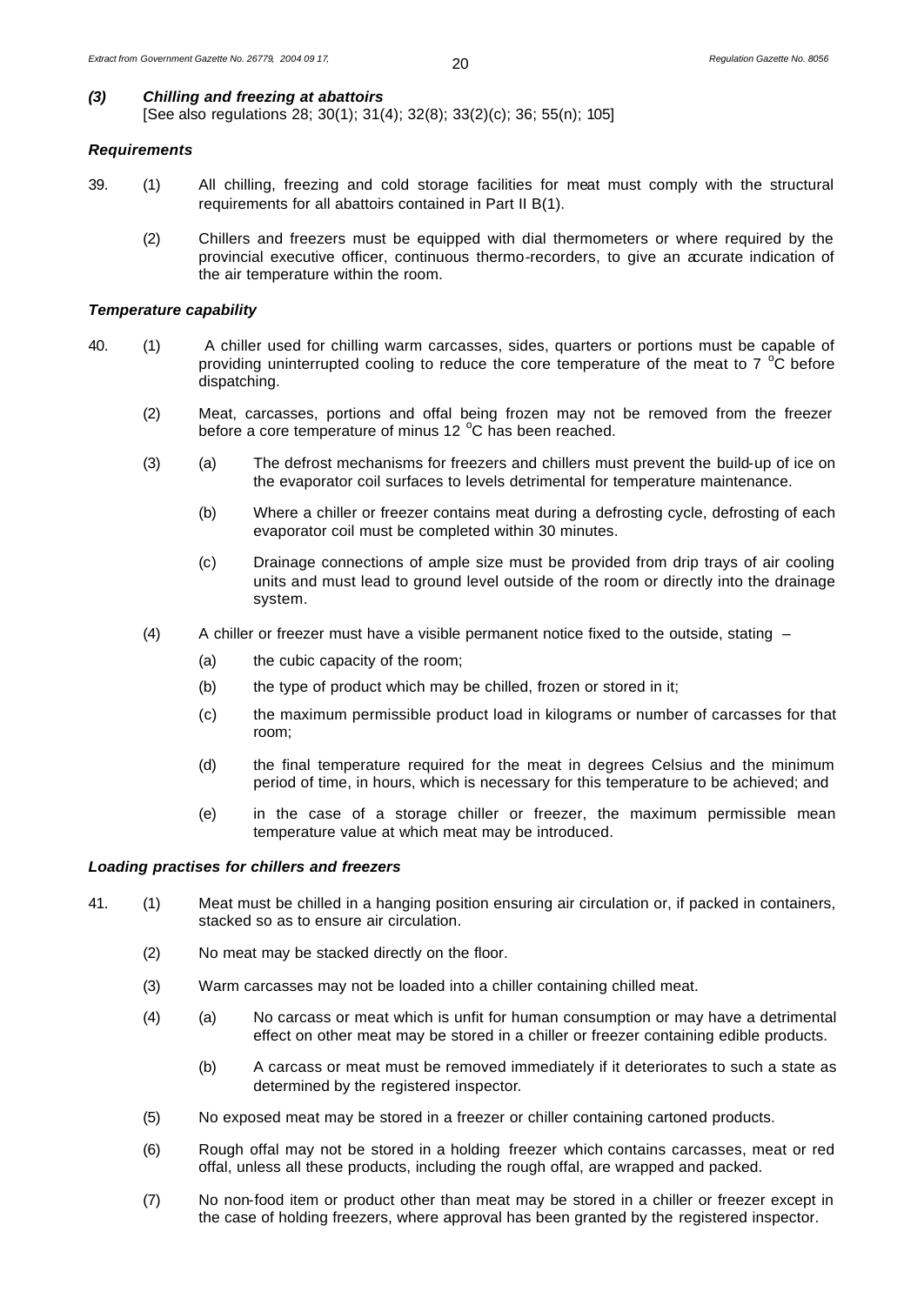### *(3) Chilling and freezing at abattoirs*

[See also regulations 28; 30(1); 31(4); 32(8); 33(2)(c); 36; 55(n); 105]

#### *Requirements*

39. (1) All chilling, freezing and cold storage facilities for meat must comply with the structural requirements for all abattoirs contained in Part II B(1).

(2) Chillers and freezers must be equipped with dial thermometers or where required by the provincial executive officer, continuous thermo-recorders, to give an accurate indication of the air temperature within the room.

#### *Temperature capability*

40. (1) A chiller used for chilling warm carcasses, sides, quarters or portions must be capable of providing uninterrupted cooling to reduce the core temperature of the meat to 7 $^{o}$C before dispatching.

(2) Meat, carcasses, portions and offal being frozen may not be removed from the freezer before a core temperature of minus 12 $^{o}$C has been reached.

(3) (a) The defrost mechanisms for freezers and chillers must prevent the build-up of ice on the evaporator coil surfaces to levels detrimental for temperature maintenance.

(b) Where a chiller or freezer contains meat during a defrosting cycle, defrosting of each evaporator coil must be completed within 30 minutes.

(c) Drainage connections of ample size must be provided from drip trays of air cooling units and must lead to ground level outside of the room or directly into the drainage system.

(4) A chiller or freezer must have a visible permanent notice fixed to the outside, stating –

(a) the cubic capacity of the room;

(b) the type of product which may be chilled, frozen or stored in it;

(c) the maximum permissible product load in kilograms or number of carcasses for that room;

(d) the final temperature required for the meat in degrees Celsius and the minimum period of time, in hours, which is necessary for this temperature to be achieved; and

(e) in the case of a storage chiller or freezer, the maximum permissible mean temperature value at which meat may be introduced.

#### *Loading practises for chillers and freezers*

41. (1) Meat must be chilled in a hanging position ensuring air circulation or, if packed in containers, stacked so as to ensure air circulation.

(2) No meat may be stacked directly on the floor.

(3) Warm carcasses may not be loaded into a chiller containing chilled meat.

(4) (a) No carcass or meat which is unfit for human consumption or may have a detrimental effect on other meat may be stored in a chiller or freezer containing edible products.

(b) A carcass or meat must be removed immediately if it deteriorates to such a state as determined by the registered inspector.

(5) No exposed meat may be stored in a freezer or chiller containing cartoned products.

(6) Rough offal may not be stored in a holding freezer which contains carcasses, meat or red offal, unless all these products, including the rough offal, are wrapped and packed.

(7) No non-food item or product other than meat may be stored in a chiller or freezer except in the case of holding freezers, where approval has been granted by the registered inspector.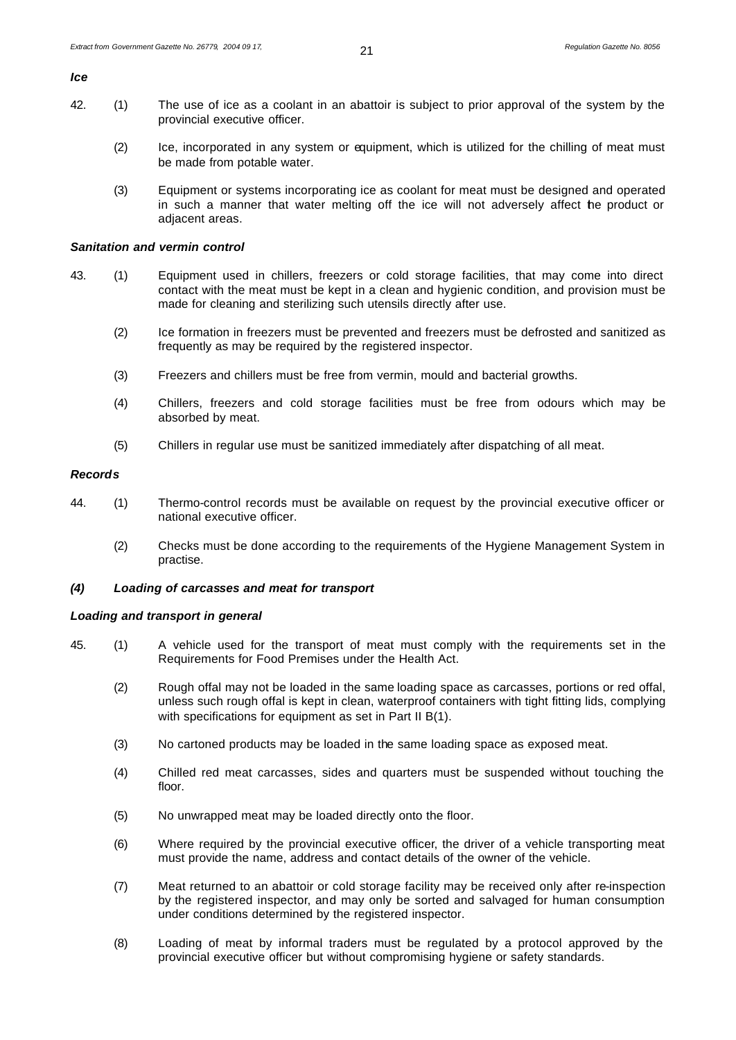***Ice***

42. (1) The use of ice as a coolant in an abattoir is subject to prior approval of the system by the provincial executive officer.

(2) Ice, incorporated in any system or equipment, which is utilized for the chilling of meat must be made from potable water.

(3) Equipment or systems incorporating ice as coolant for meat must be designed and operated in such a manner that water melting off the ice will not adversely affect the product or adjacent areas.

***Sanitation and vermin control***

43. (1) Equipment used in chillers, freezers or cold storage facilities, that may come into direct contact with the meat must be kept in a clean and hygienic condition, and provision must be made for cleaning and sterilizing such utensils directly after use.

(2) Ice formation in freezers must be prevented and freezers must be defrosted and sanitized as frequently as may be required by the registered inspector.

(3) Freezers and chillers must be free from vermin, mould and bacterial growths.

(4) Chillers, freezers and cold storage facilities must be free from odours which may be absorbed by meat.

(5) Chillers in regular use must be sanitized immediately after dispatching of all meat.

***Records***

44. (1) Thermo-control records must be available on request by the provincial executive officer or national executive officer.

(2) Checks must be done according to the requirements of the Hygiene Management System in practise.

***(4) Loading of carcasses and meat for transport***

***Loading and transport in general***

45. (1) A vehicle used for the transport of meat must comply with the requirements set in the Requirements for Food Premises under the Health Act.

(2) Rough offal may not be loaded in the same loading space as carcasses, portions or red offal, unless such rough offal is kept in clean, waterproof containers with tight fitting lids, complying with specifications for equipment as set in Part II B(1).

(3) No cartoned products may be loaded in the same loading space as exposed meat.

(4) Chilled red meat carcasses, sides and quarters must be suspended without touching the floor.

(5) No unwrapped meat may be loaded directly onto the floor.

(6) Where required by the provincial executive officer, the driver of a vehicle transporting meat must provide the name, address and contact details of the owner of the vehicle.

(7) Meat returned to an abattoir or cold storage facility may be received only after re-inspection by the registered inspector, and may only be sorted and salvaged for human consumption under conditions determined by the registered inspector.

(8) Loading of meat by informal traders must be regulated by a protocol approved by the provincial executive officer but without compromising hygiene or safety standards.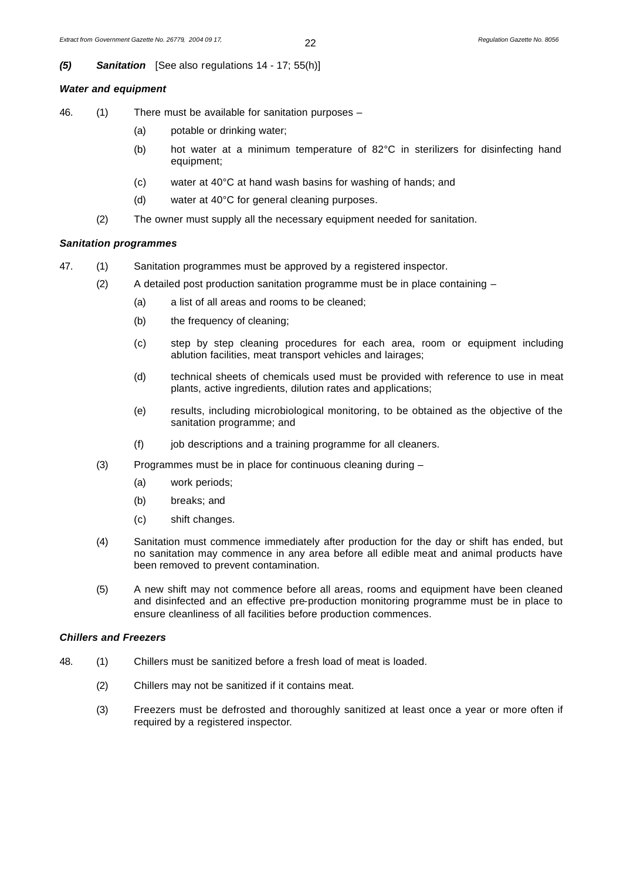***(5) Sanitation*** [See also regulations 14 - 17; 55(h)]

***Water and equipment***

46. (1) There must be available for sanitation purposes –

    (a) potable or drinking water;

    (b) hot water at a minimum temperature of 82°C in sterilizers for disinfecting hand equipment;

    (c) water at 40°C at hand wash basins for washing of hands; and

    (d) water at 40°C for general cleaning purposes.

    (2) The owner must supply all the necessary equipment needed for sanitation.

***Sanitation programmes***

47. (1) Sanitation programmes must be approved by a registered inspector.

    (2) A detailed post production sanitation programme must be in place containing –

    (a) a list of all areas and rooms to be cleaned;

    (b) the frequency of cleaning;

    (c) step by step cleaning procedures for each area, room or equipment including ablution facilities, meat transport vehicles and lairages;

    (d) technical sheets of chemicals used must be provided with reference to use in meat plants, active ingredients, dilution rates and applications;

    (e) results, including microbiological monitoring, to be obtained as the objective of the sanitation programme; and

    (f) job descriptions and a training programme for all cleaners.

    (3) Programmes must be in place for continuous cleaning during –

    (a) work periods;

    (b) breaks; and

    (c) shift changes.

    (4) Sanitation must commence immediately after production for the day or shift has ended, but no sanitation may commence in any area before all edible meat and animal products have been removed to prevent contamination.

    (5) A new shift may not commence before all areas, rooms and equipment have been cleaned and disinfected and an effective pre-production monitoring programme must be in place to ensure cleanliness of all facilities before production commences.

***Chillers and Freezers***

48. (1) Chillers must be sanitized before a fresh load of meat is loaded.

    (2) Chillers may not be sanitized if it contains meat.

    (3) Freezers must be defrosted and thoroughly sanitized at least once a year or more often if required by a registered inspector.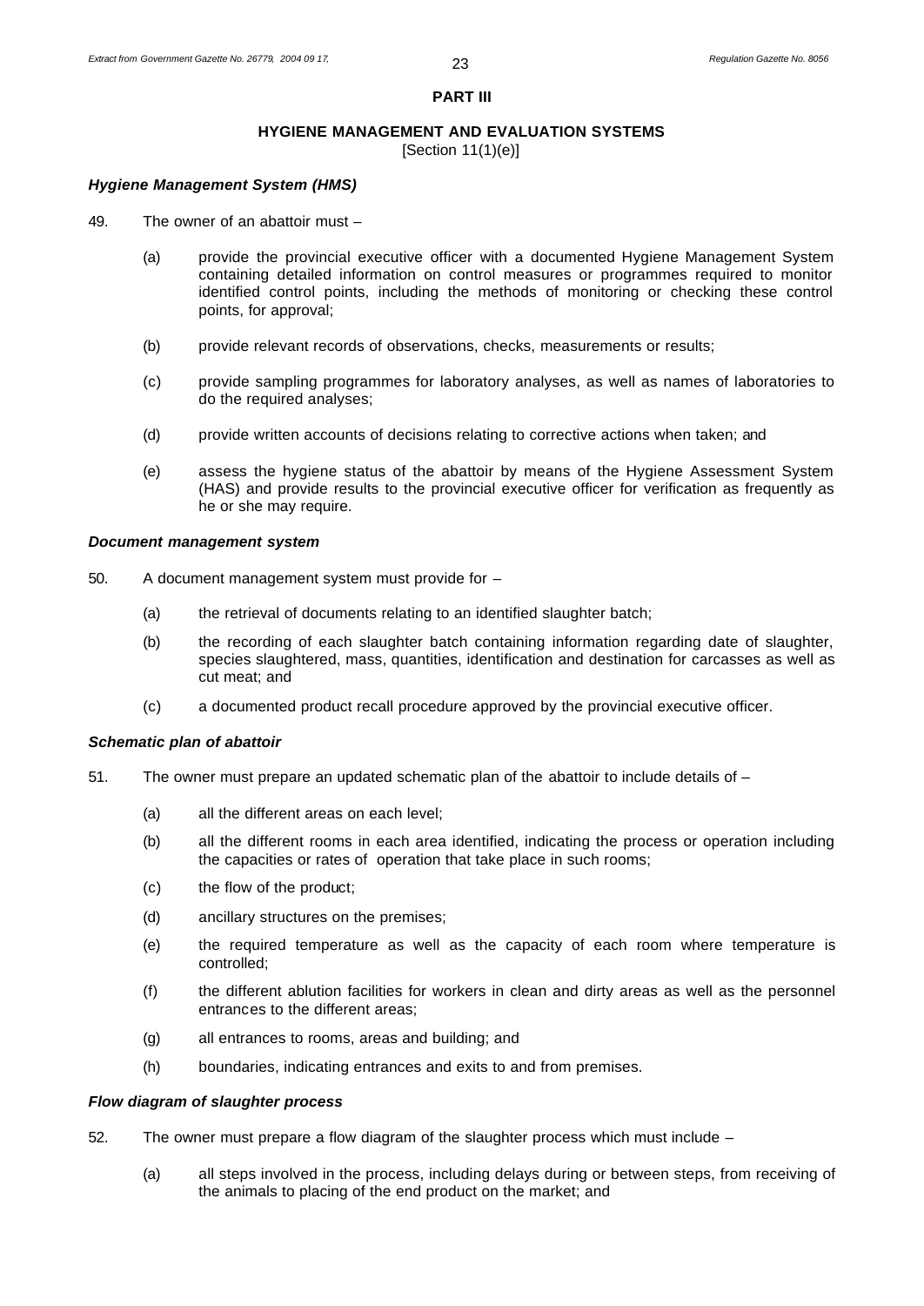## PART III

### HYGIENE MANAGEMENT AND EVALUATION SYSTEMS

[Section 11(1)(e)]

***Hygiene Management System (HMS)***

49. The owner of an abattoir must –

   (a) provide the provincial executive officer with a documented Hygiene Management System containing detailed information on control measures or programmes required to monitor identified control points, including the methods of monitoring or checking these control points, for approval;

   (b) provide relevant records of observations, checks, measurements or results;

   (c) provide sampling programmes for laboratory analyses, as well as names of laboratories to do the required analyses;

   (d) provide written accounts of decisions relating to corrective actions when taken; and

   (e) assess the hygiene status of the abattoir by means of the Hygiene Assessment System (HAS) and provide results to the provincial executive officer for verification as frequently as he or she may require.

***Document management system***

50. A document management system must provide for –

   (a) the retrieval of documents relating to an identified slaughter batch;

   (b) the recording of each slaughter batch containing information regarding date of slaughter, species slaughtered, mass, quantities, identification and destination for carcasses as well as cut meat; and

   (c) a documented product recall procedure approved by the provincial executive officer.

***Schematic plan of abattoir***

51. The owner must prepare an updated schematic plan of the abattoir to include details of –

   (a) all the different areas on each level;

   (b) all the different rooms in each area identified, indicating the process or operation including the capacities or rates of operation that take place in such rooms;

   (c) the flow of the product;

   (d) ancillary structures on the premises;

   (e) the required temperature as well as the capacity of each room where temperature is controlled;

   (f) the different ablution facilities for workers in clean and dirty areas as well as the personnel entrances to the different areas;

   (g) all entrances to rooms, areas and building; and

   (h) boundaries, indicating entrances and exits to and from premises.

***Flow diagram of slaughter process***

52. The owner must prepare a flow diagram of the slaughter process which must include –

   (a) all steps involved in the process, including delays during or between steps, from receiving of the animals to placing of the end product on the market; and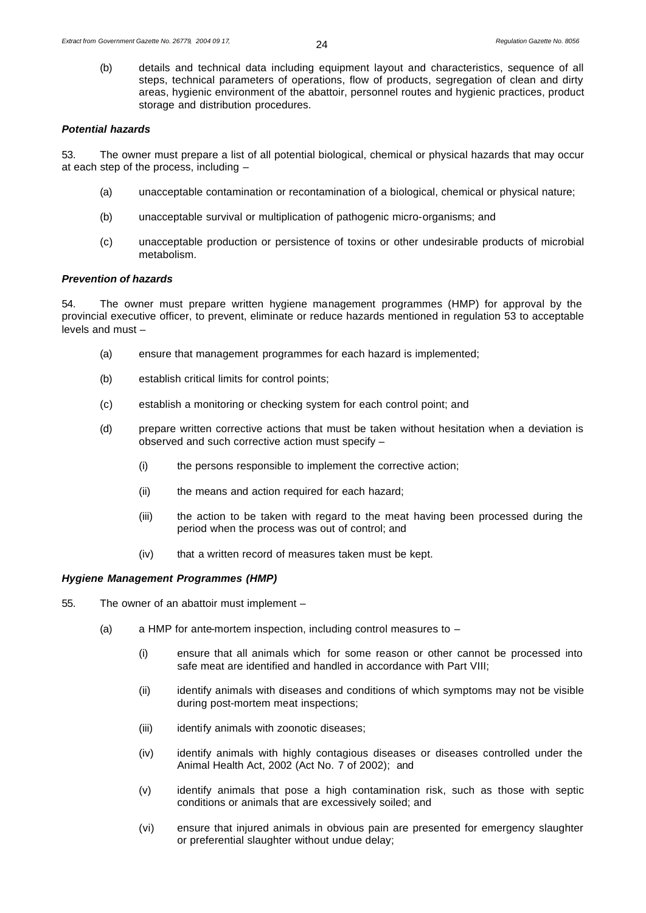(b) details and technical data including equipment layout and characteristics, sequence of all steps, technical parameters of operations, flow of products, segregation of clean and dirty areas, hygienic environment of the abattoir, personnel routes and hygienic practices, product storage and distribution procedures.

***Potential hazards***

53. The owner must prepare a list of all potential biological, chemical or physical hazards that may occur at each step of the process, including –

(a) unacceptable contamination or recontamination of a biological, chemical or physical nature;

(b) unacceptable survival or multiplication of pathogenic micro-organisms; and

(c) unacceptable production or persistence of toxins or other undesirable products of microbial metabolism.

***Prevention of hazards***

54. The owner must prepare written hygiene management programmes (HMP) for approval by the provincial executive officer, to prevent, eliminate or reduce hazards mentioned in regulation 53 to acceptable levels and must –

(a) ensure that management programmes for each hazard is implemented;

(b) establish critical limits for control points;

(c) establish a monitoring or checking system for each control point; and

(d) prepare written corrective actions that must be taken without hesitation when a deviation is observed and such corrective action must specify –

(i) the persons responsible to implement the corrective action;

(ii) the means and action required for each hazard;

(iii) the action to be taken with regard to the meat having been processed during the period when the process was out of control; and

(iv) that a written record of measures taken must be kept.

***Hygiene Management Programmes (HMP)***

55. The owner of an abattoir must implement –

(a) a HMP for ante-mortem inspection, including control measures to –

(i) ensure that all animals which for some reason or other cannot be processed into safe meat are identified and handled in accordance with Part VIII;

(ii) identify animals with diseases and conditions of which symptoms may not be visible during post-mortem meat inspections;

(iii) identify animals with zoonotic diseases;

(iv) identify animals with highly contagious diseases or diseases controlled under the Animal Health Act, 2002 (Act No. 7 of 2002); and

(v) identify animals that pose a high contamination risk, such as those with septic conditions or animals that are excessively soiled; and

(vi) ensure that injured animals in obvious pain are presented for emergency slaughter or preferential slaughter without undue delay;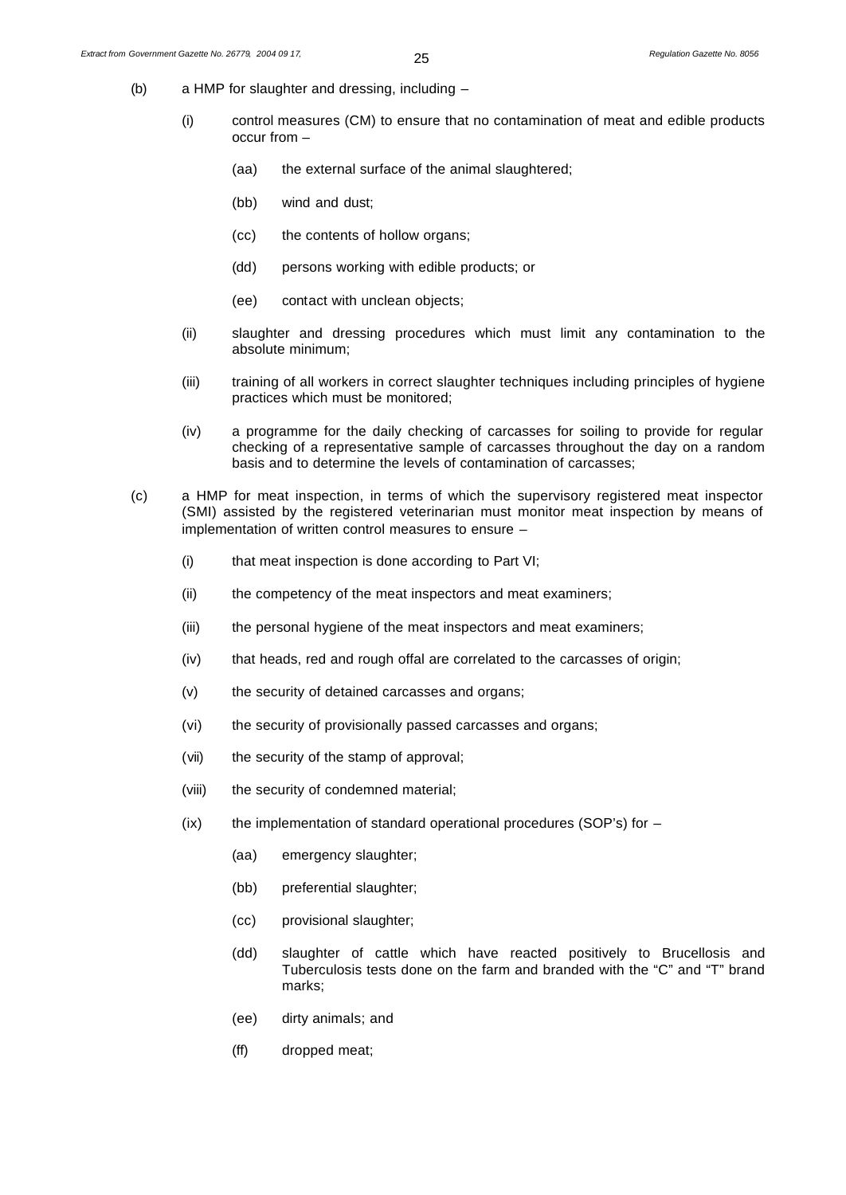(b) a HMP for slaughter and dressing, including –

  (i) control measures (CM) to ensure that no contamination of meat and edible products occur from –

    (aa) the external surface of the animal slaughtered;

    (bb) wind and dust;

    (cc) the contents of hollow organs;

    (dd) persons working with edible products; or

    (ee) contact with unclean objects;

  (ii) slaughter and dressing procedures which must limit any contamination to the absolute minimum;

  (iii) training of all workers in correct slaughter techniques including principles of hygiene practices which must be monitored;

  (iv) a programme for the daily checking of carcasses for soiling to provide for regular checking of a representative sample of carcasses throughout the day on a random basis and to determine the levels of contamination of carcasses;

(c) a HMP for meat inspection, in terms of which the supervisory registered meat inspector (SMI) assisted by the registered veterinarian must monitor meat inspection by means of implementation of written control measures to ensure –

  (i) that meat inspection is done according to Part VI;

  (ii) the competency of the meat inspectors and meat examiners;

  (iii) the personal hygiene of the meat inspectors and meat examiners;

  (iv) that heads, red and rough offal are correlated to the carcasses of origin;

  (v) the security of detained carcasses and organs;

  (vi) the security of provisionally passed carcasses and organs;

  (vii) the security of the stamp of approval;

  (viii) the security of condemned material;

  (ix) the implementation of standard operational procedures (SOP's) for –

    (aa) emergency slaughter;

    (bb) preferential slaughter;

    (cc) provisional slaughter;

    (dd) slaughter of cattle which have reacted positively to Brucellosis and Tuberculosis tests done on the farm and branded with the "C" and "T" brand marks;

    (ee) dirty animals; and

    (ff) dropped meat;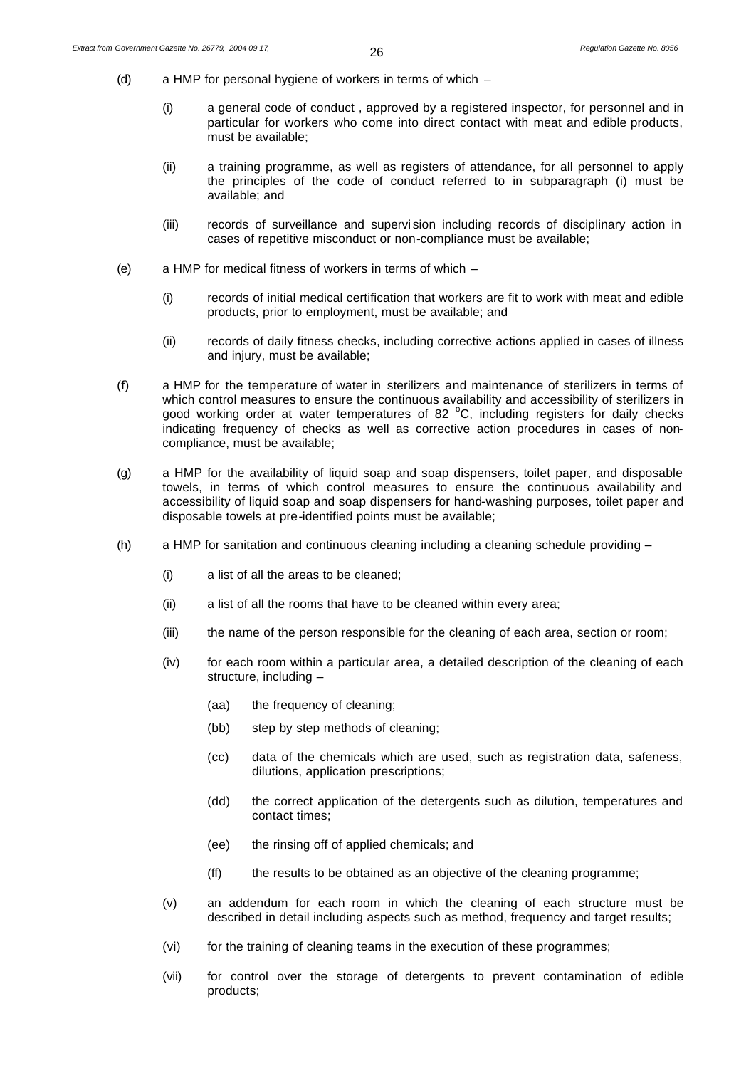(d) a HMP for personal hygiene of workers in terms of which –

   (i) a general code of conduct , approved by a registered inspector, for personnel and in particular for workers who come into direct contact with meat and edible products, must be available;

   (ii) a training programme, as well as registers of attendance, for all personnel to apply the principles of the code of conduct referred to in subparagraph (i) must be available; and

   (iii) records of surveillance and supervision including records of disciplinary action in cases of repetitive misconduct or non-compliance must be available;

(e) a HMP for medical fitness of workers in terms of which –

   (i) records of initial medical certification that workers are fit to work with meat and edible products, prior to employment, must be available; and

   (ii) records of daily fitness checks, including corrective actions applied in cases of illness and injury, must be available;

(f) a HMP for the temperature of water in sterilizers and maintenance of sterilizers in terms of which control measures to ensure the continuous availability and accessibility of sterilizers in good working order at water temperatures of 82 $^{o}$C, including registers for daily checks indicating frequency of checks as well as corrective action procedures in cases of non-compliance, must be available;

(g) a HMP for the availability of liquid soap and soap dispensers, toilet paper, and disposable towels, in terms of which control measures to ensure the continuous availability and accessibility of liquid soap and soap dispensers for hand-washing purposes, toilet paper and disposable towels at pre-identified points must be available;

(h) a HMP for sanitation and continuous cleaning including a cleaning schedule providing –

   (i) a list of all the areas to be cleaned;

   (ii) a list of all the rooms that have to be cleaned within every area;

   (iii) the name of the person responsible for the cleaning of each area, section or room;

   (iv) for each room within a particular area, a detailed description of the cleaning of each structure, including –

      (aa) the frequency of cleaning;

      (bb) step by step methods of cleaning;

      (cc) data of the chemicals which are used, such as registration data, safeness, dilutions, application prescriptions;

      (dd) the correct application of the detergents such as dilution, temperatures and contact times;

      (ee) the rinsing off of applied chemicals; and

      (ff) the results to be obtained as an objective of the cleaning programme;

   (v) an addendum for each room in which the cleaning of each structure must be described in detail including aspects such as method, frequency and target results;

   (vi) for the training of cleaning teams in the execution of these programmes;

   (vii) for control over the storage of detergents to prevent contamination of edible products;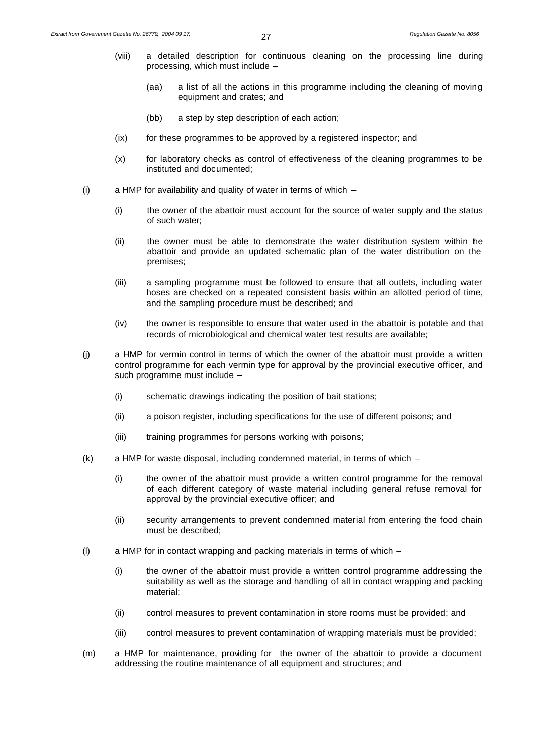(viii) a detailed description for continuous cleaning on the processing line during processing, which must include –

(aa) a list of all the actions in this programme including the cleaning of moving equipment and crates; and

(bb) a step by step description of each action;

(ix) for these programmes to be approved by a registered inspector; and

(x) for laboratory checks as control of effectiveness of the cleaning programmes to be instituted and documented;

(i) a HMP for availability and quality of water in terms of which –

(i) the owner of the abattoir must account for the source of water supply and the status of such water;

(ii) the owner must be able to demonstrate the water distribution system within the abattoir and provide an updated schematic plan of the water distribution on the premises;

(iii) a sampling programme must be followed to ensure that all outlets, including water hoses are checked on a repeated consistent basis within an allotted period of time, and the sampling procedure must be described; and

(iv) the owner is responsible to ensure that water used in the abattoir is potable and that records of microbiological and chemical water test results are available;

(j) a HMP for vermin control in terms of which the owner of the abattoir must provide a written control programme for each vermin type for approval by the provincial executive officer, and such programme must include –

(i) schematic drawings indicating the position of bait stations;

(ii) a poison register, including specifications for the use of different poisons; and

(iii) training programmes for persons working with poisons;

(k) a HMP for waste disposal, including condemned material, in terms of which –

(i) the owner of the abattoir must provide a written control programme for the removal of each different category of waste material including general refuse removal for approval by the provincial executive officer; and

(ii) security arrangements to prevent condemned material from entering the food chain must be described;

(l) a HMP for in contact wrapping and packing materials in terms of which –

(i) the owner of the abattoir must provide a written control programme addressing the suitability as well as the storage and handling of all in contact wrapping and packing material;

(ii) control measures to prevent contamination in store rooms must be provided; and

(iii) control measures to prevent contamination of wrapping materials must be provided;

(m) a HMP for maintenance, providing for the owner of the abattoir to provide a document addressing the routine maintenance of all equipment and structures; and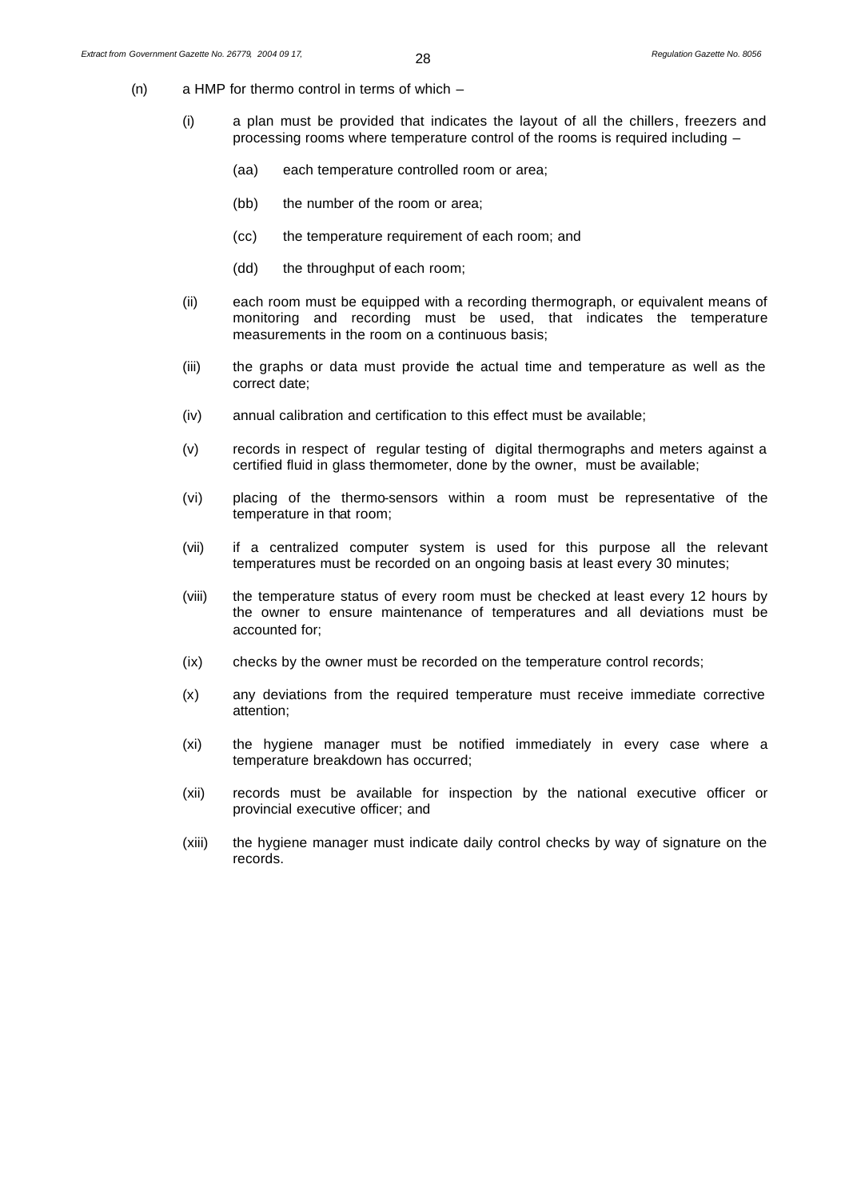(n) a HMP for thermo control in terms of which –

(i) a plan must be provided that indicates the layout of all the chillers, freezers and processing rooms where temperature control of the rooms is required including –

(aa) each temperature controlled room or area;

(bb) the number of the room or area;

(cc) the temperature requirement of each room; and

(dd) the throughput of each room;

(ii) each room must be equipped with a recording thermograph, or equivalent means of monitoring and recording must be used, that indicates the temperature measurements in the room on a continuous basis;

(iii) the graphs or data must provide the actual time and temperature as well as the correct date;

(iv) annual calibration and certification to this effect must be available;

(v) records in respect of regular testing of digital thermographs and meters against a certified fluid in glass thermometer, done by the owner, must be available;

(vi) placing of the thermo-sensors within a room must be representative of the temperature in that room;

(vii) if a centralized computer system is used for this purpose all the relevant temperatures must be recorded on an ongoing basis at least every 30 minutes;

(viii) the temperature status of every room must be checked at least every 12 hours by the owner to ensure maintenance of temperatures and all deviations must be accounted for;

(ix) checks by the owner must be recorded on the temperature control records;

(x) any deviations from the required temperature must receive immediate corrective attention;

(xi) the hygiene manager must be notified immediately in every case where a temperature breakdown has occurred;

(xii) records must be available for inspection by the national executive officer or provincial executive officer; and

(xiii) the hygiene manager must indicate daily control checks by way of signature on the records.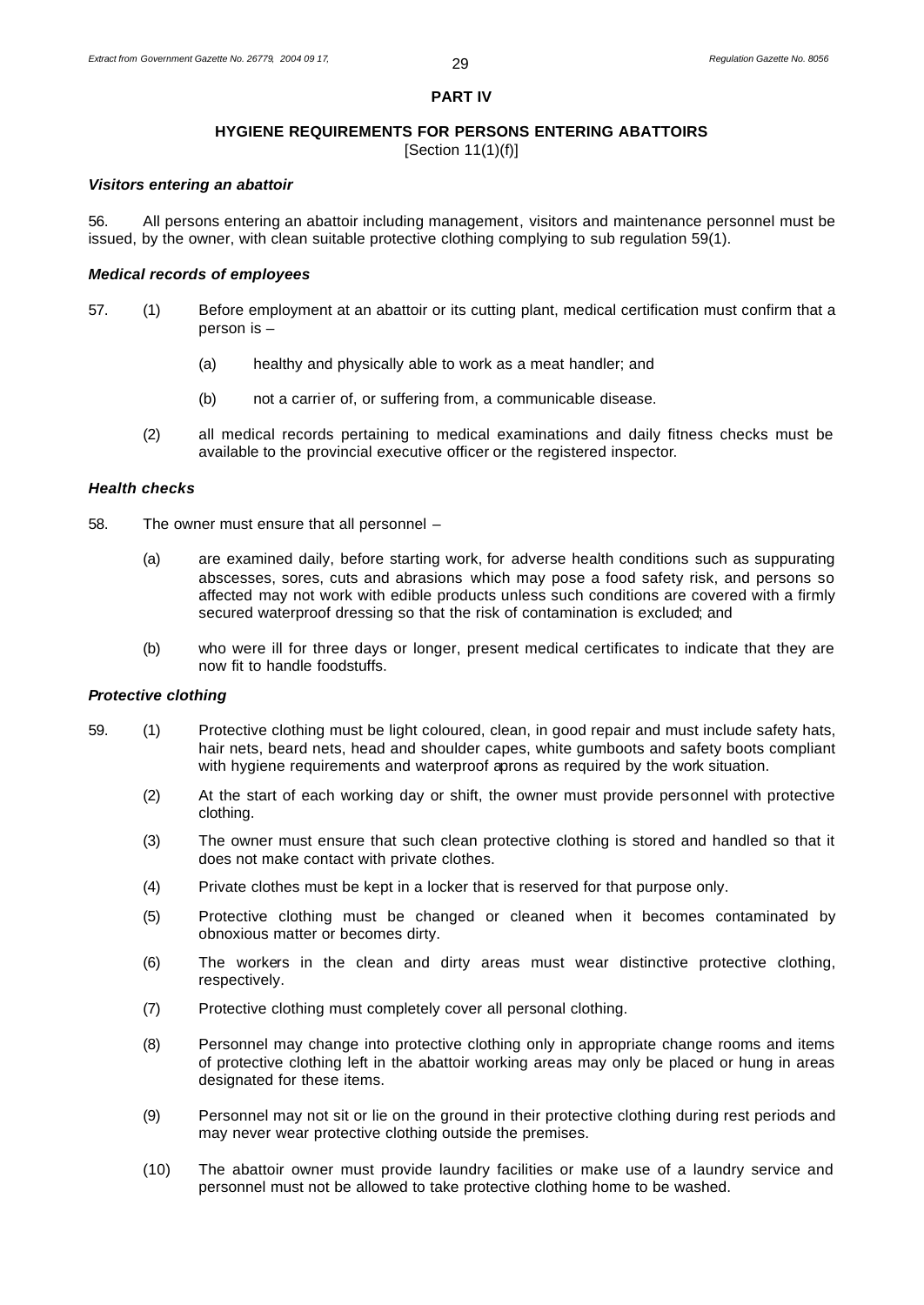## PART IV

### HYGIENE REQUIREMENTS FOR PERSONS ENTERING ABATTOIRS

[Section 11(1)(f)]

***Visitors entering an abattoir***

56. All persons entering an abattoir including management, visitors and maintenance personnel must be issued, by the owner, with clean suitable protective clothing complying to sub regulation 59(1).

***Medical records of employees***

57. (1) Before employment at an abattoir or its cutting plant, medical certification must confirm that a person is –

(a) healthy and physically able to work as a meat handler; and

(b) not a carrier of, or suffering from, a communicable disease.

(2) all medical records pertaining to medical examinations and daily fitness checks must be available to the provincial executive officer or the registered inspector.

***Health checks***

58. The owner must ensure that all personnel –

(a) are examined daily, before starting work, for adverse health conditions such as suppurating abscesses, sores, cuts and abrasions which may pose a food safety risk, and persons so affected may not work with edible products unless such conditions are covered with a firmly secured waterproof dressing so that the risk of contamination is excluded; and

(b) who were ill for three days or longer, present medical certificates to indicate that they are now fit to handle foodstuffs.

***Protective clothing***

59. (1) Protective clothing must be light coloured, clean, in good repair and must include safety hats, hair nets, beard nets, head and shoulder capes, white gumboots and safety boots compliant with hygiene requirements and waterproof aprons as required by the work situation.

(2) At the start of each working day or shift, the owner must provide personnel with protective clothing.

(3) The owner must ensure that such clean protective clothing is stored and handled so that it does not make contact with private clothes.

(4) Private clothes must be kept in a locker that is reserved for that purpose only.

(5) Protective clothing must be changed or cleaned when it becomes contaminated by obnoxious matter or becomes dirty.

(6) The workers in the clean and dirty areas must wear distinctive protective clothing, respectively.

(7) Protective clothing must completely cover all personal clothing.

(8) Personnel may change into protective clothing only in appropriate change rooms and items of protective clothing left in the abattoir working areas may only be placed or hung in areas designated for these items.

(9) Personnel may not sit or lie on the ground in their protective clothing during rest periods and may never wear protective clothing outside the premises.

(10) The abattoir owner must provide laundry facilities or make use of a laundry service and personnel must not be allowed to take protective clothing home to be washed.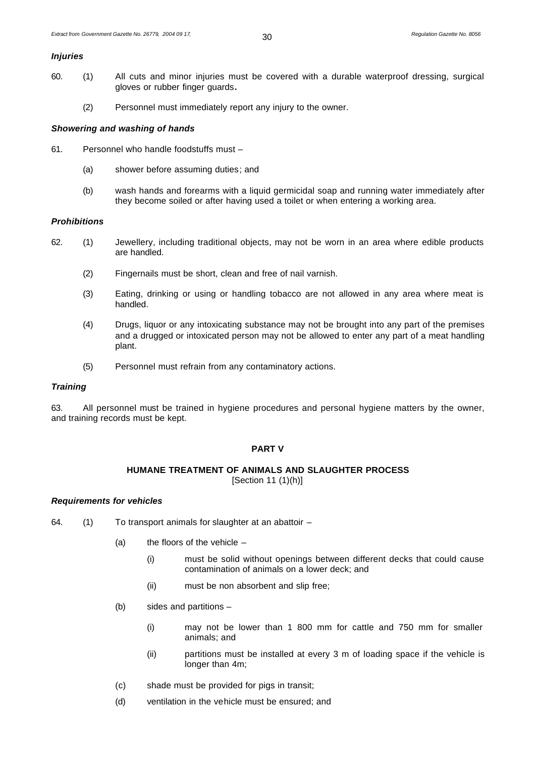***Injuries***

60. (1) All cuts and minor injuries must be covered with a durable waterproof dressing, surgical gloves or rubber finger guards.

(2) Personnel must immediately report any injury to the owner.

***Showering and washing of hands***

61. Personnel who handle foodstuffs must –

(a) shower before assuming duties; and

(b) wash hands and forearms with a liquid germicidal soap and running water immediately after they become soiled or after having used a toilet or when entering a working area.

***Prohibitions***

62. (1) Jewellery, including traditional objects, may not be worn in an area where edible products are handled.

(2) Fingernails must be short, clean and free of nail varnish.

(3) Eating, drinking or using or handling tobacco are not allowed in any area where meat is handled.

(4) Drugs, liquor or any intoxicating substance may not be brought into any part of the premises and a drugged or intoxicated person may not be allowed to enter any part of a meat handling plant.

(5) Personnel must refrain from any contaminatory actions.

***Training***

63. All personnel must be trained in hygiene procedures and personal hygiene matters by the owner, and training records must be kept.

## PART V

### HUMANE TREATMENT OF ANIMALS AND SLAUGHTER PROCESS

[Section 11 (1)(h)]

***Requirements for vehicles***

64. (1) To transport animals for slaughter at an abattoir –

(a) the floors of the vehicle –

(i) must be solid without openings between different decks that could cause contamination of animals on a lower deck; and

(ii) must be non absorbent and slip free;

(b) sides and partitions –

(i) may not be lower than 1 800 mm for cattle and 750 mm for smaller animals; and

(ii) partitions must be installed at every 3 m of loading space if the vehicle is longer than 4m;

(c) shade must be provided for pigs in transit;

(d) ventilation in the vehicle must be ensured; and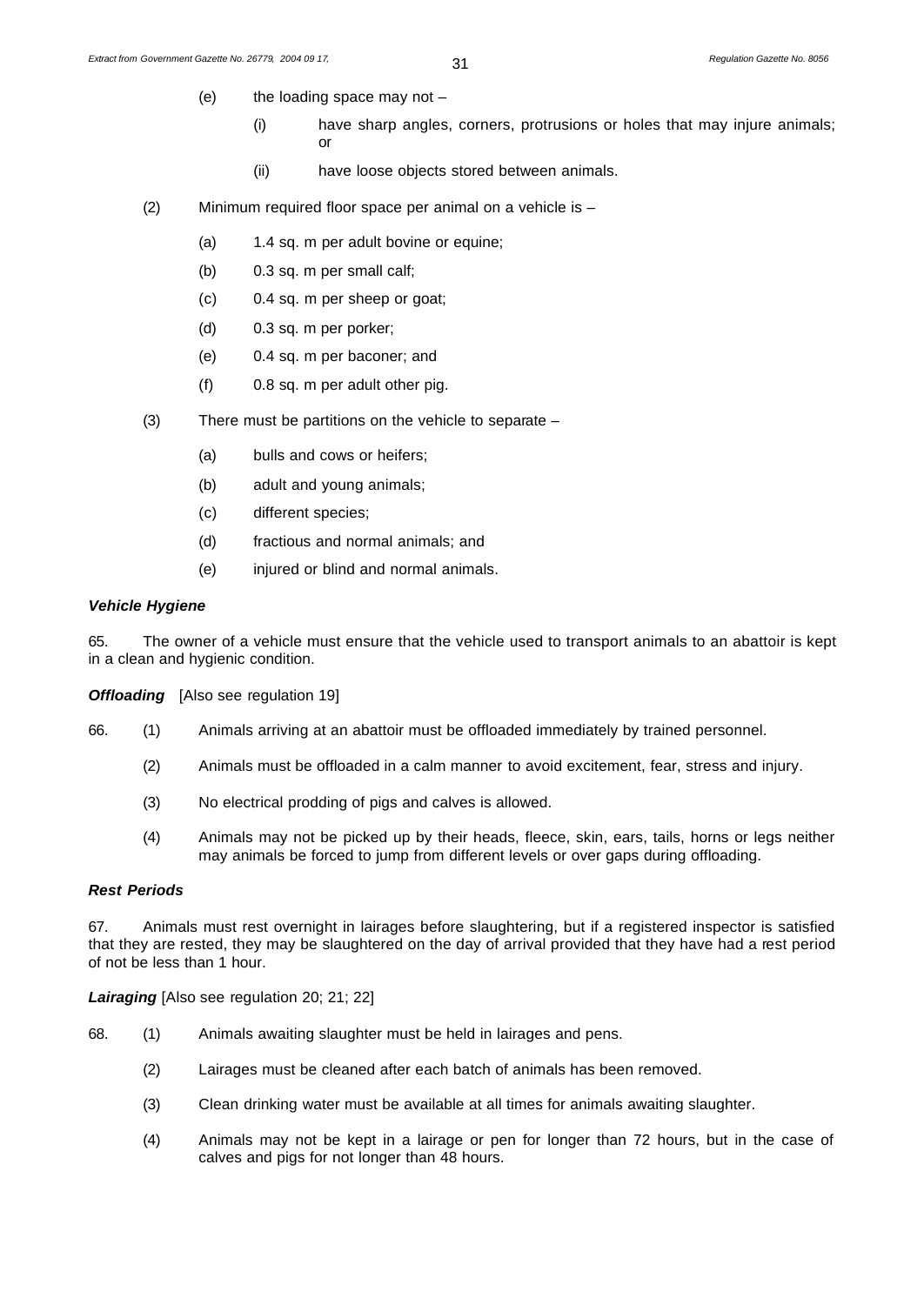(e) the loading space may not –

(i) have sharp angles, corners, protrusions or holes that may injure animals; or

(ii) have loose objects stored between animals.

(2) Minimum required floor space per animal on a vehicle is –

(a) 1.4 sq. m per adult bovine or equine;

(b) 0.3 sq. m per small calf;

(c) 0.4 sq. m per sheep or goat;

(d) 0.3 sq. m per porker;

(e) 0.4 sq. m per baconer; and

(f) 0.8 sq. m per adult other pig.

(3) There must be partitions on the vehicle to separate –

(a) bulls and cows or heifers;

(b) adult and young animals;

(c) different species;

(d) fractious and normal animals; and

(e) injured or blind and normal animals.

***Vehicle Hygiene***

65. The owner of a vehicle must ensure that the vehicle used to transport animals to an abattoir is kept in a clean and hygienic condition.

***Offloading*** [Also see regulation 19]

66. (1) Animals arriving at an abattoir must be offloaded immediately by trained personnel.

(2) Animals must be offloaded in a calm manner to avoid excitement, fear, stress and injury.

(3) No electrical prodding of pigs and calves is allowed.

(4) Animals may not be picked up by their heads, fleece, skin, ears, tails, horns or legs neither may animals be forced to jump from different levels or over gaps during offloading.

***Rest Periods***

67. Animals must rest overnight in lairages before slaughtering, but if a registered inspector is satisfied that they are rested, they may be slaughtered on the day of arrival provided that they have had a rest period of not be less than 1 hour.

***Lairaging*** [Also see regulation 20; 21; 22]

68. (1) Animals awaiting slaughter must be held in lairages and pens.

(2) Lairages must be cleaned after each batch of animals has been removed.

(3) Clean drinking water must be available at all times for animals awaiting slaughter.

(4) Animals may not be kept in a lairage or pen for longer than 72 hours, but in the case of calves and pigs for not longer than 48 hours.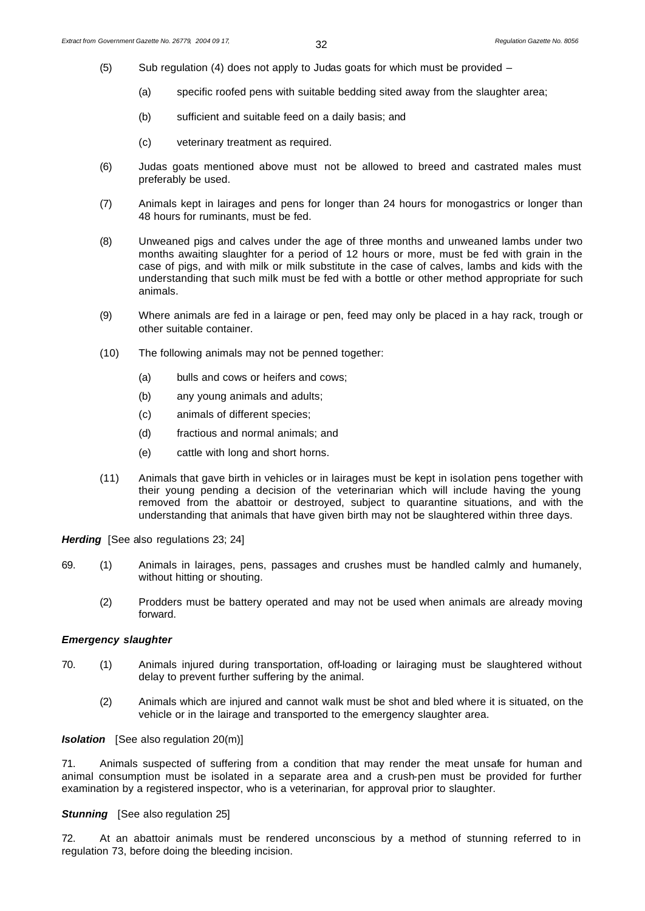(5) Sub regulation (4) does not apply to Judas goats for which must be provided –

(a) specific roofed pens with suitable bedding sited away from the slaughter area;

(b) sufficient and suitable feed on a daily basis; and

(c) veterinary treatment as required.

(6) Judas goats mentioned above must not be allowed to breed and castrated males must preferably be used.

(7) Animals kept in lairages and pens for longer than 24 hours for monogastrics or longer than 48 hours for ruminants, must be fed.

(8) Unweaned pigs and calves under the age of three months and unweaned lambs under two months awaiting slaughter for a period of 12 hours or more, must be fed with grain in the case of pigs, and with milk or milk substitute in the case of calves, lambs and kids with the understanding that such milk must be fed with a bottle or other method appropriate for such animals.

(9) Where animals are fed in a lairage or pen, feed may only be placed in a hay rack, trough or other suitable container.

(10) The following animals may not be penned together:

(a) bulls and cows or heifers and cows;

(b) any young animals and adults;

(c) animals of different species;

(d) fractious and normal animals; and

(e) cattle with long and short horns.

(11) Animals that gave birth in vehicles or in lairages must be kept in isolation pens together with their young pending a decision of the veterinarian which will include having the young removed from the abattoir or destroyed, subject to quarantine situations, and with the understanding that animals that have given birth may not be slaughtered within three days.

***Herding*** [See also regulations 23; 24]

69. (1) Animals in lairages, pens, passages and crushes must be handled calmly and humanely, without hitting or shouting.

(2) Prodders must be battery operated and may not be used when animals are already moving forward.

***Emergency slaughter***

70. (1) Animals injured during transportation, off-loading or lairaging must be slaughtered without delay to prevent further suffering by the animal.

(2) Animals which are injured and cannot walk must be shot and bled where it is situated, on the vehicle or in the lairage and transported to the emergency slaughter area.

***Isolation*** [See also regulation 20(m)]

71. Animals suspected of suffering from a condition that may render the meat unsafe for human and animal consumption must be isolated in a separate area and a crush-pen must be provided for further examination by a registered inspector, who is a veterinarian, for approval prior to slaughter.

***Stunning*** [See also regulation 25]

72. At an abattoir animals must be rendered unconscious by a method of stunning referred to in regulation 73, before doing the bleeding incision.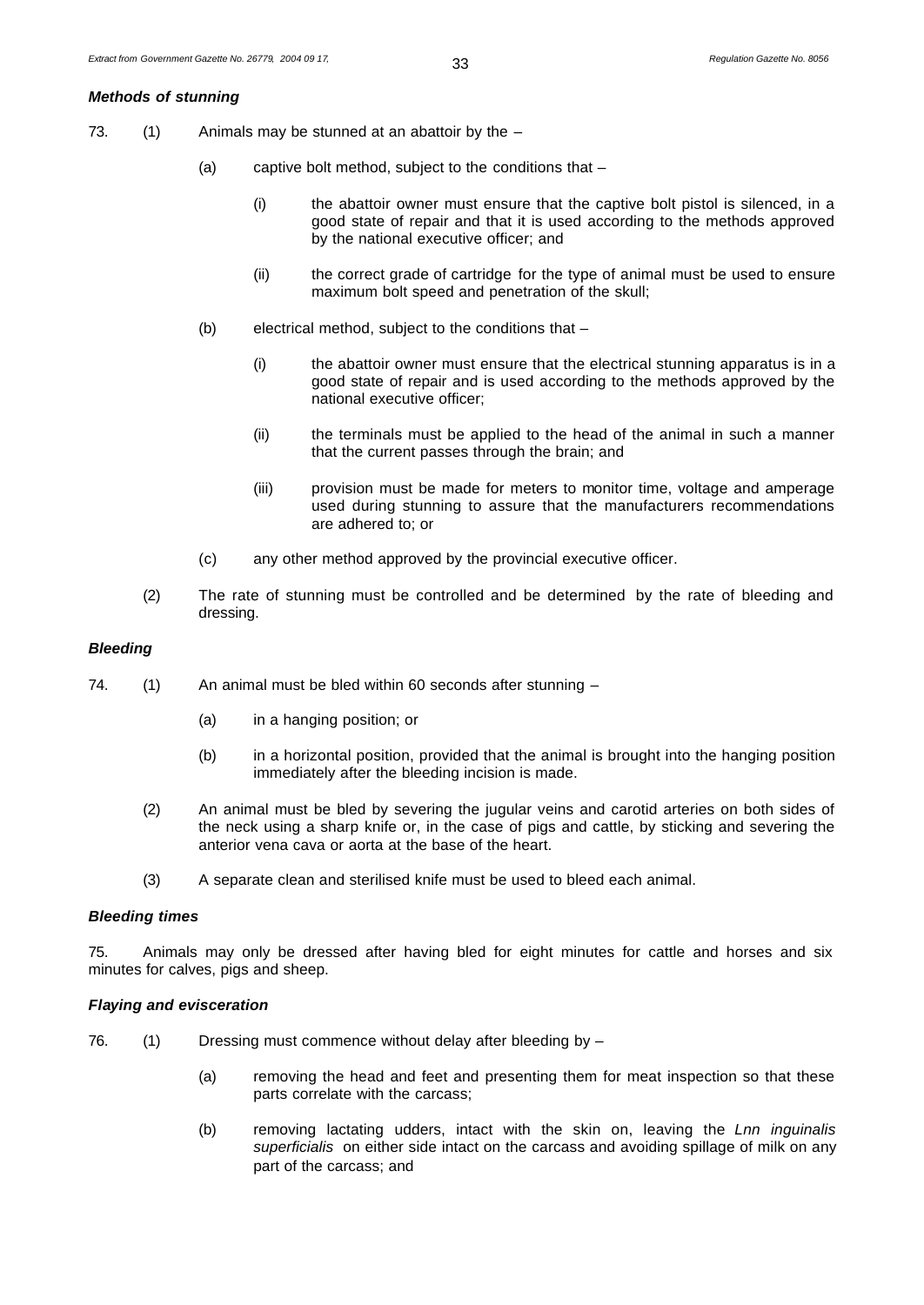***Methods of stunning***

73. (1) Animals may be stunned at an abattoir by the –

(a) captive bolt method, subject to the conditions that –

(i) the abattoir owner must ensure that the captive bolt pistol is silenced, in a good state of repair and that it is used according to the methods approved by the national executive officer; and

(ii) the correct grade of cartridge for the type of animal must be used to ensure maximum bolt speed and penetration of the skull;

(b) electrical method, subject to the conditions that –

(i) the abattoir owner must ensure that the electrical stunning apparatus is in a good state of repair and is used according to the methods approved by the national executive officer;

(ii) the terminals must be applied to the head of the animal in such a manner that the current passes through the brain; and

(iii) provision must be made for meters to monitor time, voltage and amperage used during stunning to assure that the manufacturers recommendations are adhered to; or

(c) any other method approved by the provincial executive officer.

(2) The rate of stunning must be controlled and be determined by the rate of bleeding and dressing.

***Bleeding***

74. (1) An animal must be bled within 60 seconds after stunning –

(a) in a hanging position; or

(b) in a horizontal position, provided that the animal is brought into the hanging position immediately after the bleeding incision is made.

(2) An animal must be bled by severing the jugular veins and carotid arteries on both sides of the neck using a sharp knife or, in the case of pigs and cattle, by sticking and severing the anterior vena cava or aorta at the base of the heart.

(3) A separate clean and sterilised knife must be used to bleed each animal.

***Bleeding times***

75. Animals may only be dressed after having bled for eight minutes for cattle and horses and six minutes for calves, pigs and sheep.

***Flaying and evisceration***

76. (1) Dressing must commence without delay after bleeding by –

(a) removing the head and feet and presenting them for meat inspection so that these parts correlate with the carcass;

(b) removing lactating udders, intact with the skin on, leaving the *Lnn inguinalis superficialis* on either side intact on the carcass and avoiding spillage of milk on any part of the carcass; and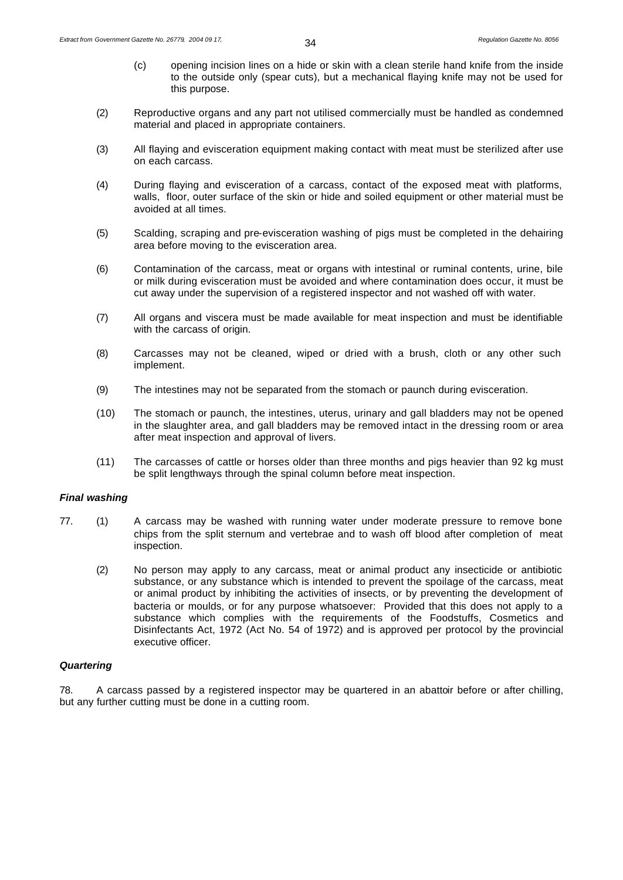(c) opening incision lines on a hide or skin with a clean sterile hand knife from the inside to the outside only (spear cuts), but a mechanical flaying knife may not be used for this purpose.

(2) Reproductive organs and any part not utilised commercially must be handled as condemned material and placed in appropriate containers.

(3) All flaying and evisceration equipment making contact with meat must be sterilized after use on each carcass.

(4) During flaying and evisceration of a carcass, contact of the exposed meat with platforms, walls, floor, outer surface of the skin or hide and soiled equipment or other material must be avoided at all times.

(5) Scalding, scraping and pre-evisceration washing of pigs must be completed in the dehairing area before moving to the evisceration area.

(6) Contamination of the carcass, meat or organs with intestinal or ruminal contents, urine, bile or milk during evisceration must be avoided and where contamination does occur, it must be cut away under the supervision of a registered inspector and not washed off with water.

(7) All organs and viscera must be made available for meat inspection and must be identifiable with the carcass of origin.

(8) Carcasses may not be cleaned, wiped or dried with a brush, cloth or any other such implement.

(9) The intestines may not be separated from the stomach or paunch during evisceration.

(10) The stomach or paunch, the intestines, uterus, urinary and gall bladders may not be opened in the slaughter area, and gall bladders may be removed intact in the dressing room or area after meat inspection and approval of livers.

(11) The carcasses of cattle or horses older than three months and pigs heavier than 92 kg must be split lengthways through the spinal column before meat inspection.

***Final washing***

77. (1) A carcass may be washed with running water under moderate pressure to remove bone chips from the split sternum and vertebrae and to wash off blood after completion of meat inspection.

(2) No person may apply to any carcass, meat or animal product any insecticide or antibiotic substance, or any substance which is intended to prevent the spoilage of the carcass, meat or animal product by inhibiting the activities of insects, or by preventing the development of bacteria or moulds, or for any purpose whatsoever: Provided that this does not apply to a substance which complies with the requirements of the Foodstuffs, Cosmetics and Disinfectants Act, 1972 (Act No. 54 of 1972) and is approved per protocol by the provincial executive officer.

***Quartering***

78. A carcass passed by a registered inspector may be quartered in an abattoir before or after chilling, but any further cutting must be done in a cutting room.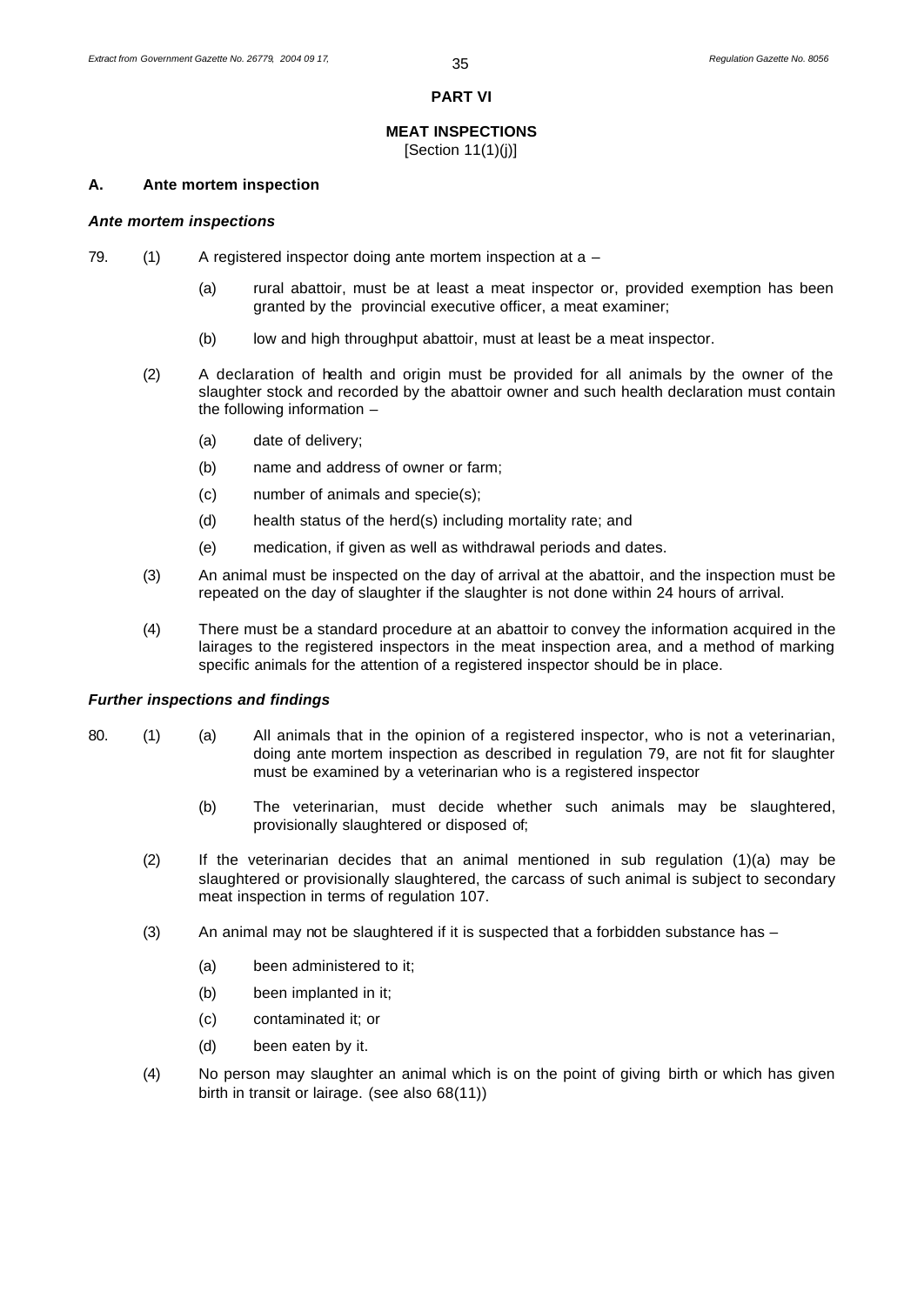**PART VI**

**MEAT INSPECTIONS**

[Section 11(1)(j)]

### A. Ante mortem inspection

***Ante mortem inspections***

79. (1) A registered inspector doing ante mortem inspection at a –

(a) rural abattoir, must be at least a meat inspector or, provided exemption has been granted by the provincial executive officer, a meat examiner;

(b) low and high throughput abattoir, must at least be a meat inspector.

(2) A declaration of health and origin must be provided for all animals by the owner of the slaughter stock and recorded by the abattoir owner and such health declaration must contain the following information –

(a) date of delivery;

(b) name and address of owner or farm;

(c) number of animals and specie(s);

(d) health status of the herd(s) including mortality rate; and

(e) medication, if given as well as withdrawal periods and dates.

(3) An animal must be inspected on the day of arrival at the abattoir, and the inspection must be repeated on the day of slaughter if the slaughter is not done within 24 hours of arrival.

(4) There must be a standard procedure at an abattoir to convey the information acquired in the lairages to the registered inspectors in the meat inspection area, and a method of marking specific animals for the attention of a registered inspector should be in place.

***Further inspections and findings***

80. (1) (a) All animals that in the opinion of a registered inspector, who is not a veterinarian, doing ante mortem inspection as described in regulation 79, are not fit for slaughter must be examined by a veterinarian who is a registered inspector

(b) The veterinarian, must decide whether such animals may be slaughtered, provisionally slaughtered or disposed of;

(2) If the veterinarian decides that an animal mentioned in sub regulation (1)(a) may be slaughtered or provisionally slaughtered, the carcass of such animal is subject to secondary meat inspection in terms of regulation 107.

(3) An animal may not be slaughtered if it is suspected that a forbidden substance has –

(a) been administered to it;

(b) been implanted in it;

(c) contaminated it; or

(d) been eaten by it.

(4) No person may slaughter an animal which is on the point of giving birth or which has given birth in transit or lairage. (see also 68(11))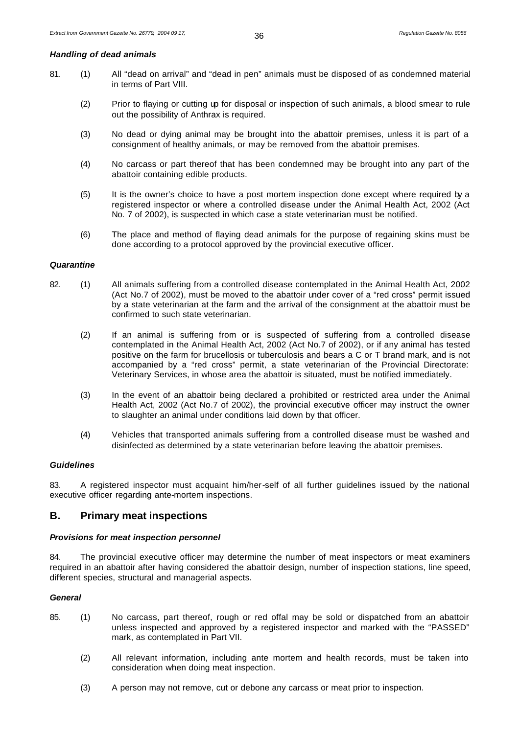***Handling of dead animals***

81. (1) All "dead on arrival" and "dead in pen" animals must be disposed of as condemned material in terms of Part VIII.

(2) Prior to flaying or cutting up for disposal or inspection of such animals, a blood smear to rule out the possibility of Anthrax is required.

(3) No dead or dying animal may be brought into the abattoir premises, unless it is part of a consignment of healthy animals, or may be removed from the abattoir premises.

(4) No carcass or part thereof that has been condemned may be brought into any part of the abattoir containing edible products.

(5) It is the owner's choice to have a post mortem inspection done except where required by a registered inspector or where a controlled disease under the Animal Health Act, 2002 (Act No. 7 of 2002), is suspected in which case a state veterinarian must be notified.

(6) The place and method of flaying dead animals for the purpose of regaining skins must be done according to a protocol approved by the provincial executive officer.

***Quarantine***

82. (1) All animals suffering from a controlled disease contemplated in the Animal Health Act, 2002 (Act No.7 of 2002), must be moved to the abattoir under cover of a "red cross" permit issued by a state veterinarian at the farm and the arrival of the consignment at the abattoir must be confirmed to such state veterinarian.

(2) If an animal is suffering from or is suspected of suffering from a controlled disease contemplated in the Animal Health Act, 2002 (Act No.7 of 2002), or if any animal has tested positive on the farm for brucellosis or tuberculosis and bears a C or T brand mark, and is not accompanied by a "red cross" permit, a state veterinarian of the Provincial Directorate: Veterinary Services, in whose area the abattoir is situated, must be notified immediately.

(3) In the event of an abattoir being declared a prohibited or restricted area under the Animal Health Act, 2002 (Act No.7 of 2002), the provincial executive officer may instruct the owner to slaughter an animal under conditions laid down by that officer.

(4) Vehicles that transported animals suffering from a controlled disease must be washed and disinfected as determined by a state veterinarian before leaving the abattoir premises.

***Guidelines***

83. A registered inspector must acquaint him/her-self of all further guidelines issued by the national executive officer regarding ante-mortem inspections.

## B. Primary meat inspections

***Provisions for meat inspection personnel***

84. The provincial executive officer may determine the number of meat inspectors or meat examiners required in an abattoir after having considered the abattoir design, number of inspection stations, line speed, different species, structural and managerial aspects.

***General***

85. (1) No carcass, part thereof, rough or red offal may be sold or dispatched from an abattoir unless inspected and approved by a registered inspector and marked with the "PASSED" mark, as contemplated in Part VII.

(2) All relevant information, including ante mortem and health records, must be taken into consideration when doing meat inspection.

(3) A person may not remove, cut or debone any carcass or meat prior to inspection.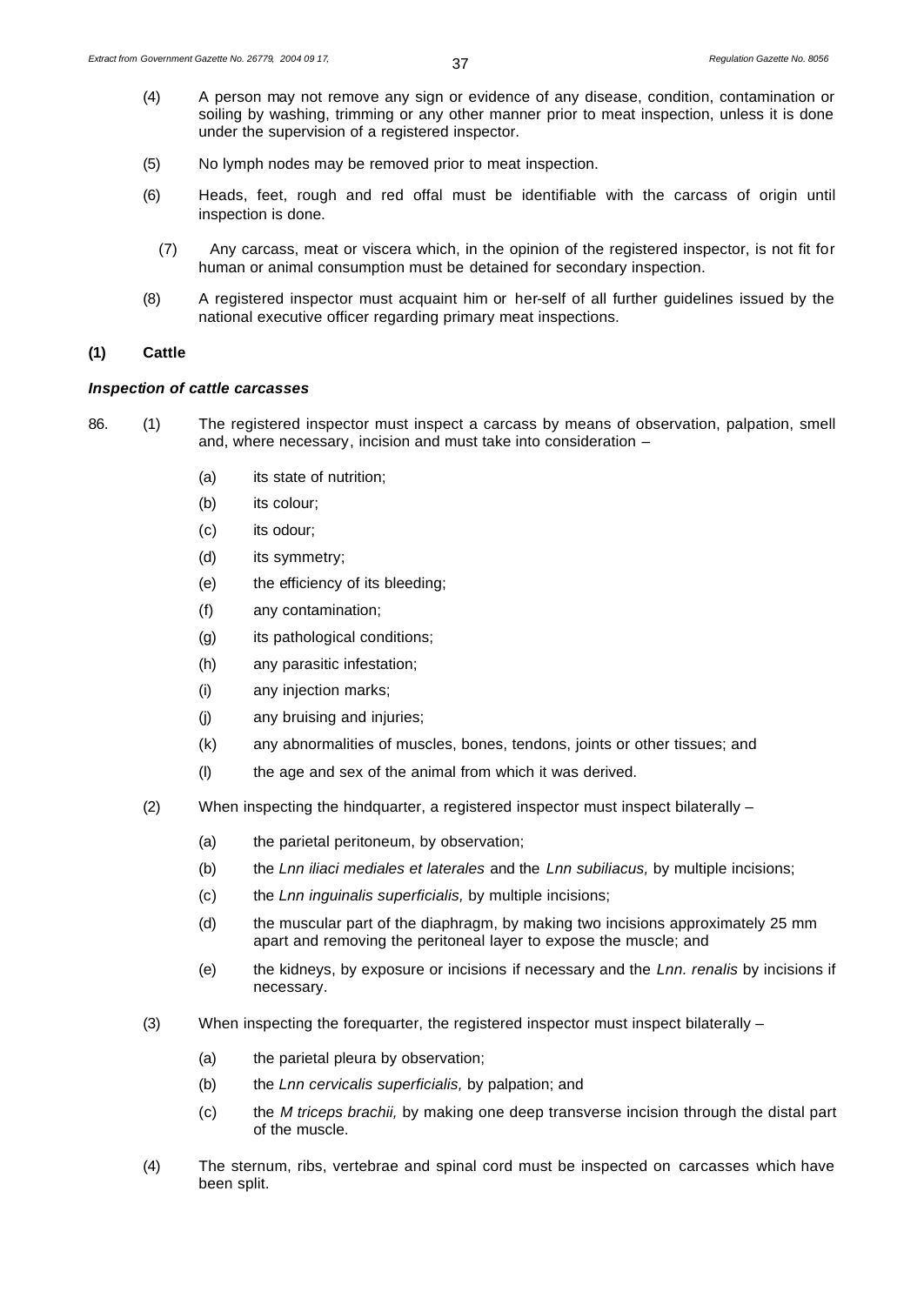(4) A person may not remove any sign or evidence of any disease, condition, contamination or soiling by washing, trimming or any other manner prior to meat inspection, unless it is done under the supervision of a registered inspector.

(5) No lymph nodes may be removed prior to meat inspection.

(6) Heads, feet, rough and red offal must be identifiable with the carcass of origin until inspection is done.

(7) Any carcass, meat or viscera which, in the opinion of the registered inspector, is not fit for human or animal consumption must be detained for secondary inspection.

(8) A registered inspector must acquaint him or her-self of all further guidelines issued by the national executive officer regarding primary meat inspections.

**(1) Cattle**

***Inspection of cattle carcasses***

86. (1) The registered inspector must inspect a carcass by means of observation, palpation, smell and, where necessary, incision and must take into consideration –

  (a) its state of nutrition;

  (b) its colour;

  (c) its odour;

  (d) its symmetry;

  (e) the efficiency of its bleeding;

  (f) any contamination;

  (g) its pathological conditions;

  (h) any parasitic infestation;

  (i) any injection marks;

  (j) any bruising and injuries;

  (k) any abnormalities of muscles, bones, tendons, joints or other tissues; and

  (l) the age and sex of the animal from which it was derived.

(2) When inspecting the hindquarter, a registered inspector must inspect bilaterally –

  (a) the parietal peritoneum, by observation;

  (b) the *Lnn iliaci mediales et laterales* and the *Lnn subiliacus,* by multiple incisions;

  (c) the *Lnn inguinalis superficialis,* by multiple incisions;

  (d) the muscular part of the diaphragm, by making two incisions approximately 25 mm apart and removing the peritoneal layer to expose the muscle; and

  (e) the kidneys, by exposure or incisions if necessary and the *Lnn. renalis* by incisions if necessary.

(3) When inspecting the forequarter, the registered inspector must inspect bilaterally –

  (a) the parietal pleura by observation;

  (b) the *Lnn cervicalis superficialis,* by palpation; and

  (c) the *M triceps brachii,* by making one deep transverse incision through the distal part of the muscle.

(4) The sternum, ribs, vertebrae and spinal cord must be inspected on carcasses which have been split.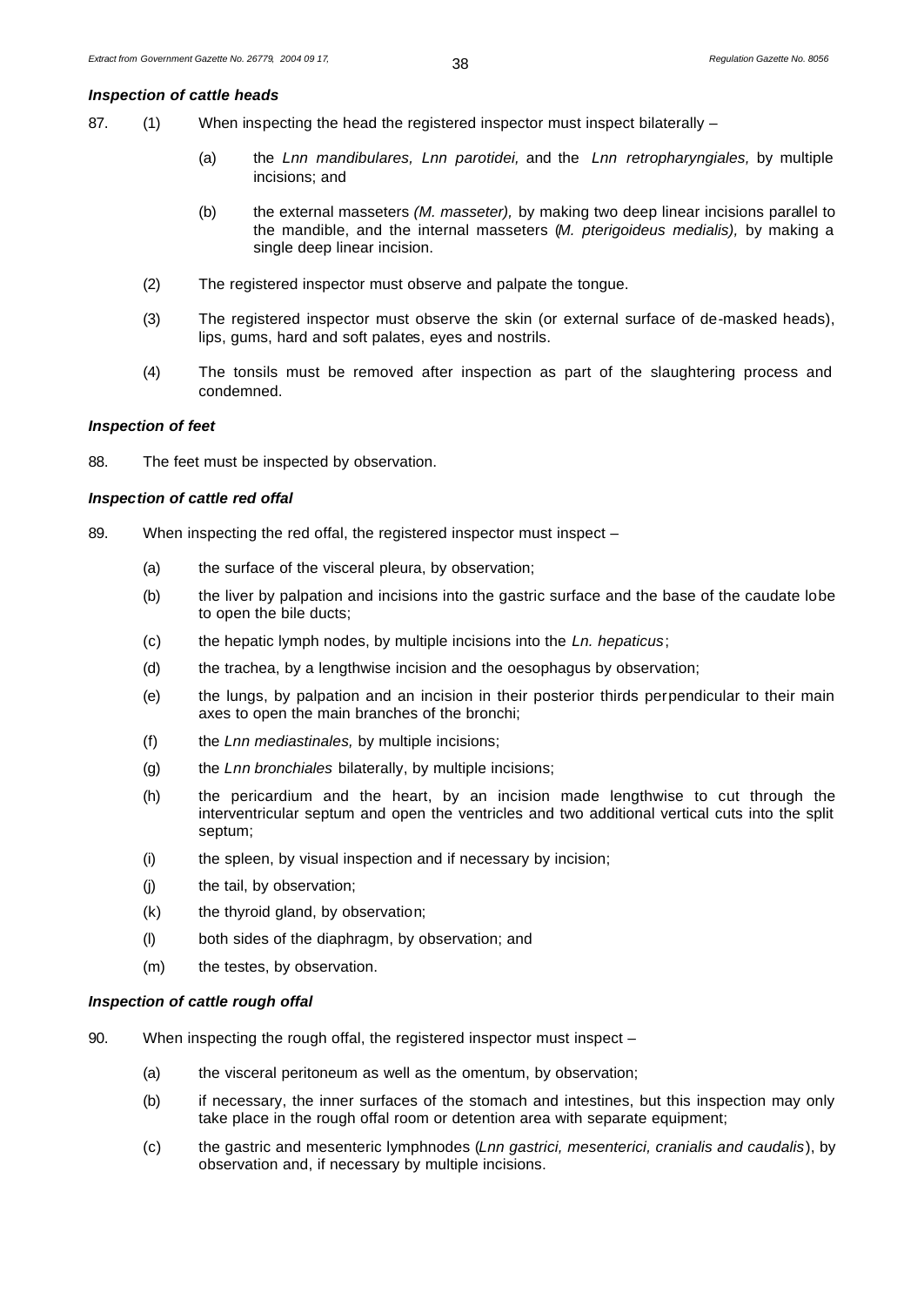***Inspection of cattle heads***

87. (1) When inspecting the head the registered inspector must inspect bilaterally –

(a) the *Lnn mandibulares, Lnn parotidei,* and the *Lnn retropharyngiales,* by multiple incisions; and

(b) the external masseters *(M. masseter),* by making two deep linear incisions parallel to the mandible, and the internal masseters (*M. pterigoideus medialis),* by making a single deep linear incision.

(2) The registered inspector must observe and palpate the tongue.

(3) The registered inspector must observe the skin (or external surface of de-masked heads), lips, gums, hard and soft palates, eyes and nostrils.

(4) The tonsils must be removed after inspection as part of the slaughtering process and condemned.

***Inspection of feet***

88. The feet must be inspected by observation.

***Inspection of cattle red offal***

89. When inspecting the red offal, the registered inspector must inspect –

(a) the surface of the visceral pleura, by observation;

(b) the liver by palpation and incisions into the gastric surface and the base of the caudate lobe to open the bile ducts;

(c) the hepatic lymph nodes, by multiple incisions into the *Ln. hepaticus*;

(d) the trachea, by a lengthwise incision and the oesophagus by observation;

(e) the lungs, by palpation and an incision in their posterior thirds perpendicular to their main axes to open the main branches of the bronchi;

(f) the *Lnn mediastinales,* by multiple incisions;

(g) the *Lnn bronchiales* bilaterally, by multiple incisions;

(h) the pericardium and the heart, by an incision made lengthwise to cut through the interventricular septum and open the ventricles and two additional vertical cuts into the split septum;

(i) the spleen, by visual inspection and if necessary by incision;

(j) the tail, by observation;

(k) the thyroid gland, by observation;

(l) both sides of the diaphragm, by observation; and

(m) the testes, by observation.

***Inspection of cattle rough offal***

90. When inspecting the rough offal, the registered inspector must inspect –

(a) the visceral peritoneum as well as the omentum, by observation;

(b) if necessary, the inner surfaces of the stomach and intestines, but this inspection may only take place in the rough offal room or detention area with separate equipment;

(c) the gastric and mesenteric lymphnodes (*Lnn gastrici, mesenterici, cranialis and caudalis*), by observation and, if necessary by multiple incisions.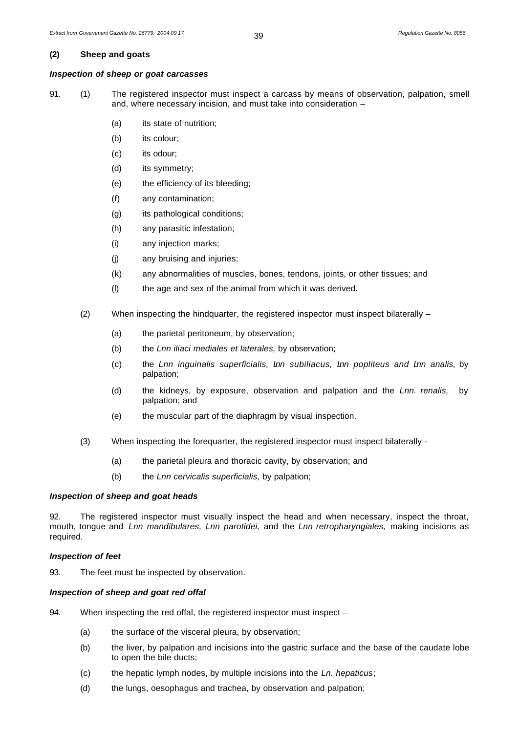**(2) Sheep and goats**

***Inspection of sheep or goat carcasses***

91. (1) The registered inspector must inspect a carcass by means of observation, palpation, smell and, where necessary incision, and must take into consideration –

(a) its state of nutrition;

(b) its colour;

(c) its odour;

(d) its symmetry;

(e) the efficiency of its bleeding;

(f) any contamination;

(g) its pathological conditions;

(h) any parasitic infestation;

(i) any injection marks;

(j) any bruising and injuries;

(k) any abnormalities of muscles, bones, tendons, joints, or other tissues; and

(l) the age and sex of the animal from which it was derived.

(2) When inspecting the hindquarter, the registered inspector must inspect bilaterally –

(a) the parietal peritoneum, by observation;

(b) the *Lnn iliaci mediales et laterales,* by observation;

(c) the *Lnn inguinalis superficialis, Lnn subiliacus, Lnn popliteus and Lnn analis,* by palpation;

(d) the kidneys, by exposure, observation and palpation and the *Lnn. renalis,* by palpation; and

(e) the muscular part of the diaphragm by visual inspection.

(3) When inspecting the forequarter, the registered inspector must inspect bilaterally -

(a) the parietal pleura and thoracic cavity, by observation; and

(b) the *Lnn cervicalis superficialis,* by palpation;

***Inspection of sheep and goat heads***

92. The registered inspector must visually inspect the head and when necessary, inspect the throat, mouth, tongue and *Lnn mandibulares, Lnn parotidei,* and the *Lnn retropharyngiales,* making incisions as required.

***Inspection of feet***

93. The feet must be inspected by observation.

***Inspection of sheep and goat red offal***

94. When inspecting the red offal, the registered inspector must inspect –

(a) the surface of the visceral pleura, by observation;

(b) the liver, by palpation and incisions into the gastric surface and the base of the caudate lobe to open the bile ducts;

(c) the hepatic lymph nodes, by multiple incisions into the *Ln. hepaticus*;

(d) the lungs, oesophagus and trachea, by observation and palpation;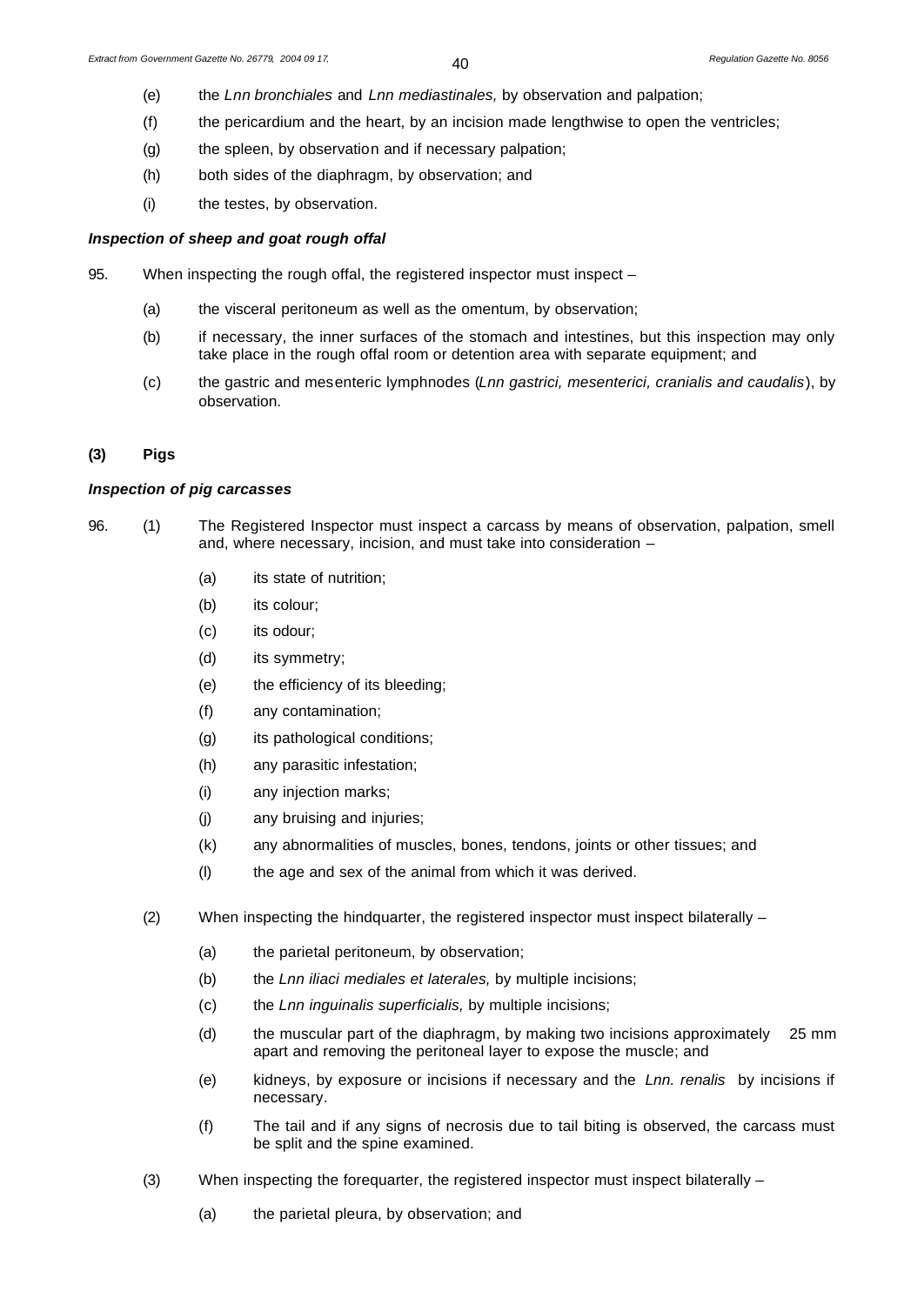(e) the *Lnn bronchiales* and *Lnn mediastinales,* by observation and palpation;

(f) the pericardium and the heart, by an incision made lengthwise to open the ventricles;

(g) the spleen, by observation and if necessary palpation;

(h) both sides of the diaphragm, by observation; and

(i) the testes, by observation.

***Inspection of sheep and goat rough offal***

95. When inspecting the rough offal, the registered inspector must inspect –

(a) the visceral peritoneum as well as the omentum, by observation;

(b) if necessary, the inner surfaces of the stomach and intestines, but this inspection may only take place in the rough offal room or detention area with separate equipment; and

(c) the gastric and mesenteric lymphnodes (*Lnn gastrici, mesenterici, cranialis and caudalis*), by observation.

**(3) Pigs**

***Inspection of pig carcasses***

96. (1) The Registered Inspector must inspect a carcass by means of observation, palpation, smell and, where necessary, incision, and must take into consideration –

(a) its state of nutrition;

(b) its colour;

(c) its odour;

(d) its symmetry;

(e) the efficiency of its bleeding;

(f) any contamination;

(g) its pathological conditions;

(h) any parasitic infestation;

(i) any injection marks;

(j) any bruising and injuries;

(k) any abnormalities of muscles, bones, tendons, joints or other tissues; and

(l) the age and sex of the animal from which it was derived.

(2) When inspecting the hindquarter, the registered inspector must inspect bilaterally –

(a) the parietal peritoneum, by observation;

(b) the *Lnn iliaci mediales et laterales,* by multiple incisions;

(c) the *Lnn inguinalis superficialis,* by multiple incisions;

(d) the muscular part of the diaphragm, by making two incisions approximately 25 mm apart and removing the peritoneal layer to expose the muscle; and

(e) kidneys, by exposure or incisions if necessary and the *Lnn. renalis* by incisions if necessary.

(f) The tail and if any signs of necrosis due to tail biting is observed, the carcass must be split and the spine examined.

(3) When inspecting the forequarter, the registered inspector must inspect bilaterally –

(a) the parietal pleura, by observation; and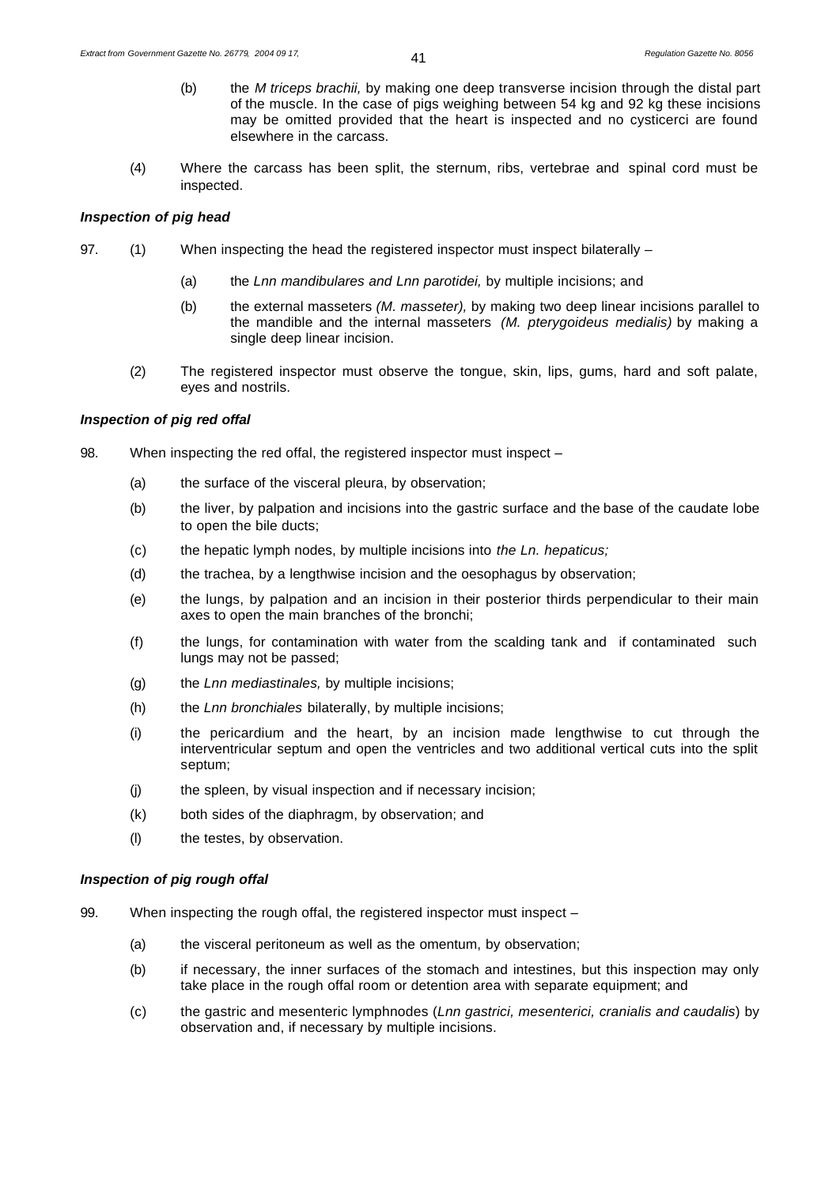(b) the *M triceps brachii,* by making one deep transverse incision through the distal part of the muscle. In the case of pigs weighing between 54 kg and 92 kg these incisions may be omitted provided that the heart is inspected and no cysticerci are found elsewhere in the carcass.

(4) Where the carcass has been split, the sternum, ribs, vertebrae and spinal cord must be inspected.

***Inspection of pig head***

97. (1) When inspecting the head the registered inspector must inspect bilaterally –

(a) the *Lnn mandibulares and Lnn parotidei,* by multiple incisions; and

(b) the external masseters *(M. masseter),* by making two deep linear incisions parallel to the mandible and the internal masseters *(M. pterygoideus medialis)* by making a single deep linear incision.

(2) The registered inspector must observe the tongue, skin, lips, gums, hard and soft palate, eyes and nostrils.

***Inspection of pig red offal***

98. When inspecting the red offal, the registered inspector must inspect –

(a) the surface of the visceral pleura, by observation;

(b) the liver, by palpation and incisions into the gastric surface and the base of the caudate lobe to open the bile ducts;

(c) the hepatic lymph nodes, by multiple incisions into *the Ln. hepaticus;*

(d) the trachea, by a lengthwise incision and the oesophagus by observation;

(e) the lungs, by palpation and an incision in their posterior thirds perpendicular to their main axes to open the main branches of the bronchi;

(f) the lungs, for contamination with water from the scalding tank and if contaminated such lungs may not be passed;

(g) the *Lnn mediastinales,* by multiple incisions;

(h) the *Lnn bronchiales* bilaterally, by multiple incisions;

(i) the pericardium and the heart, by an incision made lengthwise to cut through the interventricular septum and open the ventricles and two additional vertical cuts into the split septum;

(j) the spleen, by visual inspection and if necessary incision;

(k) both sides of the diaphragm, by observation; and

(l) the testes, by observation.

***Inspection of pig rough offal***

99. When inspecting the rough offal, the registered inspector must inspect –

(a) the visceral peritoneum as well as the omentum, by observation;

(b) if necessary, the inner surfaces of the stomach and intestines, but this inspection may only take place in the rough offal room or detention area with separate equipment; and

(c) the gastric and mesenteric lymphnodes (*Lnn gastrici, mesenterici, cranialis and caudalis*) by observation and, if necessary by multiple incisions.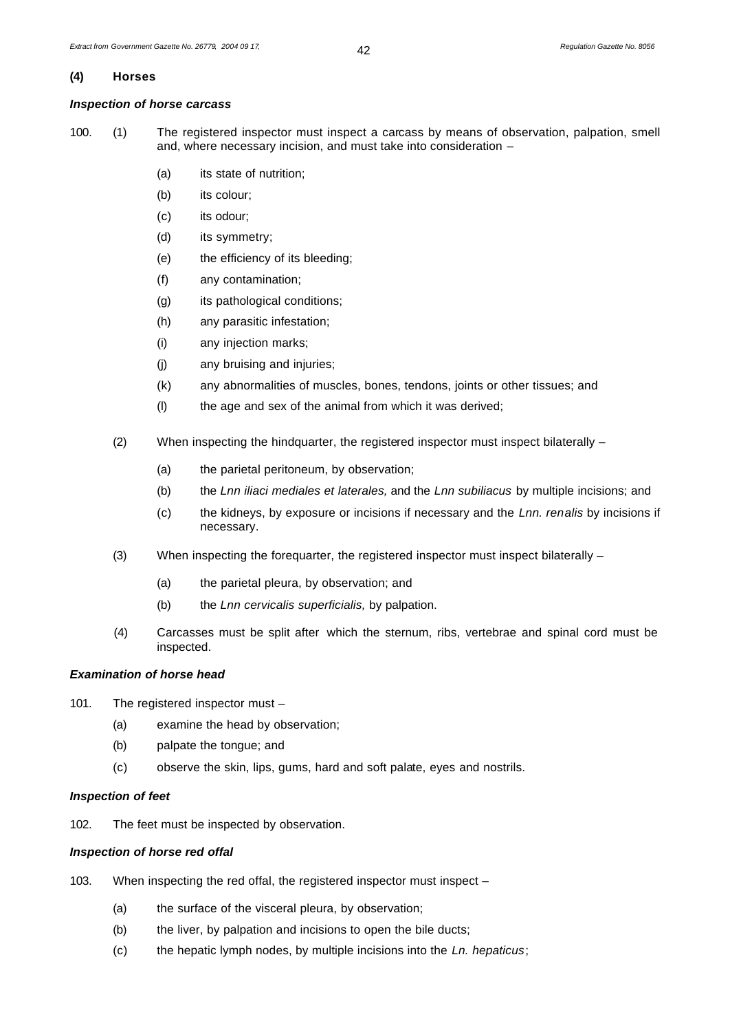### (4) Horses

***Inspection of horse carcass***

100. (1) The registered inspector must inspect a carcass by means of observation, palpation, smell and, where necessary incision, and must take into consideration –

(a) its state of nutrition;

(b) its colour;

(c) its odour;

(d) its symmetry;

(e) the efficiency of its bleeding;

(f) any contamination;

(g) its pathological conditions;

(h) any parasitic infestation;

(i) any injection marks;

(j) any bruising and injuries;

(k) any abnormalities of muscles, bones, tendons, joints or other tissues; and

(l) the age and sex of the animal from which it was derived;

(2) When inspecting the hindquarter, the registered inspector must inspect bilaterally –

(a) the parietal peritoneum, by observation;

(b) the *Lnn iliaci mediales et laterales,* and the *Lnn subiliacus* by multiple incisions; and

(c) the kidneys, by exposure or incisions if necessary and the *Lnn. renalis* by incisions if necessary.

(3) When inspecting the forequarter, the registered inspector must inspect bilaterally –

(a) the parietal pleura, by observation; and

(b) the *Lnn cervicalis superficialis,* by palpation.

(4) Carcasses must be split after which the sternum, ribs, vertebrae and spinal cord must be inspected.

***Examination of horse head***

101. The registered inspector must –

(a) examine the head by observation;

(b) palpate the tongue; and

(c) observe the skin, lips, gums, hard and soft palate, eyes and nostrils.

***Inspection of feet***

102. The feet must be inspected by observation.

***Inspection of horse red offal***

103. When inspecting the red offal, the registered inspector must inspect –

(a) the surface of the visceral pleura, by observation;

(b) the liver, by palpation and incisions to open the bile ducts;

(c) the hepatic lymph nodes, by multiple incisions into the *Ln. hepaticus*;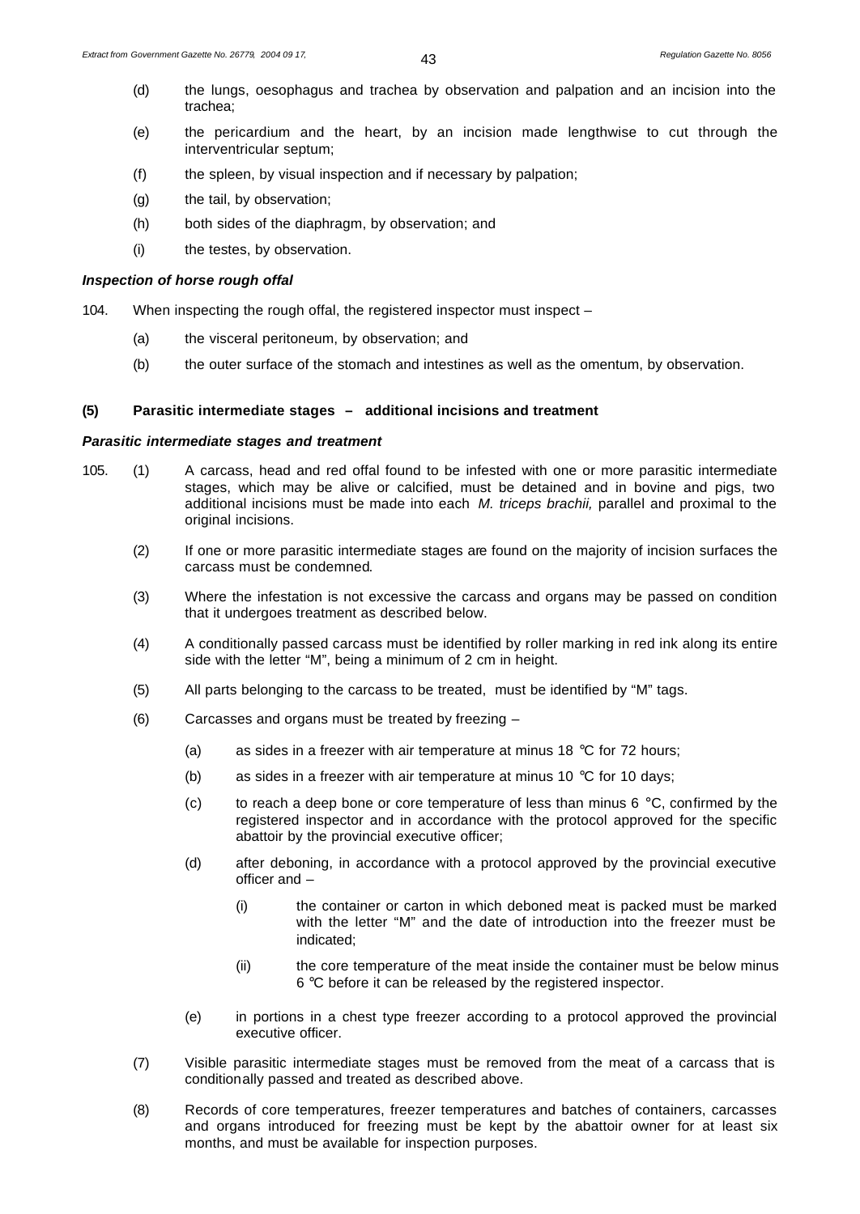(d) the lungs, oesophagus and trachea by observation and palpation and an incision into the trachea;

(e) the pericardium and the heart, by an incision made lengthwise to cut through the interventricular septum;

(f) the spleen, by visual inspection and if necessary by palpation;

(g) the tail, by observation;

(h) both sides of the diaphragm, by observation; and

(i) the testes, by observation.

***Inspection of horse rough offal***

104. When inspecting the rough offal, the registered inspector must inspect –

(a) the visceral peritoneum, by observation; and

(b) the outer surface of the stomach and intestines as well as the omentum, by observation.

**(5) Parasitic intermediate stages – additional incisions and treatment**

***Parasitic intermediate stages and treatment***

105. (1) A carcass, head and red offal found to be infested with one or more parasitic intermediate stages, which may be alive or calcified, must be detained and in bovine and pigs, two additional incisions must be made into each *M. triceps brachii,* parallel and proximal to the original incisions.

(2) If one or more parasitic intermediate stages are found on the majority of incision surfaces the carcass must be condemned.

(3) Where the infestation is not excessive the carcass and organs may be passed on condition that it undergoes treatment as described below.

(4) A conditionally passed carcass must be identified by roller marking in red ink along its entire side with the letter "M", being a minimum of 2 cm in height.

(5) All parts belonging to the carcass to be treated, must be identified by "M" tags.

(6) Carcasses and organs must be treated by freezing –

(a) as sides in a freezer with air temperature at minus 18 °C for 72 hours;

(b) as sides in a freezer with air temperature at minus 10 °C for 10 days;

(c) to reach a deep bone or core temperature of less than minus 6 °C, confirmed by the registered inspector and in accordance with the protocol approved for the specific abattoir by the provincial executive officer;

(d) after deboning, in accordance with a protocol approved by the provincial executive officer and –

(i) the container or carton in which deboned meat is packed must be marked with the letter "M" and the date of introduction into the freezer must be indicated;

(ii) the core temperature of the meat inside the container must be below minus 6 °C before it can be released by the registered inspector.

(e) in portions in a chest type freezer according to a protocol approved the provincial executive officer.

(7) Visible parasitic intermediate stages must be removed from the meat of a carcass that is conditionally passed and treated as described above.

(8) Records of core temperatures, freezer temperatures and batches of containers, carcasses and organs introduced for freezing must be kept by the abattoir owner for at least six months, and must be available for inspection purposes.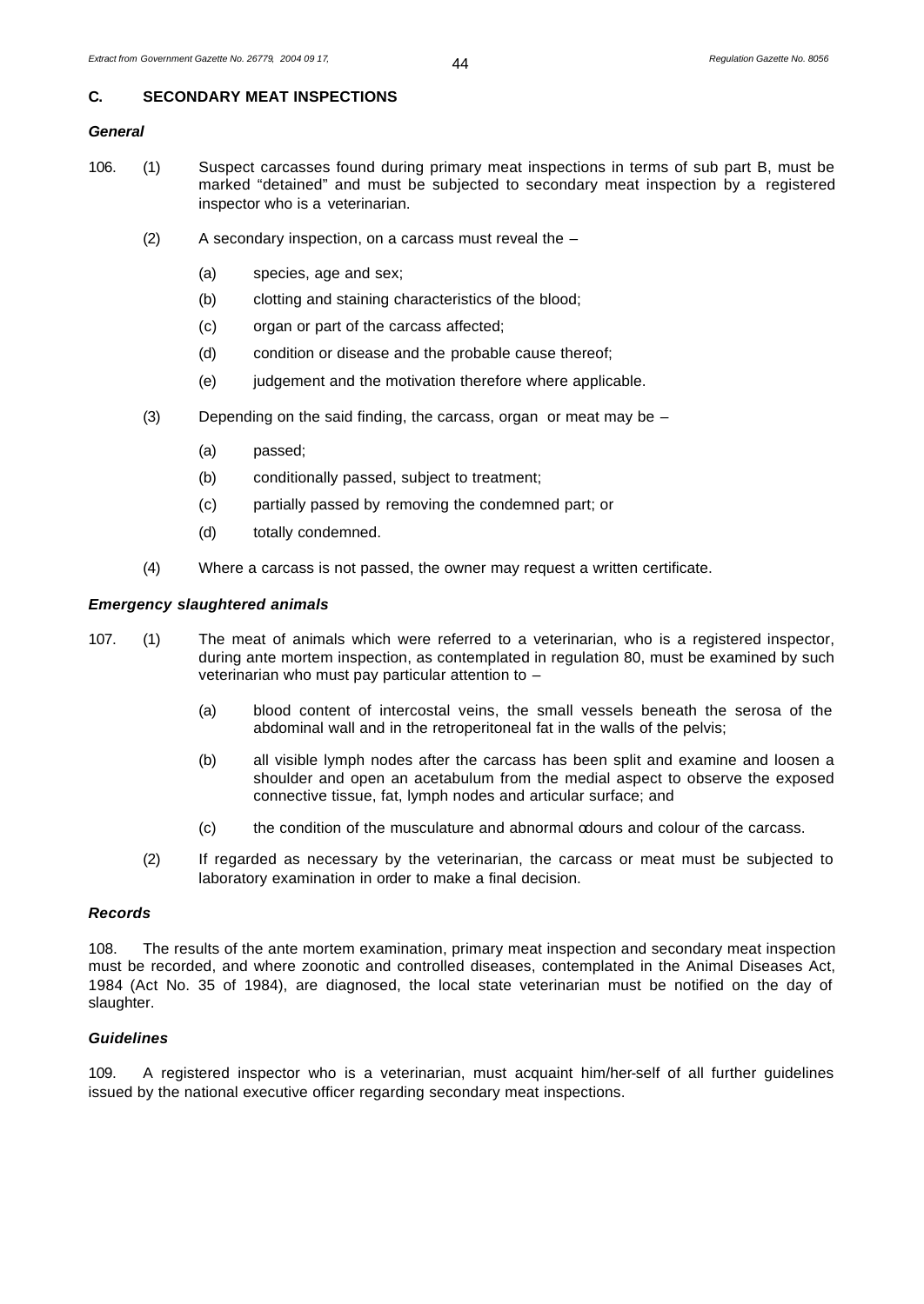## C. SECONDARY MEAT INSPECTIONS

### *General*

106. (1) Suspect carcasses found during primary meat inspections in terms of sub part B, must be marked "detained" and must be subjected to secondary meat inspection by a registered inspector who is a veterinarian.

(2) A secondary inspection, on a carcass must reveal the –

(a) species, age and sex;

(b) clotting and staining characteristics of the blood;

(c) organ or part of the carcass affected;

(d) condition or disease and the probable cause thereof;

(e) judgement and the motivation therefore where applicable.

(3) Depending on the said finding, the carcass, organ or meat may be –

(a) passed;

(b) conditionally passed, subject to treatment;

(c) partially passed by removing the condemned part; or

(d) totally condemned.

(4) Where a carcass is not passed, the owner may request a written certificate.

### *Emergency slaughtered animals*

107. (1) The meat of animals which were referred to a veterinarian, who is a registered inspector, during ante mortem inspection, as contemplated in regulation 80, must be examined by such veterinarian who must pay particular attention to –

(a) blood content of intercostal veins, the small vessels beneath the serosa of the abdominal wall and in the retroperitoneal fat in the walls of the pelvis;

(b) all visible lymph nodes after the carcass has been split and examine and loosen a shoulder and open an acetabulum from the medial aspect to observe the exposed connective tissue, fat, lymph nodes and articular surface; and

(c) the condition of the musculature and abnormal odours and colour of the carcass.

(2) If regarded as necessary by the veterinarian, the carcass or meat must be subjected to laboratory examination in order to make a final decision.

### *Records*

108. The results of the ante mortem examination, primary meat inspection and secondary meat inspection must be recorded, and where zoonotic and controlled diseases, contemplated in the Animal Diseases Act, 1984 (Act No. 35 of 1984), are diagnosed, the local state veterinarian must be notified on the day of slaughter.

### *Guidelines*

109. A registered inspector who is a veterinarian, must acquaint him/her-self of all further guidelines issued by the national executive officer regarding secondary meat inspections.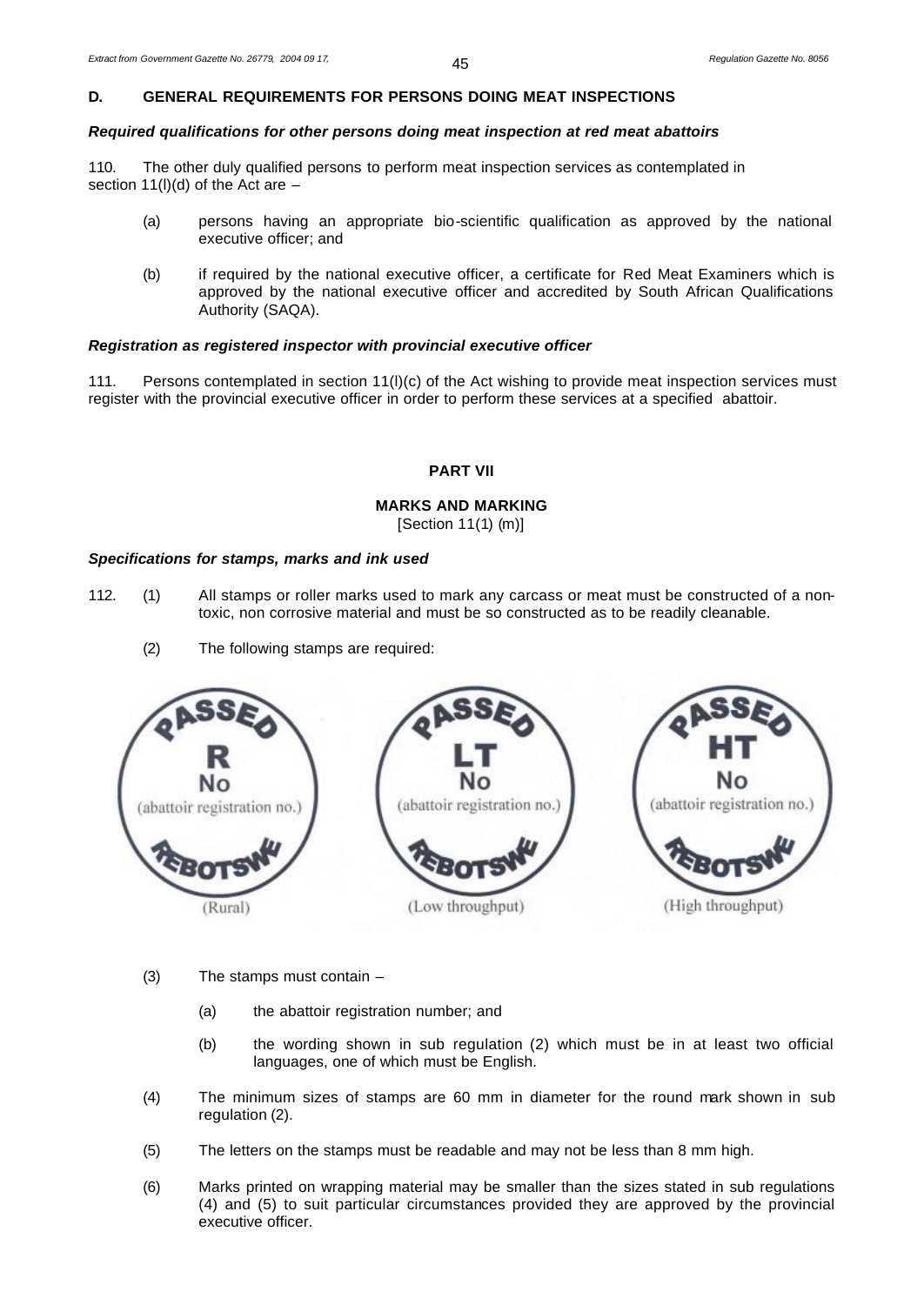## D. GENERAL REQUIREMENTS FOR PERSONS DOING MEAT INSPECTIONS

***Required qualifications for other persons doing meat inspection at red meat abattoirs***

110. The other duly qualified persons to perform meat inspection services as contemplated in section 11(l)(d) of the Act are –

- (a) persons having an appropriate bio-scientific qualification as approved by the national executive officer; and
- (b) if required by the national executive officer, a certificate for Red Meat Examiners which is approved by the national executive officer and accredited by South African Qualifications Authority (SAQA).

***Registration as registered inspector with provincial executive officer***

111. Persons contemplated in section 11(l)(c) of the Act wishing to provide meat inspection services must register with the provincial executive officer in order to perform these services at a specified abattoir.

## PART VII

### MARKS AND MARKING

[Section 11(1) (m)]

***Specifications for stamps, marks and ink used***

112. (1) All stamps or roller marks used to mark any carcass or meat must be constructed of a non-toxic, non corrosive material and must be so constructed as to be readily cleanable.

(2) The following stamps are required:

PASSED R No (abattoir registration no.) REBOTSWE (Rural)

PASSED LT No (abattoir registration no.) REBOTSWE (Low throughput)

PASSED HT No (abattoir registration no.) REBOTSWE (High throughput)

(3) The stamps must contain –

- (a) the abattoir registration number; and
- (b) the wording shown in sub regulation (2) which must be in at least two official languages, one of which must be English.

(4) The minimum sizes of stamps are 60 mm in diameter for the round mark shown in sub regulation (2).

(5) The letters on the stamps must be readable and may not be less than 8 mm high.

(6) Marks printed on wrapping material may be smaller than the sizes stated in sub regulations (4) and (5) to suit particular circumstances provided they are approved by the provincial executive officer.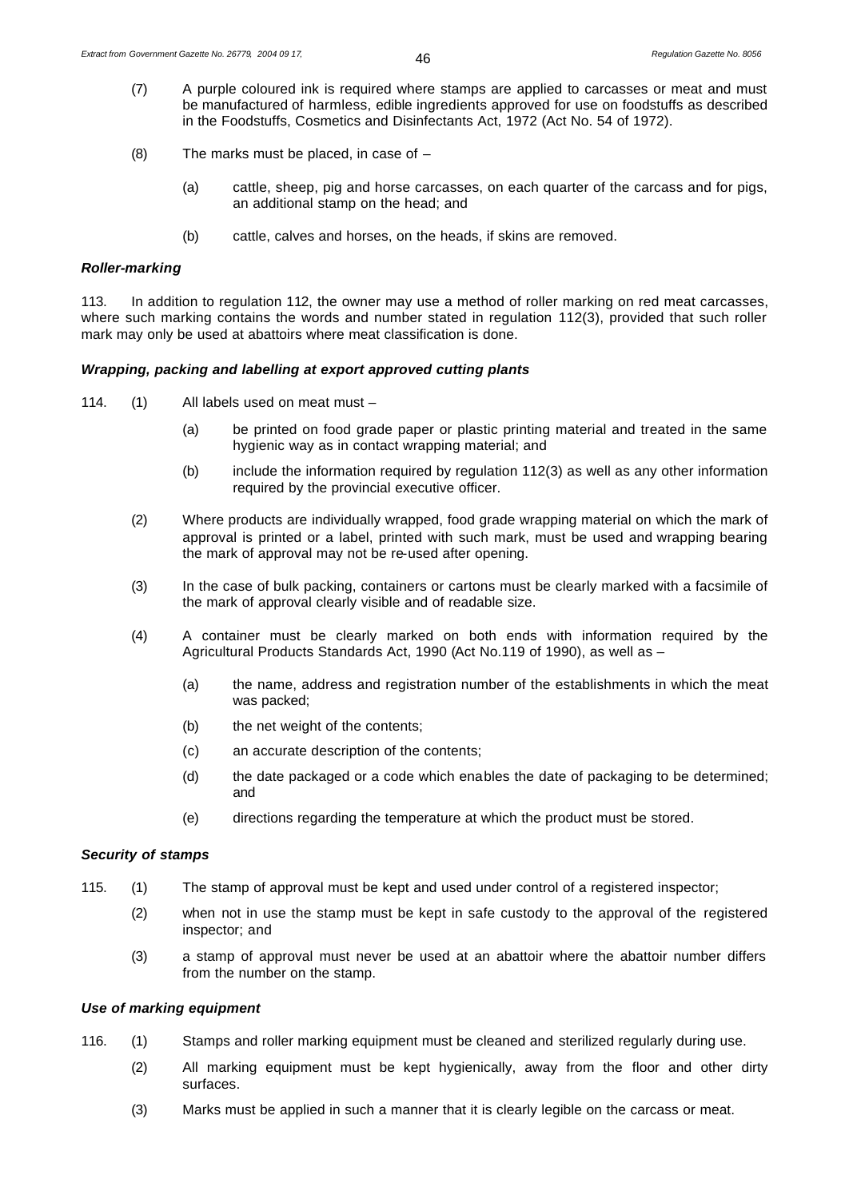(7) A purple coloured ink is required where stamps are applied to carcasses or meat and must be manufactured of harmless, edible ingredients approved for use on foodstuffs as described in the Foodstuffs, Cosmetics and Disinfectants Act, 1972 (Act No. 54 of 1972).

(8) The marks must be placed, in case of –

(a) cattle, sheep, pig and horse carcasses, on each quarter of the carcass and for pigs, an additional stamp on the head; and

(b) cattle, calves and horses, on the heads, if skins are removed.

***Roller-marking***

113. In addition to regulation 112, the owner may use a method of roller marking on red meat carcasses, where such marking contains the words and number stated in regulation 112(3), provided that such roller mark may only be used at abattoirs where meat classification is done.

***Wrapping, packing and labelling at export approved cutting plants***

114. (1) All labels used on meat must –

(a) be printed on food grade paper or plastic printing material and treated in the same hygienic way as in contact wrapping material; and

(b) include the information required by regulation 112(3) as well as any other information required by the provincial executive officer.

(2) Where products are individually wrapped, food grade wrapping material on which the mark of approval is printed or a label, printed with such mark, must be used and wrapping bearing the mark of approval may not be re-used after opening.

(3) In the case of bulk packing, containers or cartons must be clearly marked with a facsimile of the mark of approval clearly visible and of readable size.

(4) A container must be clearly marked on both ends with information required by the Agricultural Products Standards Act, 1990 (Act No.119 of 1990), as well as –

(a) the name, address and registration number of the establishments in which the meat was packed;

(b) the net weight of the contents;

(c) an accurate description of the contents;

(d) the date packaged or a code which enables the date of packaging to be determined; and

(e) directions regarding the temperature at which the product must be stored.

***Security of stamps***

115. (1) The stamp of approval must be kept and used under control of a registered inspector;

(2) when not in use the stamp must be kept in safe custody to the approval of the registered inspector; and

(3) a stamp of approval must never be used at an abattoir where the abattoir number differs from the number on the stamp.

***Use of marking equipment***

116. (1) Stamps and roller marking equipment must be cleaned and sterilized regularly during use.

(2) All marking equipment must be kept hygienically, away from the floor and other dirty surfaces.

(3) Marks must be applied in such a manner that it is clearly legible on the carcass or meat.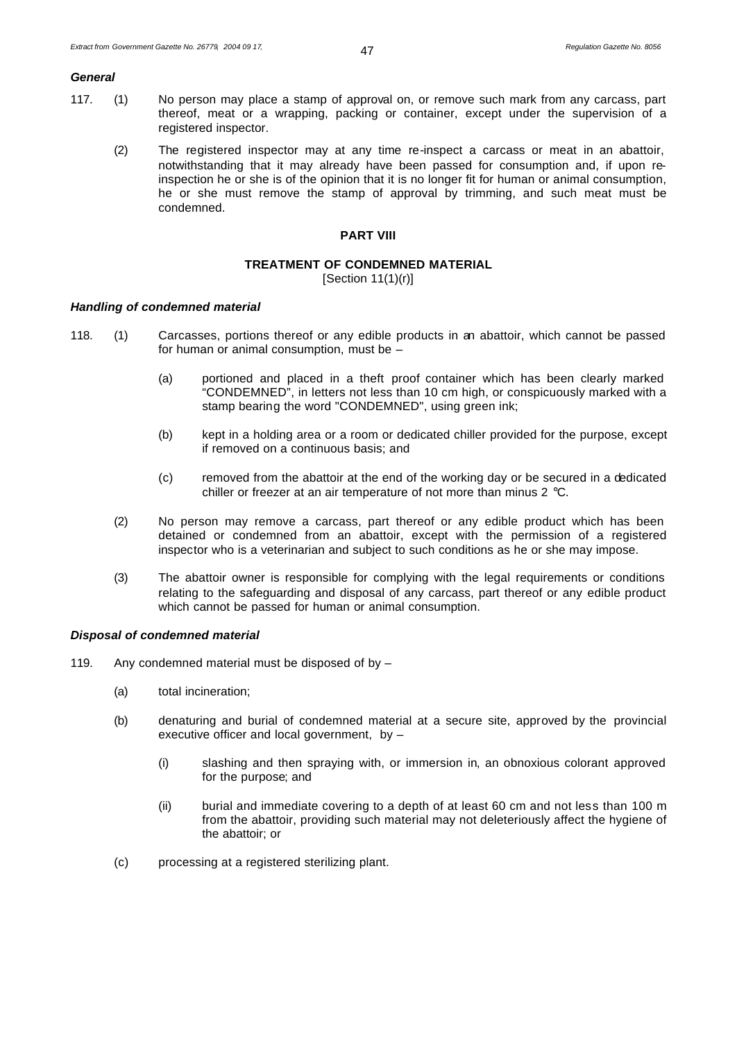***General***

117. (1) No person may place a stamp of approval on, or remove such mark from any carcass, part thereof, meat or a wrapping, packing or container, except under the supervision of a registered inspector.

(2) The registered inspector may at any time re-inspect a carcass or meat in an abattoir, notwithstanding that it may already have been passed for consumption and, if upon re-inspection he or she is of the opinion that it is no longer fit for human or animal consumption, he or she must remove the stamp of approval by trimming, and such meat must be condemned.

## PART VIII

### TREATMENT OF CONDEMNED MATERIAL

[Section 11(1)(r)]

***Handling of condemned material***

118. (1) Carcasses, portions thereof or any edible products in an abattoir, which cannot be passed for human or animal consumption, must be –

(a) portioned and placed in a theft proof container which has been clearly marked "CONDEMNED", in letters not less than 10 cm high, or conspicuously marked with a stamp bearing the word "CONDEMNED", using green ink;

(b) kept in a holding area or a room or dedicated chiller provided for the purpose, except if removed on a continuous basis; and

(c) removed from the abattoir at the end of the working day or be secured in a dedicated chiller or freezer at an air temperature of not more than minus 2 °C.

(2) No person may remove a carcass, part thereof or any edible product which has been detained or condemned from an abattoir, except with the permission of a registered inspector who is a veterinarian and subject to such conditions as he or she may impose.

(3) The abattoir owner is responsible for complying with the legal requirements or conditions relating to the safeguarding and disposal of any carcass, part thereof or any edible product which cannot be passed for human or animal consumption.

***Disposal of condemned material***

119. Any condemned material must be disposed of by –

(a) total incineration;

(b) denaturing and burial of condemned material at a secure site, approved by the provincial executive officer and local government, by –

(i) slashing and then spraying with, or immersion in, an obnoxious colorant approved for the purpose; and

(ii) burial and immediate covering to a depth of at least 60 cm and not less than 100 m from the abattoir, providing such material may not deleteriously affect the hygiene of the abattoir; or

(c) processing at a registered sterilizing plant.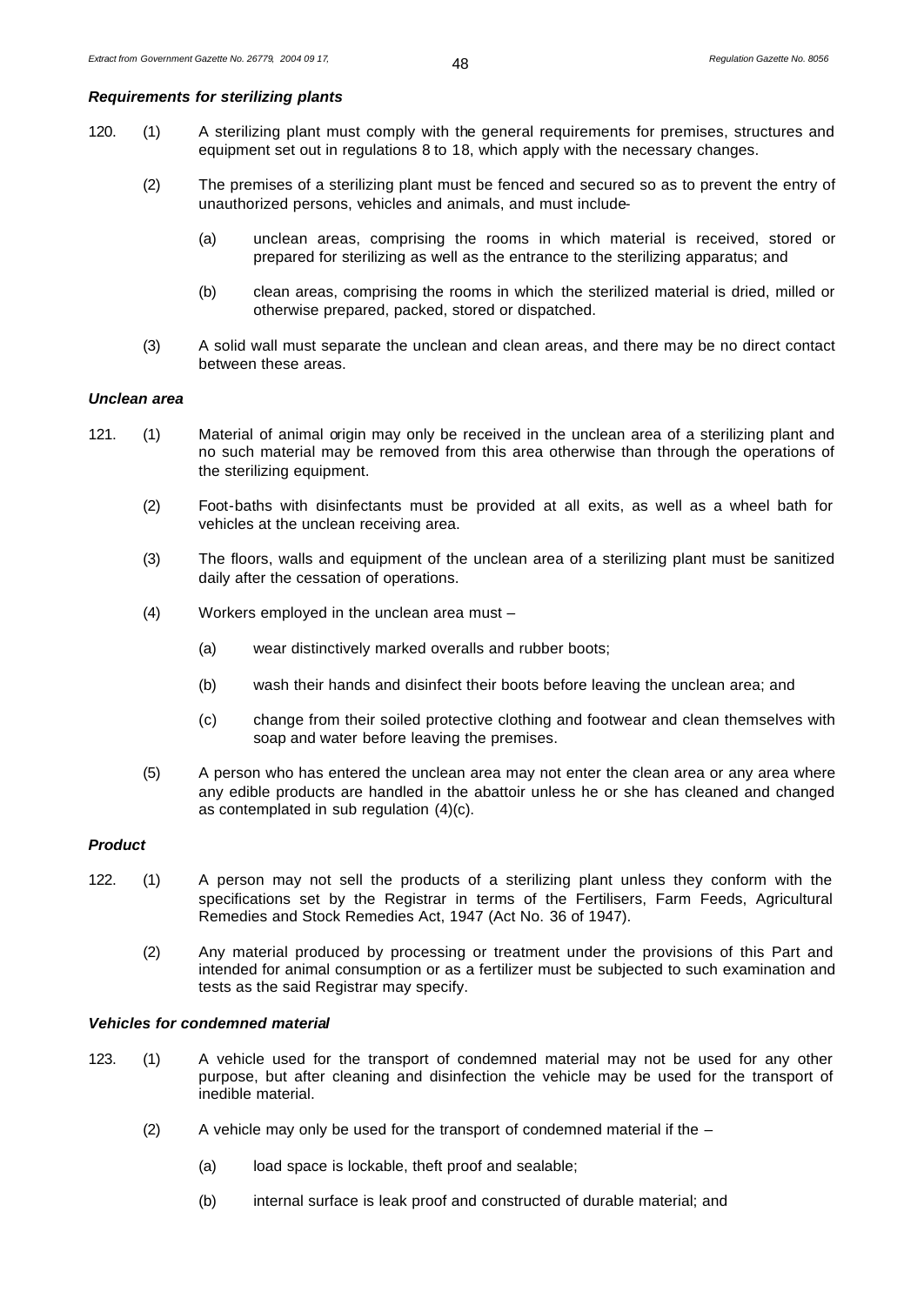***Requirements for sterilizing plants***

120. (1) A sterilizing plant must comply with the general requirements for premises, structures and equipment set out in regulations 8 to 18, which apply with the necessary changes.

(2) The premises of a sterilizing plant must be fenced and secured so as to prevent the entry of unauthorized persons, vehicles and animals, and must include-

(a) unclean areas, comprising the rooms in which material is received, stored or prepared for sterilizing as well as the entrance to the sterilizing apparatus; and

(b) clean areas, comprising the rooms in which the sterilized material is dried, milled or otherwise prepared, packed, stored or dispatched.

(3) A solid wall must separate the unclean and clean areas, and there may be no direct contact between these areas.

***Unclean area***

121. (1) Material of animal origin may only be received in the unclean area of a sterilizing plant and no such material may be removed from this area otherwise than through the operations of the sterilizing equipment.

(2) Foot-baths with disinfectants must be provided at all exits, as well as a wheel bath for vehicles at the unclean receiving area.

(3) The floors, walls and equipment of the unclean area of a sterilizing plant must be sanitized daily after the cessation of operations.

(4) Workers employed in the unclean area must –

(a) wear distinctively marked overalls and rubber boots;

(b) wash their hands and disinfect their boots before leaving the unclean area; and

(c) change from their soiled protective clothing and footwear and clean themselves with soap and water before leaving the premises.

(5) A person who has entered the unclean area may not enter the clean area or any area where any edible products are handled in the abattoir unless he or she has cleaned and changed as contemplated in sub regulation (4)(c).

***Product***

122. (1) A person may not sell the products of a sterilizing plant unless they conform with the specifications set by the Registrar in terms of the Fertilisers, Farm Feeds, Agricultural Remedies and Stock Remedies Act, 1947 (Act No. 36 of 1947).

(2) Any material produced by processing or treatment under the provisions of this Part and intended for animal consumption or as a fertilizer must be subjected to such examination and tests as the said Registrar may specify.

***Vehicles for condemned material***

123. (1) A vehicle used for the transport of condemned material may not be used for any other purpose, but after cleaning and disinfection the vehicle may be used for the transport of inedible material.

(2) A vehicle may only be used for the transport of condemned material if the –

(a) load space is lockable, theft proof and sealable;

(b) internal surface is leak proof and constructed of durable material; and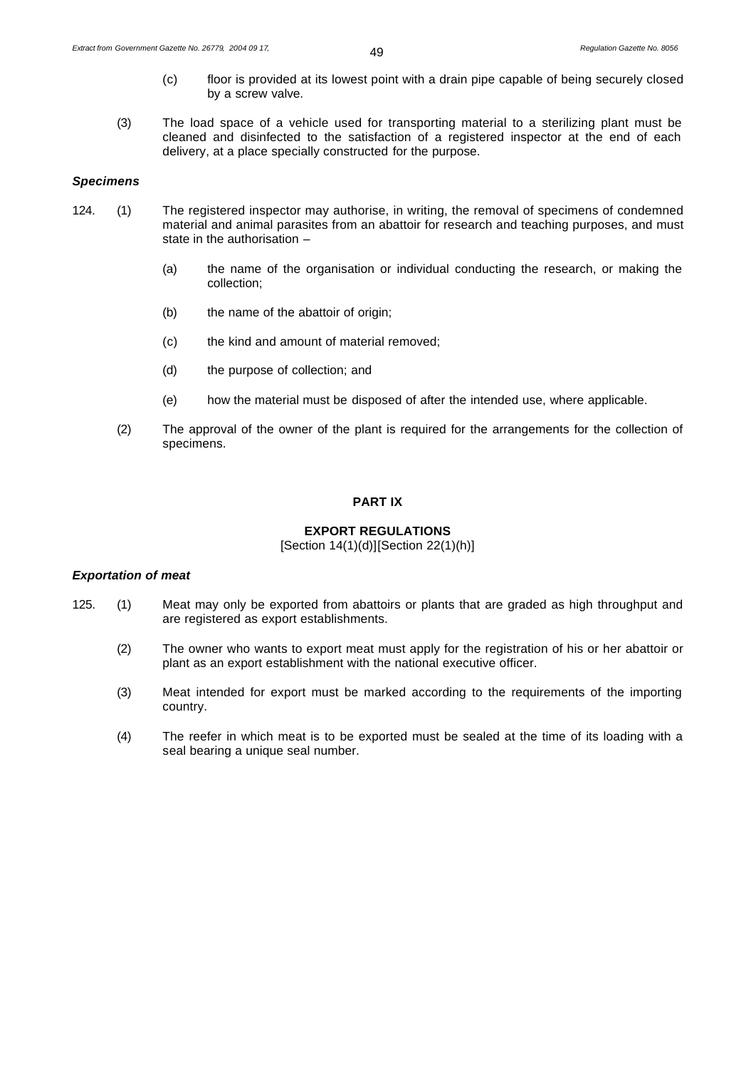(c) floor is provided at its lowest point with a drain pipe capable of being securely closed by a screw valve.

(3) The load space of a vehicle used for transporting material to a sterilizing plant must be cleaned and disinfected to the satisfaction of a registered inspector at the end of each delivery, at a place specially constructed for the purpose.

***Specimens***

124. (1) The registered inspector may authorise, in writing, the removal of specimens of condemned material and animal parasites from an abattoir for research and teaching purposes, and must state in the authorisation –

(a) the name of the organisation or individual conducting the research, or making the collection;

(b) the name of the abattoir of origin;

(c) the kind and amount of material removed;

(d) the purpose of collection; and

(e) how the material must be disposed of after the intended use, where applicable.

(2) The approval of the owner of the plant is required for the arrangements for the collection of specimens.

## PART IX

### EXPORT REGULATIONS

[Section 14(1)(d)][Section 22(1)(h)]

***Exportation of meat***

125. (1) Meat may only be exported from abattoirs or plants that are graded as high throughput and are registered as export establishments.

(2) The owner who wants to export meat must apply for the registration of his or her abattoir or plant as an export establishment with the national executive officer.

(3) Meat intended for export must be marked according to the requirements of the importing country.

(4) The reefer in which meat is to be exported must be sealed at the time of its loading with a seal bearing a unique seal number.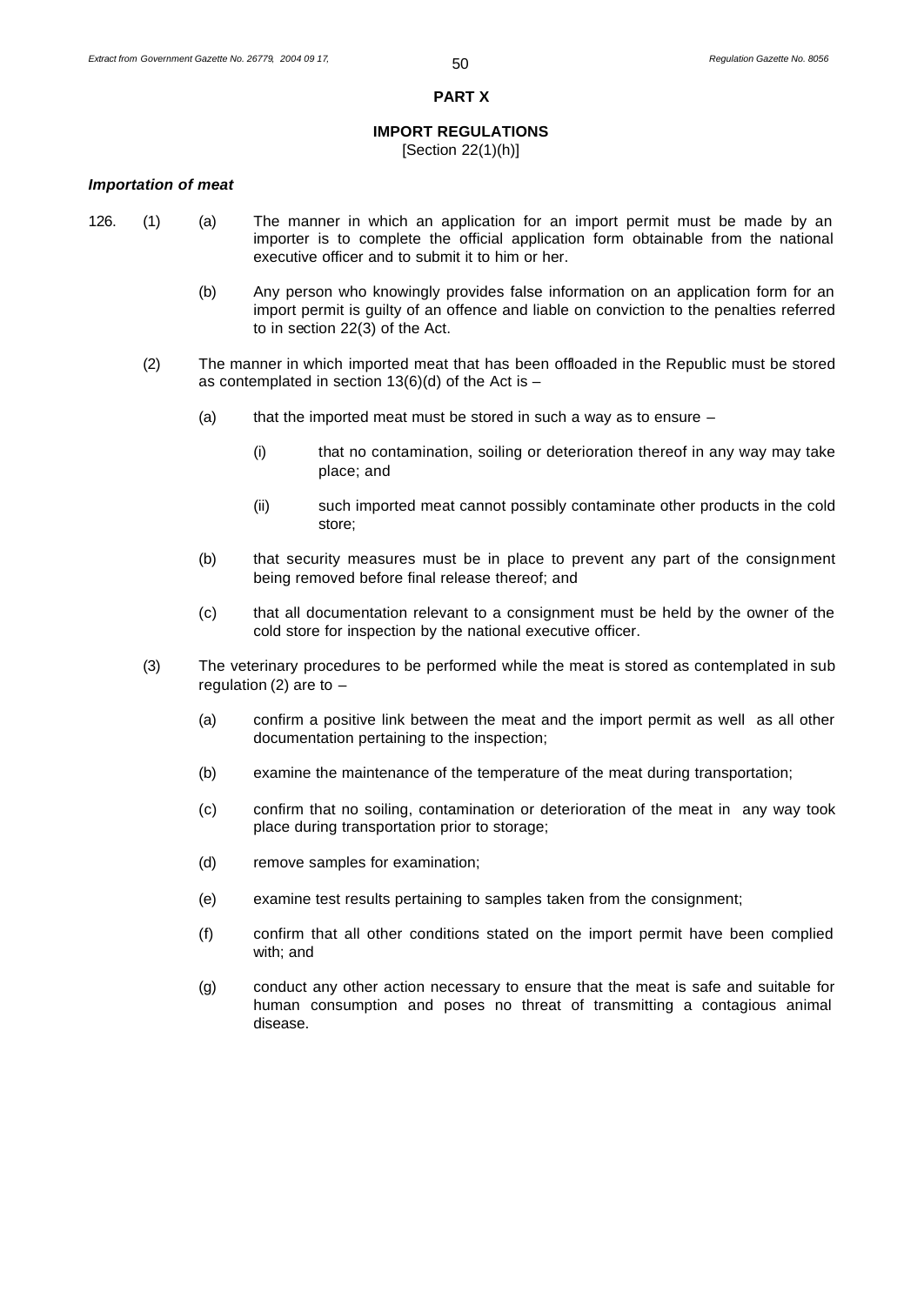## PART X

### IMPORT REGULATIONS

[Section 22(1)(h)]

***Importation of meat***

126. (1) (a) The manner in which an application for an import permit must be made by an importer is to complete the official application form obtainable from the national executive officer and to submit it to him or her.

(b) Any person who knowingly provides false information on an application form for an import permit is guilty of an offence and liable on conviction to the penalties referred to in section 22(3) of the Act.

(2) The manner in which imported meat that has been offloaded in the Republic must be stored as contemplated in section 13(6)(d) of the Act is –

(a) that the imported meat must be stored in such a way as to ensure –

(i) that no contamination, soiling or deterioration thereof in any way may take place; and

(ii) such imported meat cannot possibly contaminate other products in the cold store;

(b) that security measures must be in place to prevent any part of the consignment being removed before final release thereof; and

(c) that all documentation relevant to a consignment must be held by the owner of the cold store for inspection by the national executive officer.

(3) The veterinary procedures to be performed while the meat is stored as contemplated in sub regulation (2) are to –

(a) confirm a positive link between the meat and the import permit as well as all other documentation pertaining to the inspection;

(b) examine the maintenance of the temperature of the meat during transportation;

(c) confirm that no soiling, contamination or deterioration of the meat in any way took place during transportation prior to storage;

(d) remove samples for examination;

(e) examine test results pertaining to samples taken from the consignment;

(f) confirm that all other conditions stated on the import permit have been complied with; and

(g) conduct any other action necessary to ensure that the meat is safe and suitable for human consumption and poses no threat of transmitting a contagious animal disease.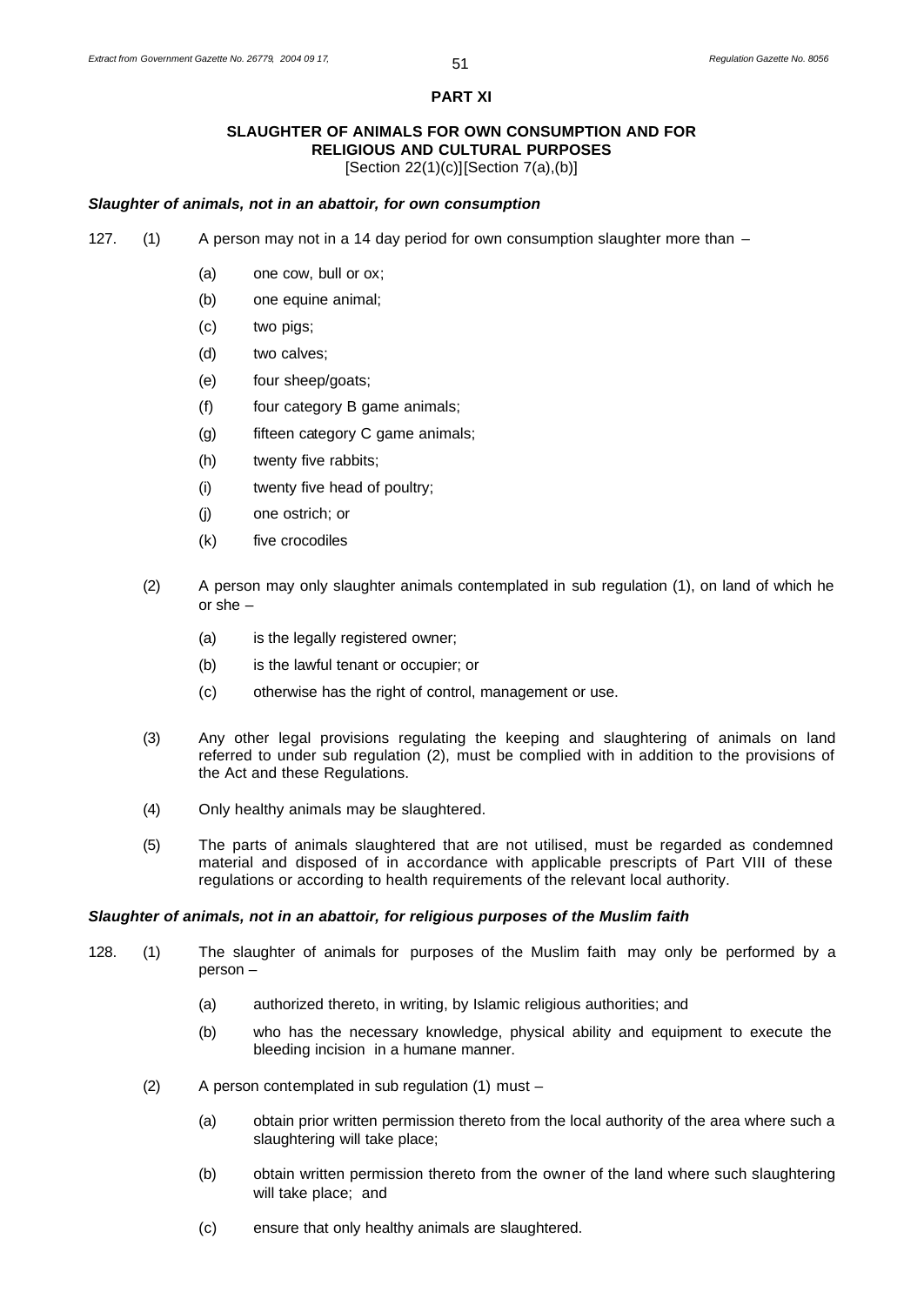**PART XI**

**SLAUGHTER OF ANIMALS FOR OWN CONSUMPTION AND FOR RELIGIOUS AND CULTURAL PURPOSES**
[Section 22(1)(c)][Section 7(a),(b)]

***Slaughter of animals, not in an abattoir, for own consumption***

127. (1) A person may not in a 14 day period for own consumption slaughter more than –

(a) one cow, bull or ox;

(b) one equine animal;

(c) two pigs;

(d) two calves;

(e) four sheep/goats;

(f) four category B game animals;

(g) fifteen category C game animals;

(h) twenty five rabbits;

(i) twenty five head of poultry;

(j) one ostrich; or

(k) five crocodiles

(2) A person may only slaughter animals contemplated in sub regulation (1), on land of which he or she –

(a) is the legally registered owner;

(b) is the lawful tenant or occupier; or

(c) otherwise has the right of control, management or use.

(3) Any other legal provisions regulating the keeping and slaughtering of animals on land referred to under sub regulation (2), must be complied with in addition to the provisions of the Act and these Regulations.

(4) Only healthy animals may be slaughtered.

(5) The parts of animals slaughtered that are not utilised, must be regarded as condemned material and disposed of in accordance with applicable prescripts of Part VIII of these regulations or according to health requirements of the relevant local authority.

***Slaughter of animals, not in an abattoir, for religious purposes of the Muslim faith***

128. (1) The slaughter of animals for purposes of the Muslim faith may only be performed by a person –

(a) authorized thereto, in writing, by Islamic religious authorities; and

(b) who has the necessary knowledge, physical ability and equipment to execute the bleeding incision in a humane manner.

(2) A person contemplated in sub regulation (1) must –

(a) obtain prior written permission thereto from the local authority of the area where such a slaughtering will take place;

(b) obtain written permission thereto from the owner of the land where such slaughtering will take place; and

(c) ensure that only healthy animals are slaughtered.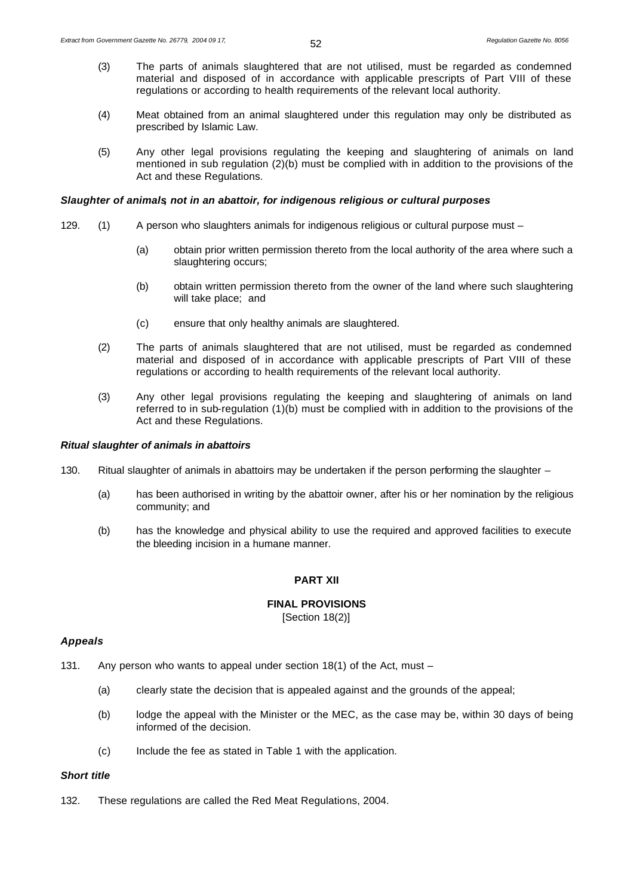(3) The parts of animals slaughtered that are not utilised, must be regarded as condemned material and disposed of in accordance with applicable prescripts of Part VIII of these regulations or according to health requirements of the relevant local authority.

(4) Meat obtained from an animal slaughtered under this regulation may only be distributed as prescribed by Islamic Law.

(5) Any other legal provisions regulating the keeping and slaughtering of animals on land mentioned in sub regulation (2)(b) must be complied with in addition to the provisions of the Act and these Regulations.

***Slaughter of animals, not in an abattoir, for indigenous religious or cultural purposes***

129. (1) A person who slaughters animals for indigenous religious or cultural purpose must –

(a) obtain prior written permission thereto from the local authority of the area where such a slaughtering occurs;

(b) obtain written permission thereto from the owner of the land where such slaughtering will take place; and

(c) ensure that only healthy animals are slaughtered.

(2) The parts of animals slaughtered that are not utilised, must be regarded as condemned material and disposed of in accordance with applicable prescripts of Part VIII of these regulations or according to health requirements of the relevant local authority.

(3) Any other legal provisions regulating the keeping and slaughtering of animals on land referred to in sub-regulation (1)(b) must be complied with in addition to the provisions of the Act and these Regulations.

***Ritual slaughter of animals in abattoirs***

130. Ritual slaughter of animals in abattoirs may be undertaken if the person performing the slaughter –

(a) has been authorised in writing by the abattoir owner, after his or her nomination by the religious community; and

(b) has the knowledge and physical ability to use the required and approved facilities to execute the bleeding incision in a humane manner.

## PART XII

## FINAL PROVISIONS

[Section 18(2)]

***Appeals***

131. Any person who wants to appeal under section 18(1) of the Act, must –

(a) clearly state the decision that is appealed against and the grounds of the appeal;

(b) lodge the appeal with the Minister or the MEC, as the case may be, within 30 days of being informed of the decision.

(c) Include the fee as stated in Table 1 with the application.

***Short title***

132. These regulations are called the Red Meat Regulations, 2004.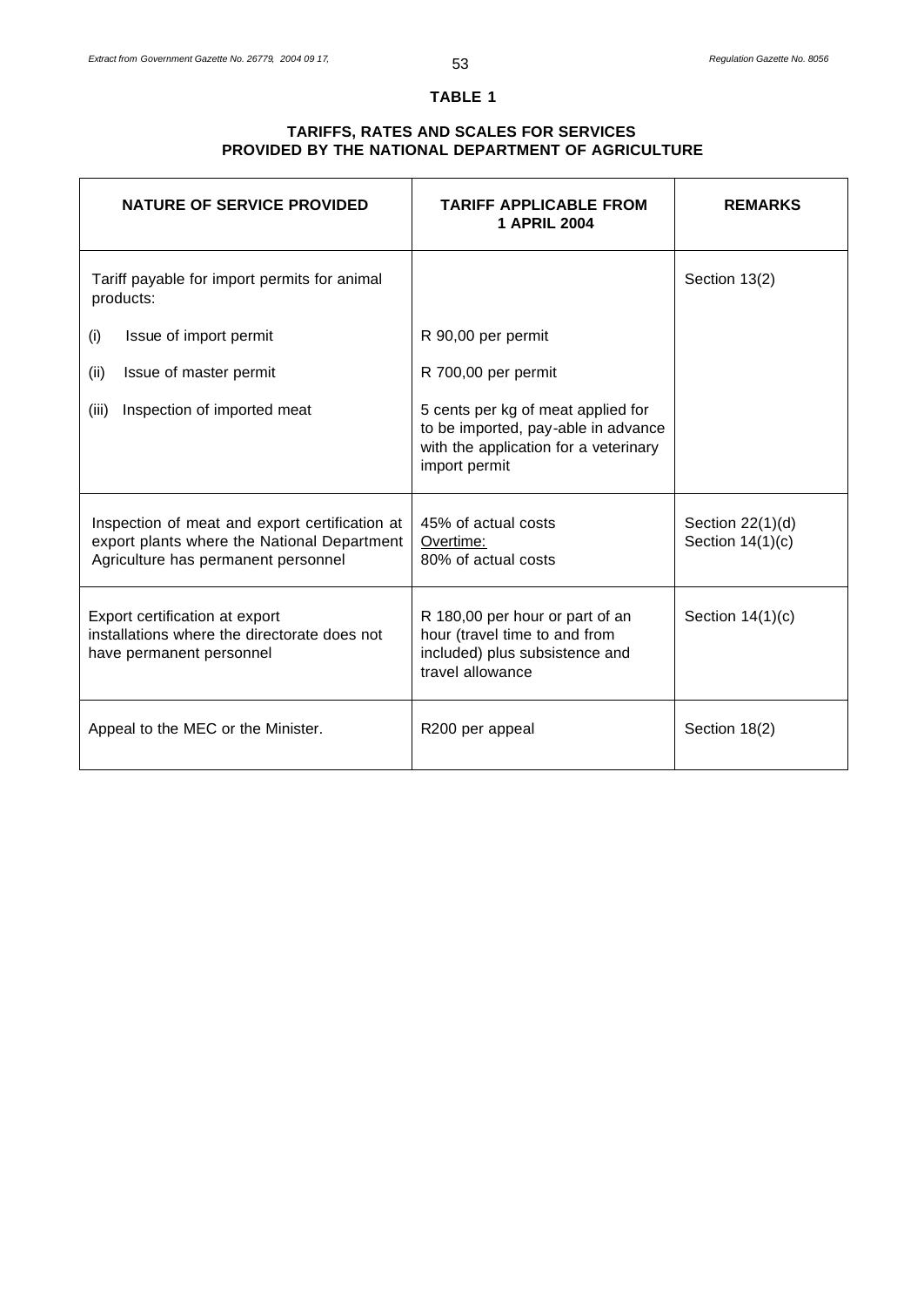**TABLE 1**

**TARIFFS, RATES AND SCALES FOR SERVICES PROVIDED BY THE NATIONAL DEPARTMENT OF AGRICULTURE**

| NATURE OF SERVICE PROVIDED | TARIFF APPLICABLE FROM 1 APRIL 2004 | REMARKS |
|---|---|---|
| Tariff payable for import permits for animal products: | | Section 13(2) |
| (i) Issue of import permit | R 90,00 per permit | |
| (ii) Issue of master permit | R 700,00 per permit | |
| (iii) Inspection of imported meat | 5 cents per kg of meat applied for to be imported, pay-able in advance with the application for a veterinary import permit | |
| Inspection of meat and export certification at export plants where the National Department Agriculture has permanent personnel | 45% of actual costs<br>Overtime:<br>80% of actual costs | Section 22(1)(d)<br>Section 14(1)(c) |
| Export certification at export installations where the directorate does not have permanent personnel | R 180,00 per hour or part of an hour (travel time to and from included) plus subsistence and travel allowance | Section 14(1)(c) |
| Appeal to the MEC or the Minister. | R200 per appeal | Section 18(2) |